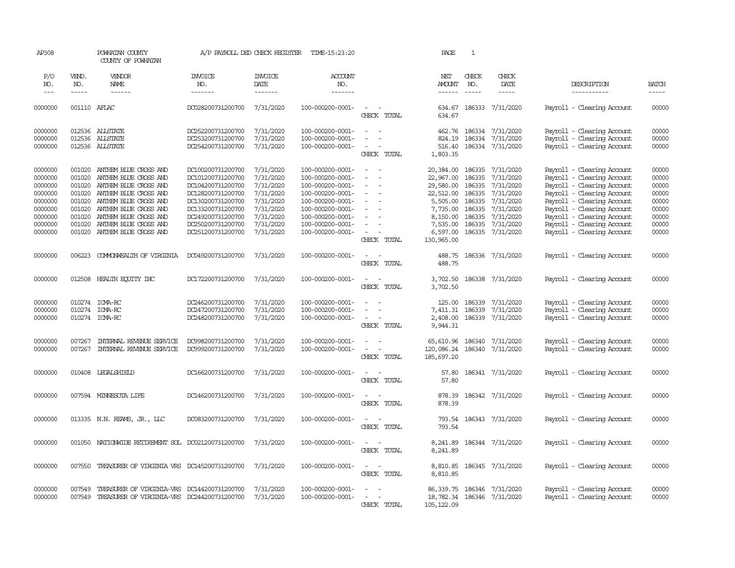AP308 POWHATAN COUNTY A/P PAYROLL DED CHECK REGISTER TIME-15:23:20 PAGE 1
COUNTY OF POWHATAN

| P/O NO. | VEND. NO. | VENDOR NAME | INVOICE NO. | INVOICE DATE | ACCOUNT NO. | | NET AMOUNT | CHECK NO. | CHECK DATE | DESCRIPTION | BATCH |
|---|---|---|---|---|---|---|---|---|---|---|---|
| 0000000 | 001110 | AFLAC | DC028200731200700 | 7/31/2020 | 100-000200-0001- | - - | 634.67 | 186333 | 7/31/2020 | Payroll - Clearing Account | 00000 |
| | | | | | | CHECK TOTAL | 634.67 | | | | |
| 0000000 | 012536 | ALLSTATE | DC252200731200700 | 7/31/2020 | 100-000200-0001- | - - | 462.76 | 186334 | 7/31/2020 | Payroll - Clearing Account | 00000 |
| 0000000 | 012536 | ALLSTATE | DC253200731200700 | 7/31/2020 | 100-000200-0001- | - - | 824.19 | 186334 | 7/31/2020 | Payroll - Clearing Account | 00000 |
| 0000000 | 012536 | ALLSTATE | DC254200731200700 | 7/31/2020 | 100-000200-0001- | - - | 516.40 | 186334 | 7/31/2020 | Payroll - Clearing Account | 00000 |
| | | | | | | CHECK TOTAL | 1,803.35 | | | | |
| 0000000 | 001020 | ANTHEM BLUE CROSS AND | DC100200731200700 | 7/31/2020 | 100-000200-0001- | - - | 20,384.00 | 186335 | 7/31/2020 | Payroll - Clearing Account | 00000 |
| 0000000 | 001020 | ANTHEM BLUE CROSS AND | DC101200731200700 | 7/31/2020 | 100-000200-0001- | - - | 22,967.00 | 186335 | 7/31/2020 | Payroll - Clearing Account | 00000 |
| 0000000 | 001020 | ANTHEM BLUE CROSS AND | DC104200731200700 | 7/31/2020 | 100-000200-0001- | - - | 29,580.00 | 186335 | 7/31/2020 | Payroll - Clearing Account | 00000 |
| 0000000 | 001020 | ANTHEM BLUE CROSS AND | DC128200731200700 | 7/31/2020 | 100-000200-0001- | - - | 22,512.00 | 186335 | 7/31/2020 | Payroll - Clearing Account | 00000 |
| 0000000 | 001020 | ANTHEM BLUE CROSS AND | DC130200731200700 | 7/31/2020 | 100-000200-0001- | - - | 5,505.00 | 186335 | 7/31/2020 | Payroll - Clearing Account | 00000 |
| 0000000 | 001020 | ANTHEM BLUE CROSS AND | DC133200731200700 | 7/31/2020 | 100-000200-0001- | - - | 7,735.00 | 186335 | 7/31/2020 | Payroll - Clearing Account | 00000 |
| 0000000 | 001020 | ANTHEM BLUE CROSS AND | DC249200731200700 | 7/31/2020 | 100-000200-0001- | - - | 8,150.00 | 186335 | 7/31/2020 | Payroll - Clearing Account | 00000 |
| 0000000 | 001020 | ANTHEM BLUE CROSS AND | DC250200731200700 | 7/31/2020 | 100-000200-0001- | - - | 7,535.00 | 186335 | 7/31/2020 | Payroll - Clearing Account | 00000 |
| 0000000 | 001020 | ANTHEM BLUE CROSS AND | DC251200731200700 | 7/31/2020 | 100-000200-0001- | - - | 6,597.00 | 186335 | 7/31/2020 | Payroll - Clearing Account | 00000 |
| | | | | | | CHECK TOTAL | 130,965.00 | | | | |
| 0000000 | 006223 | COMMONWEALTH OF VIRGINIA | DC049200731200700 | 7/31/2020 | 100-000200-0001- | - - | 488.75 | 186336 | 7/31/2020 | Payroll - Clearing Account | 00000 |
| | | | | | | CHECK TOTAL | 488.75 | | | | |
| 0000000 | 012508 | HEALTH EQUITY INC | DC172200731200700 | 7/31/2020 | 100-000200-0001- | - - | 3,702.50 | 186338 | 7/31/2020 | Payroll - Clearing Account | 00000 |
| | | | | | | CHECK TOTAL | 3,702.50 | | | | |
| 0000000 | 010274 | ICMA-RC | DC246200731200700 | 7/31/2020 | 100-000200-0001- | - - | 125.00 | 186339 | 7/31/2020 | Payroll - Clearing Account | 00000 |
| 0000000 | 010274 | ICMA-RC | DC247200731200700 | 7/31/2020 | 100-000200-0001- | - - | 7,411.31 | 186339 | 7/31/2020 | Payroll - Clearing Account | 00000 |
| 0000000 | 010274 | ICMA-RC | DC248200731200700 | 7/31/2020 | 100-000200-0001- | - - | 2,408.00 | 186339 | 7/31/2020 | Payroll - Clearing Account | 00000 |
| | | | | | | CHECK TOTAL | 9,944.31 | | | | |
| 0000000 | 007267 | INTERNAL REVENUE SERVICE | DC998200731200700 | 7/31/2020 | 100-000200-0001- | - - | 65,610.96 | 186340 | 7/31/2020 | Payroll - Clearing Account | 00000 |
| 0000000 | 007267 | INTERNAL REVENUE SERVICE | DC999200731200700 | 7/31/2020 | 100-000200-0001- | - - | 120,086.24 | 186340 | 7/31/2020 | Payroll - Clearing Account | 00000 |
| | | | | | | CHECK TOTAL | 185,697.20 | | | | |
| 0000000 | 010408 | LEGALSHIELD | DC166200731200700 | 7/31/2020 | 100-000200-0001- | - - | 57.80 | 186341 | 7/31/2020 | Payroll - Clearing Account | 00000 |
| | | | | | | CHECK TOTAL | 57.80 | | | | |
| 0000000 | 007594 | MINNESOTA LIFE | DC146200731200700 | 7/31/2020 | 100-000200-0001- | - - | 878.39 | 186342 | 7/31/2020 | Payroll - Clearing Account | 00000 |
| | | | | | | CHECK TOTAL | 878.39 | | | | |
| 0000000 | 013335 | N.N. REAMS, JR., LLC | DC083200731200700 | 7/31/2020 | 100-000200-0001- | - - | 793.54 | 186343 | 7/31/2020 | Payroll - Clearing Account | 00000 |
| | | | | | | CHECK TOTAL | 793.54 | | | | |
| 0000000 | 001050 | NATIONWIDE RETIREMENT SOL | DC021200731200700 | 7/31/2020 | 100-000200-0001- | - - | 8,241.89 | 186344 | 7/31/2020 | Payroll - Clearing Account | 00000 |
| | | | | | | CHECK TOTAL | 8,241.89 | | | | |
| 0000000 | 007550 | TREASURER OF VIRGINIA VRS | DC145200731200700 | 7/31/2020 | 100-000200-0001- | - - | 8,810.85 | 186345 | 7/31/2020 | Payroll - Clearing Account | 00000 |
| | | | | | | CHECK TOTAL | 8,810.85 | | | | |
| 0000000 | 007549 | TREASURER OF VIRGINIA-VRS | DC144200731200700 | 7/31/2020 | 100-000200-0001- | - - | 86,339.75 | 186346 | 7/31/2020 | Payroll - Clearing Account | 00000 |
| 0000000 | 007549 | TREASURER OF VIRGINIA-VRS | DC244200731200700 | 7/31/2020 | 100-000200-0001- | - - | 18,782.34 | 186346 | 7/31/2020 | Payroll - Clearing Account | 00000 |
| | | | | | | CHECK TOTAL | 105,122.09 | | | | |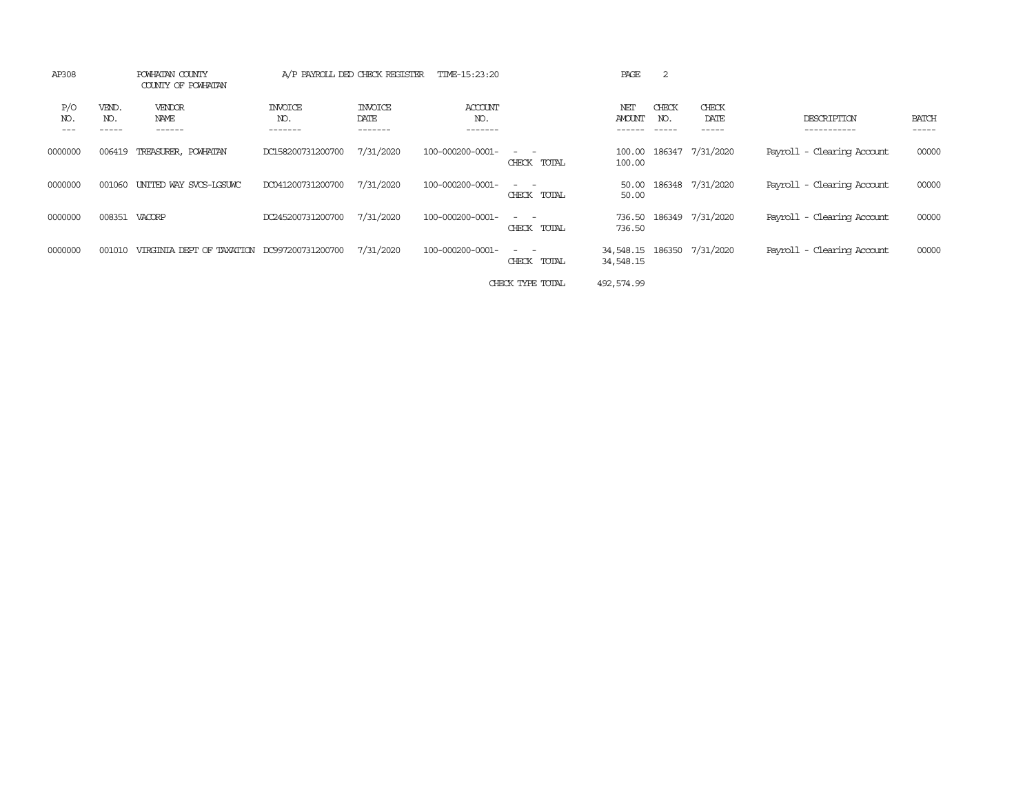AP308 POWHATAN COUNTY A/P PAYROLL DED CHECK REGISTER TIME-15:23:20 PAGE 2

COUNTY OF POWHATAN

| P/O NO. | VEND. NO. | VENDOR NAME | INVOICE NO. | INVOICE DATE | ACCOUNT NO. | | NET AMOUNT | CHECK NO. | CHECK DATE | DESCRIPTION | BATCH |
|---|---|---|---|---|---|---|---|---|---|---|---|
| 0000000 | 006419 | TREASURER, POWHATAN | DC158200731200700 | 7/31/2020 | 100-000200-0001- | - - | 100.00 | 186347 | 7/31/2020 | Payroll - Clearing Account | 00000 |
| | | | | | | CHECK TOTAL | 100.00 | | | | |
| 0000000 | 001060 | UNITED WAY SVCS-LGSUWC | DC041200731200700 | 7/31/2020 | 100-000200-0001- | - - | 50.00 | 186348 | 7/31/2020 | Payroll - Clearing Account | 00000 |
| | | | | | | CHECK TOTAL | 50.00 | | | | |
| 0000000 | 008351 | VACORP | DC245200731200700 | 7/31/2020 | 100-000200-0001- | - - | 736.50 | 186349 | 7/31/2020 | Payroll - Clearing Account | 00000 |
| | | | | | | CHECK TOTAL | 736.50 | | | | |
| 0000000 | 001010 | VIRGINIA DEPT OF TAXATION | DC997200731200700 | 7/31/2020 | 100-000200-0001- | - - | 34,548.15 | 186350 | 7/31/2020 | Payroll - Clearing Account | 00000 |
| | | | | | | CHECK TOTAL | 34,548.15 | | | | |
| | | | | | | CHECK TYPE TOTAL | 492,574.99 | | | | |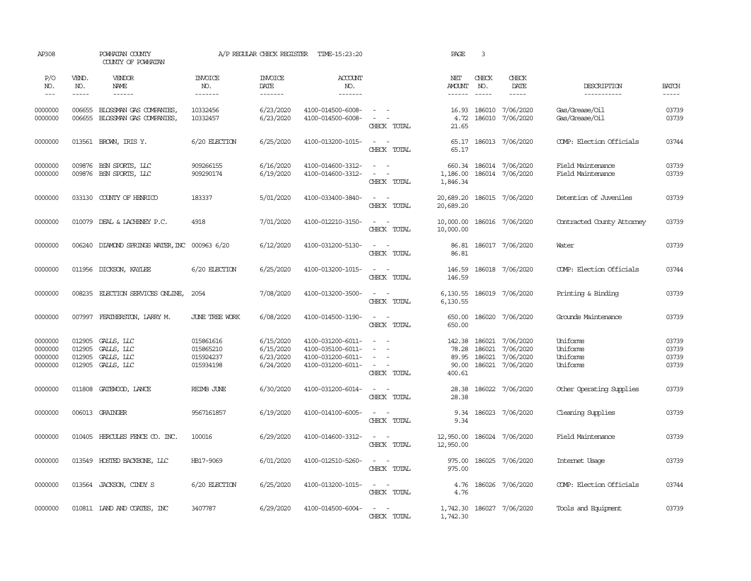AP308 POWHATAN COUNTY A/P REGULAR CHECK REGISTER TIME-15:23:20

COUNTY OF POWHATAN

| P/O NO. | VEND. NO. | VENDOR NAME | INVOICE NO. | INVOICE DATE | ACCOUNT NO. | | NET AMOUNT | CHECK NO. | CHECK DATE | DESCRIPTION | BATCH |
|---|---|---|---|---|---|---|---|---|---|---|---|
| 0000000 | 006655 | BLOSSMAN GAS COMPANIES, | 10332456 | 6/23/2020 | 4100-014500-6008- | - - | 16.93 | 186010 | 7/06/2020 | Gas/Grease/Oil | 03739 |
| 0000000 | 006655 | BLOSSMAN GAS COMPANIES, | 10332457 | 6/23/2020 | 4100-014500-6008- | - - | 4.72 | 186010 | 7/06/2020 | Gas/Grease/Oil | 03739 |
| | | | | | | CHECK TOTAL | 21.65 | | | | |
| 0000000 | 013561 | BROWN, IRIS Y. | 6/20 ELECTION | 6/25/2020 | 4100-013200-1015- | - - | 65.17 | 186013 | 7/06/2020 | COMP: Election Officials | 03744 |
| | | | | | | CHECK TOTAL | 65.17 | | | | |
| 0000000 | 009876 | BSN SPORTS, LLC | 909266155 | 6/16/2020 | 4100-014600-3312- | - - | 660.34 | 186014 | 7/06/2020 | Field Maintenance | 03739 |
| 0000000 | 009876 | BSN SPORTS, LLC | 909290174 | 6/19/2020 | 4100-014600-3312- | - - | 1,186.00 | 186014 | 7/06/2020 | Field Maintenance | 03739 |
| | | | | | | CHECK TOTAL | 1,846.34 | | | | |
| 0000000 | 033130 | COUNTY OF HENRICO | 183337 | 5/01/2020 | 4100-033400-3840- | - - | 20,689.20 | 186015 | 7/06/2020 | Detention of Juveniles | 03739 |
| | | | | | | CHECK TOTAL | 20,689.20 | | | | |
| 0000000 | 010079 | DEAL & LACHENEY P.C. | 4918 | 7/01/2020 | 4100-012210-3150- | - - | 10,000.00 | 186016 | 7/06/2020 | Contracted County Attorney | 03739 |
| | | | | | | CHECK TOTAL | 10,000.00 | | | | |
| 0000000 | 006240 | DIAMOND SPRINGS WATER,INC | 000963 6/20 | 6/12/2020 | 4100-031200-5130- | - - | 86.81 | 186017 | 7/06/2020 | Water | 03739 |
| | | | | | | CHECK TOTAL | 86.81 | | | | |
| 0000000 | 011956 | DICKSON, KAYLEE | 6/20 ELECTION | 6/25/2020 | 4100-013200-1015- | - - | 146.59 | 186018 | 7/06/2020 | COMP: Election Officials | 03744 |
| | | | | | | CHECK TOTAL | 146.59 | | | | |
| 0000000 | 008235 | ELECTION SERVICES ONLINE, | 2054 | 7/08/2020 | 4100-013200-3500- | - - | 6,130.55 | 186019 | 7/06/2020 | Printing & Binding | 03739 |
| | | | | | | CHECK TOTAL | 6,130.55 | | | | |
| 0000000 | 007997 | FEATHERSTON, LARRY M. | JUNE TREE WORK | 6/08/2020 | 4100-014500-3190- | - - | 650.00 | 186020 | 7/06/2020 | Grounds Maintenance | 03739 |
| | | | | | | CHECK TOTAL | 650.00 | | | | |
| 0000000 | 012905 | GALLS, LLC | 015861616 | 6/15/2020 | 4100-031200-6011- | - - | 142.38 | 186021 | 7/06/2020 | Uniforms | 03739 |
| 0000000 | 012905 | GALLS, LLC | 015865210 | 6/15/2020 | 4100-035100-6011- | - - | 78.28 | 186021 | 7/06/2020 | Uniforms | 03739 |
| 0000000 | 012905 | GALLS, LLC | 015924237 | 6/23/2020 | 4100-031200-6011- | - - | 89.95 | 186021 | 7/06/2020 | Uniforms | 03739 |
| 0000000 | 012905 | GALLS, LLC | 015934198 | 6/24/2020 | 4100-031200-6011- | - - | 90.00 | 186021 | 7/06/2020 | Uniforms | 03739 |
| | | | | | | CHECK TOTAL | 400.61 | | | | |
| 0000000 | 011808 | GATEWOOD, LANCE | REIMB JUNE | 6/30/2020 | 4100-031200-6014- | - - | 28.38 | 186022 | 7/06/2020 | Other Operating Supplies | 03739 |
| | | | | | | CHECK TOTAL | 28.38 | | | | |
| 0000000 | 006013 | GRAINGER | 9567161857 | 6/19/2020 | 4100-014100-6005- | - - | 9.34 | 186023 | 7/06/2020 | Cleaning Supplies | 03739 |
| | | | | | | CHECK TOTAL | 9.34 | | | | |
| 0000000 | 010405 | HERCULES FENCE CO. INC. | 100016 | 6/29/2020 | 4100-014600-3312- | - - | 12,950.00 | 186024 | 7/06/2020 | Field Maintenance | 03739 |
| | | | | | | CHECK TOTAL | 12,950.00 | | | | |
| 0000000 | 013549 | HOSTED BACKBONE, LLC | HB17-9069 | 6/01/2020 | 4100-012510-5260- | - - | 975.00 | 186025 | 7/06/2020 | Internet Usage | 03739 |
| | | | | | | CHECK TOTAL | 975.00 | | | | |
| 0000000 | 013564 | JACKSON, CINDY S | 6/20 ELECTION | 6/25/2020 | 4100-013200-1015- | - - | 4.76 | 186026 | 7/06/2020 | COMP: Election Officials | 03744 |
| | | | | | | CHECK TOTAL | 4.76 | | | | |
| 0000000 | 010811 | LAND AND COATES, INC | 3407787 | 6/29/2020 | 4100-014500-6004- | - - | 1,742.30 | 186027 | 7/06/2020 | Tools and Equipment | 03739 |
| | | | | | | CHECK TOTAL | 1,742.30 | | | | |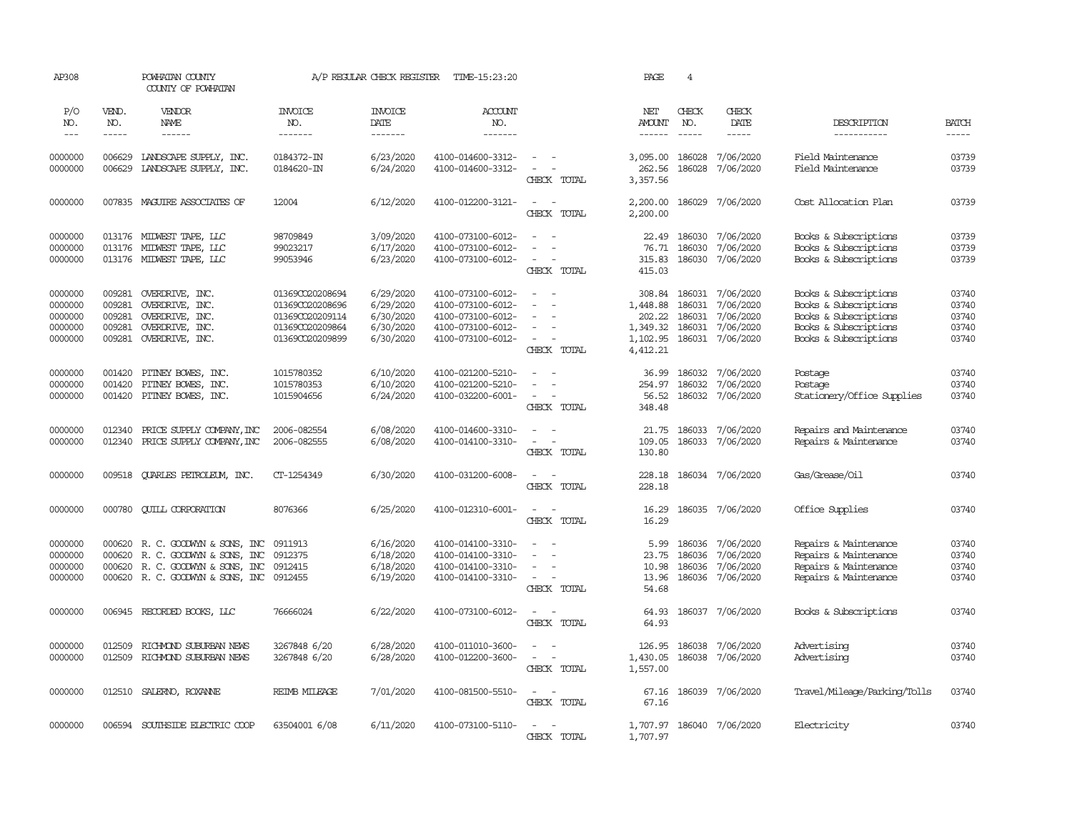AP308 POWHATAN COUNTY A/P REGULAR CHECK REGISTER TIME-15:23:20 PAGE 4

COUNTY OF POWHATAN

| P/O NO. | VEND. NO. | VENDOR NAME | INVOICE NO. | INVOICE DATE | ACCOUNT NO. | | NET AMOUNT | CHECK NO. | CHECK DATE | DESCRIPTION | BATCH |
|---|---|---|---|---|---|---|---|---|---|---|---|
| 0000000 | 006629 | LANDSCAPE SUPPLY, INC. | 0184372-IN | 6/23/2020 | 4100-014600-3312- | - - | 3,095.00 | 186028 | 7/06/2020 | Field Maintenance | 03739 |
| 0000000 | 006629 | LANDSCAPE SUPPLY, INC. | 0184620-IN | 6/24/2020 | 4100-014600-3312- | - - | 262.56 | 186028 | 7/06/2020 | Field Maintenance | 03739 |
| | | | | | | CHECK TOTAL | 3,357.56 | | | | |
| 0000000 | 007835 | MAGUIRE ASSOCIATES OF | 12004 | 6/12/2020 | 4100-012200-3121- | - - | 2,200.00 | 186029 | 7/06/2020 | Cost Allocation Plan | 03739 |
| | | | | | | CHECK TOTAL | 2,200.00 | | | | |
| 0000000 | 013176 | MIDWEST TAPE, LLC | 98709849 | 3/09/2020 | 4100-073100-6012- | - - | 22.49 | 186030 | 7/06/2020 | Books & Subscriptions | 03739 |
| 0000000 | 013176 | MIDWEST TAPE, LLC | 99023217 | 6/17/2020 | 4100-073100-6012- | - - | 76.71 | 186030 | 7/06/2020 | Books & Subscriptions | 03739 |
| 0000000 | 013176 | MIDWEST TAPE, LLC | 99053946 | 6/23/2020 | 4100-073100-6012- | - - | 315.83 | 186030 | 7/06/2020 | Books & Subscriptions | 03739 |
| | | | | | | CHECK TOTAL | 415.03 | | | | |
| 0000000 | 009281 | OVERDRIVE, INC. | 01369CO20208694 | 6/29/2020 | 4100-073100-6012- | - - | 308.84 | 186031 | 7/06/2020 | Books & Subscriptions | 03740 |
| 0000000 | 009281 | OVERDRIVE, INC. | 01369CO20208696 | 6/29/2020 | 4100-073100-6012- | - - | 1,448.88 | 186031 | 7/06/2020 | Books & Subscriptions | 03740 |
| 0000000 | 009281 | OVERDRIVE, INC. | 01369CO20209114 | 6/30/2020 | 4100-073100-6012- | - - | 202.22 | 186031 | 7/06/2020 | Books & Subscriptions | 03740 |
| 0000000 | 009281 | OVERDRIVE, INC. | 01369CO20209864 | 6/30/2020 | 4100-073100-6012- | - - | 1,349.32 | 186031 | 7/06/2020 | Books & Subscriptions | 03740 |
| 0000000 | 009281 | OVERDRIVE, INC. | 01369CO20209899 | 6/30/2020 | 4100-073100-6012- | - - | 1,102.95 | 186031 | 7/06/2020 | Books & Subscriptions | 03740 |
| | | | | | | CHECK TOTAL | 4,412.21 | | | | |
| 0000000 | 001420 | PITNEY BOWES, INC. | 1015780352 | 6/10/2020 | 4100-021200-5210- | - - | 36.99 | 186032 | 7/06/2020 | Postage | 03740 |
| 0000000 | 001420 | PITNEY BOWES, INC. | 1015780353 | 6/10/2020 | 4100-021200-5210- | - - | 254.97 | 186032 | 7/06/2020 | Postage | 03740 |
| 0000000 | 001420 | PITNEY BOWES, INC. | 1015904656 | 6/24/2020 | 4100-032200-6001- | - - | 56.52 | 186032 | 7/06/2020 | Stationery/Office Supplies | 03740 |
| | | | | | | CHECK TOTAL | 348.48 | | | | |
| 0000000 | 012340 | PRICE SUPPLY COMPANY,INC | 2006-082554 | 6/08/2020 | 4100-014600-3310- | - - | 21.75 | 186033 | 7/06/2020 | Repairs and Maintenance | 03740 |
| 0000000 | 012340 | PRICE SUPPLY COMPANY,INC | 2006-082555 | 6/08/2020 | 4100-014100-3310- | - - | 109.05 | 186033 | 7/06/2020 | Repairs & Maintenance | 03740 |
| | | | | | | CHECK TOTAL | 130.80 | | | | |
| 0000000 | 009518 | QUARLES PETROLEUM, INC. | CT-1254349 | 6/30/2020 | 4100-031200-6008- | - - | 228.18 | 186034 | 7/06/2020 | Gas/Grease/Oil | 03740 |
| | | | | | | CHECK TOTAL | 228.18 | | | | |
| 0000000 | 000780 | QUILL CORPORATION | 8076366 | 6/25/2020 | 4100-012310-6001- | - - | 16.29 | 186035 | 7/06/2020 | Office Supplies | 03740 |
| | | | | | | CHECK TOTAL | 16.29 | | | | |
| 0000000 | 000620 | R. C. GOODWYN & SONS, INC | 0911913 | 6/16/2020 | 4100-014100-3310- | - - | 5.99 | 186036 | 7/06/2020 | Repairs & Maintenance | 03740 |
| 0000000 | 000620 | R. C. GOODWYN & SONS, INC | 0912375 | 6/18/2020 | 4100-014100-3310- | - - | 23.75 | 186036 | 7/06/2020 | Repairs & Maintenance | 03740 |
| 0000000 | 000620 | R. C. GOODWYN & SONS, INC | 0912415 | 6/18/2020 | 4100-014100-3310- | - - | 10.98 | 186036 | 7/06/2020 | Repairs & Maintenance | 03740 |
| 0000000 | 000620 | R. C. GOODWYN & SONS, INC | 0912455 | 6/19/2020 | 4100-014100-3310- | - - | 13.96 | 186036 | 7/06/2020 | Repairs & Maintenance | 03740 |
| | | | | | | CHECK TOTAL | 54.68 | | | | |
| 0000000 | 006945 | RECORDED BOOKS, LLC | 76666024 | 6/22/2020 | 4100-073100-6012- | - - | 64.93 | 186037 | 7/06/2020 | Books & Subscriptions | 03740 |
| | | | | | | CHECK TOTAL | 64.93 | | | | |
| 0000000 | 012509 | RICHMOND SUBURBAN NEWS | 3267848 6/20 | 6/28/2020 | 4100-011010-3600- | - - | 126.95 | 186038 | 7/06/2020 | Advertising | 03740 |
| 0000000 | 012509 | RICHMOND SUBURBAN NEWS | 3267848 6/20 | 6/28/2020 | 4100-012200-3600- | - - | 1,430.05 | 186038 | 7/06/2020 | Advertising | 03740 |
| | | | | | | CHECK TOTAL | 1,557.00 | | | | |
| 0000000 | 012510 | SALERNO, ROXANNE | REIMB MILEAGE | 7/01/2020 | 4100-081500-5510- | - - | 67.16 | 186039 | 7/06/2020 | Travel/Mileage/Parking/Tolls | 03740 |
| | | | | | | CHECK TOTAL | 67.16 | | | | |
| 0000000 | 006594 | SOUTHSIDE ELECTRIC COOP | 63504001 6/08 | 6/11/2020 | 4100-073100-5110- | - - | 1,707.97 | 186040 | 7/06/2020 | Electricity | 03740 |
| | | | | | | CHECK TOTAL | 1,707.97 | | | | |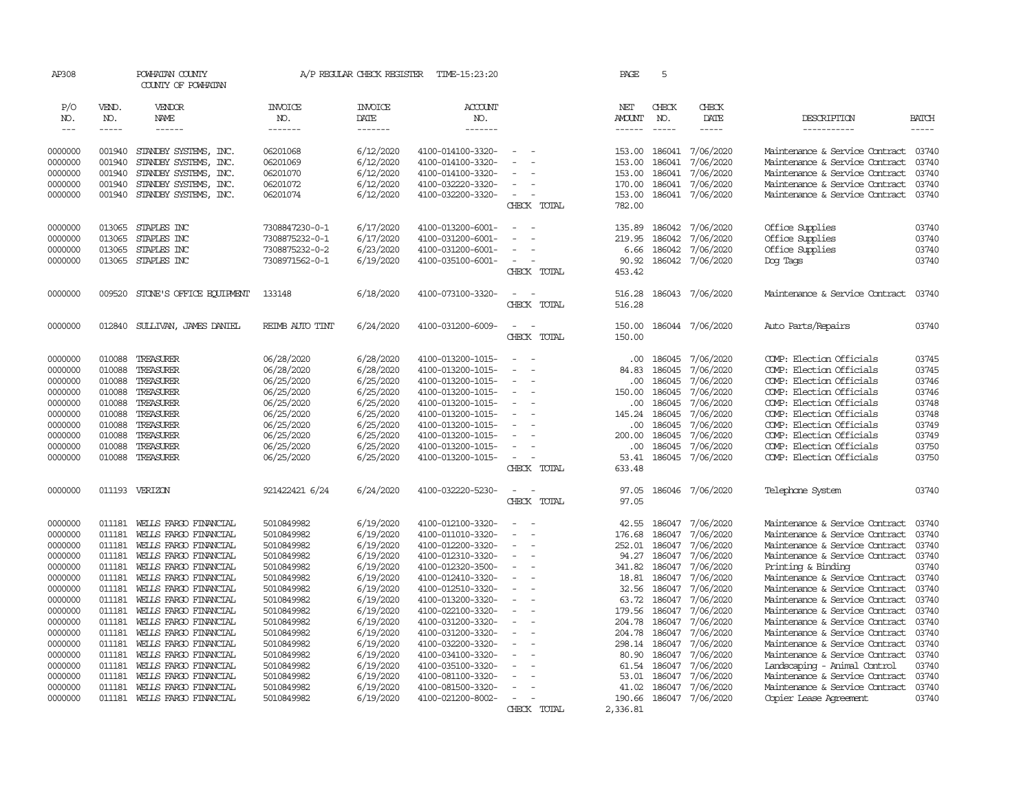AP308 POWHATAN COUNTY A/P REGULAR CHECK REGISTER TIME-15:23:20

COUNTY OF POWHATAN

| P/O NO. | VEND. NO. | VENDOR NAME | INVOICE NO. | INVOICE DATE | ACCOUNT NO. | | NET AMOUNT | CHECK NO. | CHECK DATE | DESCRIPTION | BATCH |
|---|---|---|---|---|---|---|---|---|---|---|---|
| 0000000 | 001940 | STANDBY SYSTEMS, INC. | 06201068 | 6/12/2020 | 4100-014100-3320- | - - | 153.00 | 186041 | 7/06/2020 | Maintenance & Service Contract | 03740 |
| 0000000 | 001940 | STANDBY SYSTEMS, INC. | 06201069 | 6/12/2020 | 4100-014100-3320- | - - | 153.00 | 186041 | 7/06/2020 | Maintenance & Service Contract | 03740 |
| 0000000 | 001940 | STANDBY SYSTEMS, INC. | 06201070 | 6/12/2020 | 4100-014100-3320- | - - | 153.00 | 186041 | 7/06/2020 | Maintenance & Service Contract | 03740 |
| 0000000 | 001940 | STANDBY SYSTEMS, INC. | 06201072 | 6/12/2020 | 4100-032220-3320- | - - | 170.00 | 186041 | 7/06/2020 | Maintenance & Service Contract | 03740 |
| 0000000 | 001940 | STANDBY SYSTEMS, INC. | 06201074 | 6/12/2020 | 4100-032200-3320- | - - | 153.00 | 186041 | 7/06/2020 | Maintenance & Service Contract | 03740 |
| | | | | | | CHECK TOTAL | 782.00 | | | | |
| 0000000 | 013065 | STAPLES INC | 7308847230-0-1 | 6/17/2020 | 4100-013200-6001- | - - | 135.89 | 186042 | 7/06/2020 | Office Supplies | 03740 |
| 0000000 | 013065 | STAPLES INC | 7308875232-0-1 | 6/17/2020 | 4100-031200-6001- | - - | 219.95 | 186042 | 7/06/2020 | Office Supplies | 03740 |
| 0000000 | 013065 | STAPLES INC | 7308875232-0-2 | 6/23/2020 | 4100-031200-6001- | - - | 6.66 | 186042 | 7/06/2020 | Office Supplies | 03740 |
| 0000000 | 013065 | STAPLES INC | 7308971562-0-1 | 6/19/2020 | 4100-035100-6001- | - - | 90.92 | 186042 | 7/06/2020 | Dog Tags | 03740 |
| | | | | | | CHECK TOTAL | 453.42 | | | | |
| 0000000 | 009520 | STONE'S OFFICE EQUIPMENT | 133148 | 6/18/2020 | 4100-073100-3320- | - - | 516.28 | 186043 | 7/06/2020 | Maintenance & Service Contract | 03740 |
| | | | | | | CHECK TOTAL | 516.28 | | | | |
| 0000000 | 012840 | SULLIVAN, JAMES DANIEL | REIMB AUTO TINT | 6/24/2020 | 4100-031200-6009- | - - | 150.00 | 186044 | 7/06/2020 | Auto Parts/Repairs | 03740 |
| | | | | | | CHECK TOTAL | 150.00 | | | | |
| 0000000 | 010088 | TREASURER | 06/28/2020 | 6/28/2020 | 4100-013200-1015- | - - | .00 | 186045 | 7/06/2020 | COMP: Election Officials | 03745 |
| 0000000 | 010088 | TREASURER | 06/28/2020 | 6/28/2020 | 4100-013200-1015- | - - | 84.83 | 186045 | 7/06/2020 | COMP: Election Officials | 03745 |
| 0000000 | 010088 | TREASURER | 06/25/2020 | 6/25/2020 | 4100-013200-1015- | - - | .00 | 186045 | 7/06/2020 | COMP: Election Officials | 03746 |
| 0000000 | 010088 | TREASURER | 06/25/2020 | 6/25/2020 | 4100-013200-1015- | - - | 150.00 | 186045 | 7/06/2020 | COMP: Election Officials | 03746 |
| 0000000 | 010088 | TREASURER | 06/25/2020 | 6/25/2020 | 4100-013200-1015- | - - | .00 | 186045 | 7/06/2020 | COMP: Election Officials | 03748 |
| 0000000 | 010088 | TREASURER | 06/25/2020 | 6/25/2020 | 4100-013200-1015- | - - | 145.24 | 186045 | 7/06/2020 | COMP: Election Officials | 03748 |
| 0000000 | 010088 | TREASURER | 06/25/2020 | 6/25/2020 | 4100-013200-1015- | - - | .00 | 186045 | 7/06/2020 | COMP: Election Officials | 03749 |
| 0000000 | 010088 | TREASURER | 06/25/2020 | 6/25/2020 | 4100-013200-1015- | - - | 200.00 | 186045 | 7/06/2020 | COMP: Election Officials | 03749 |
| 0000000 | 010088 | TREASURER | 06/25/2020 | 6/25/2020 | 4100-013200-1015- | - - | .00 | 186045 | 7/06/2020 | COMP: Election Officials | 03750 |
| 0000000 | 010088 | TREASURER | 06/25/2020 | 6/25/2020 | 4100-013200-1015- | - - | 53.41 | 186045 | 7/06/2020 | COMP: Election Officials | 03750 |
| | | | | | | CHECK TOTAL | 633.48 | | | | |
| 0000000 | 011193 | VERIZON | 921422421 6/24 | 6/24/2020 | 4100-032220-5230- | - - | 97.05 | 186046 | 7/06/2020 | Telephone System | 03740 |
| | | | | | | CHECK TOTAL | 97.05 | | | | |
| 0000000 | 011181 | WELLS FARGO FINANCIAL | 5010849982 | 6/19/2020 | 4100-012100-3320- | - - | 42.55 | 186047 | 7/06/2020 | Maintenance & Service Contract | 03740 |
| 0000000 | 011181 | WELLS FARGO FINANCIAL | 5010849982 | 6/19/2020 | 4100-011010-3320- | - - | 176.68 | 186047 | 7/06/2020 | Maintenance & Service Contract | 03740 |
| 0000000 | 011181 | WELLS FARGO FINANCIAL | 5010849982 | 6/19/2020 | 4100-012200-3320- | - - | 252.01 | 186047 | 7/06/2020 | Maintenance & Service Contract | 03740 |
| 0000000 | 011181 | WELLS FARGO FINANCIAL | 5010849982 | 6/19/2020 | 4100-012310-3320- | - - | 94.27 | 186047 | 7/06/2020 | Maintenance & Service Contract | 03740 |
| 0000000 | 011181 | WELLS FARGO FINANCIAL | 5010849982 | 6/19/2020 | 4100-012320-3500- | - - | 341.82 | 186047 | 7/06/2020 | Printing & Binding | 03740 |
| 0000000 | 011181 | WELLS FARGO FINANCIAL | 5010849982 | 6/19/2020 | 4100-012410-3320- | - - | 18.81 | 186047 | 7/06/2020 | Maintenance & Service Contract | 03740 |
| 0000000 | 011181 | WELLS FARGO FINANCIAL | 5010849982 | 6/19/2020 | 4100-012510-3320- | - - | 32.56 | 186047 | 7/06/2020 | Maintenance & Service Contract | 03740 |
| 0000000 | 011181 | WELLS FARGO FINANCIAL | 5010849982 | 6/19/2020 | 4100-013200-3320- | - - | 63.72 | 186047 | 7/06/2020 | Maintenance & Service Contract | 03740 |
| 0000000 | 011181 | WELLS FARGO FINANCIAL | 5010849982 | 6/19/2020 | 4100-022100-3320- | - - | 179.56 | 186047 | 7/06/2020 | Maintenance & Service Contract | 03740 |
| 0000000 | 011181 | WELLS FARGO FINANCIAL | 5010849982 | 6/19/2020 | 4100-031200-3320- | - - | 204.78 | 186047 | 7/06/2020 | Maintenance & Service Contract | 03740 |
| 0000000 | 011181 | WELLS FARGO FINANCIAL | 5010849982 | 6/19/2020 | 4100-031200-3320- | - - | 204.78 | 186047 | 7/06/2020 | Maintenance & Service Contract | 03740 |
| 0000000 | 011181 | WELLS FARGO FINANCIAL | 5010849982 | 6/19/2020 | 4100-032200-3320- | - - | 298.14 | 186047 | 7/06/2020 | Maintenance & Service Contract | 03740 |
| 0000000 | 011181 | WELLS FARGO FINANCIAL | 5010849982 | 6/19/2020 | 4100-034100-3320- | - - | 80.90 | 186047 | 7/06/2020 | Maintenance & Service Contract | 03740 |
| 0000000 | 011181 | WELLS FARGO FINANCIAL | 5010849982 | 6/19/2020 | 4100-035100-3320- | - - | 61.54 | 186047 | 7/06/2020 | Landscaping - Animal Control | 03740 |
| 0000000 | 011181 | WELLS FARGO FINANCIAL | 5010849982 | 6/19/2020 | 4100-081100-3320- | - - | 53.01 | 186047 | 7/06/2020 | Maintenance & Service Contract | 03740 |
| 0000000 | 011181 | WELLS FARGO FINANCIAL | 5010849982 | 6/19/2020 | 4100-081500-3320- | - - | 41.02 | 186047 | 7/06/2020 | Maintenance & Service Contract | 03740 |
| 0000000 | 011181 | WELLS FARGO FINANCIAL | 5010849982 | 6/19/2020 | 4100-021200-8002- | - - | 190.66 | 186047 | 7/06/2020 | Copier Lease Agreement | 03740 |
| | | | | | | CHECK TOTAL | 2,336.81 | | | | |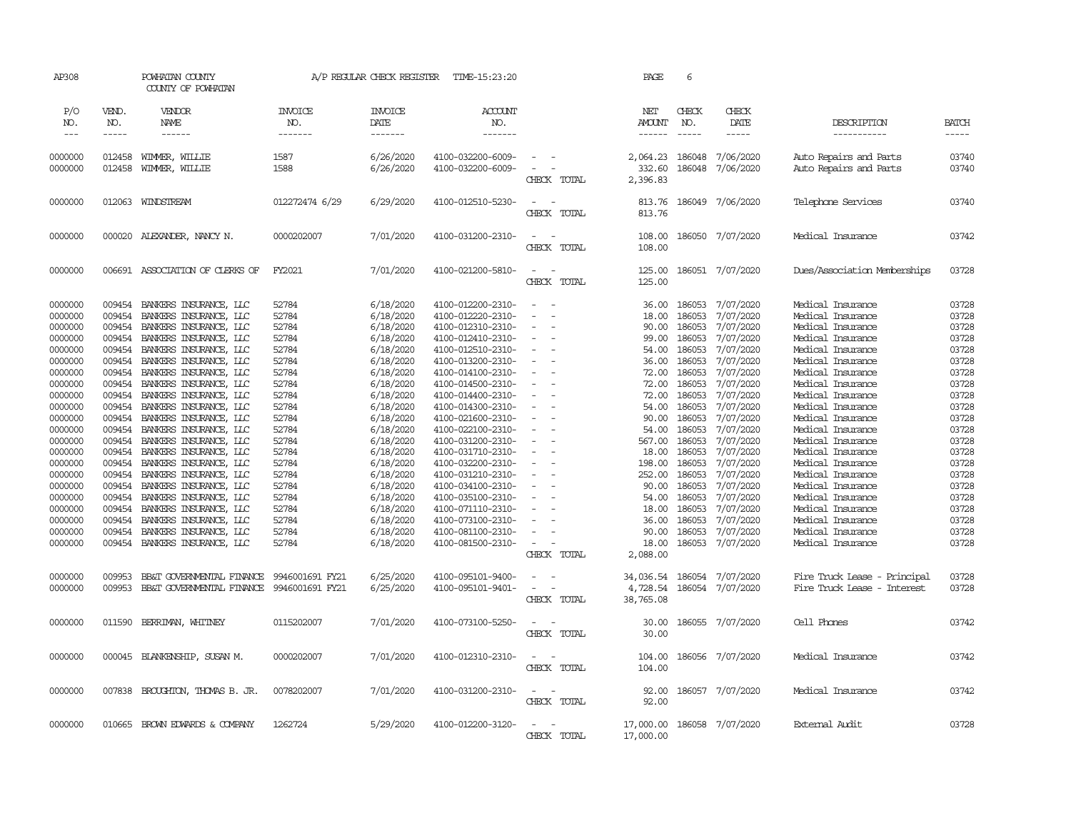AP308 POWHATAN COUNTY A/P REGULAR CHECK REGISTER TIME-15:23:20 PAGE 6

COUNTY OF POWHATAN

| P/O NO. | VEND. NO. | VENDOR NAME | INVOICE NO. | INVOICE DATE | ACCOUNT NO. | | NET AMOUNT | CHECK NO. | CHECK DATE | DESCRIPTION | BATCH |
|---|---|---|---|---|---|---|---|---|---|---|---|
| 0000000 | 012458 | WIMMER, WILLIE | 1587 | 6/26/2020 | 4100-032200-6009- | - - | 2,064.23 | 186048 | 7/06/2020 | Auto Repairs and Parts | 03740 |
| 0000000 | 012458 | WIMMER, WILLIE | 1588 | 6/26/2020 | 4100-032200-6009- | - - | 332.60 | 186048 | 7/06/2020 | Auto Repairs and Parts | 03740 |
| | | | | | | CHECK TOTAL | 2,396.83 | | | | |
| 0000000 | 012063 | WINDSTREAM | 012272474 6/29 | 6/29/2020 | 4100-012510-5230- | - - | 813.76 | 186049 | 7/06/2020 | Telephone Services | 03740 |
| | | | | | | CHECK TOTAL | 813.76 | | | | |
| 0000000 | 000020 | ALEXANDER, NANCY N. | 0000202007 | 7/01/2020 | 4100-031200-2310- | - - | 108.00 | 186050 | 7/07/2020 | Medical Insurance | 03742 |
| | | | | | | CHECK TOTAL | 108.00 | | | | |
| 0000000 | 006691 | ASSOCIATION OF CLERKS OF | FY2021 | 7/01/2020 | 4100-021200-5810- | - - | 125.00 | 186051 | 7/07/2020 | Dues/Association Memberships | 03728 |
| | | | | | | CHECK TOTAL | 125.00 | | | | |
| 0000000 | 009454 | BANKERS INSURANCE, LLC | 52784 | 6/18/2020 | 4100-012200-2310- | - - | 36.00 | 186053 | 7/07/2020 | Medical Insurance | 03728 |
| 0000000 | 009454 | BANKERS INSURANCE, LLC | 52784 | 6/18/2020 | 4100-012220-2310- | - - | 18.00 | 186053 | 7/07/2020 | Medical Insurance | 03728 |
| 0000000 | 009454 | BANKERS INSURANCE, LLC | 52784 | 6/18/2020 | 4100-012310-2310- | - - | 90.00 | 186053 | 7/07/2020 | Medical Insurance | 03728 |
| 0000000 | 009454 | BANKERS INSURANCE, LLC | 52784 | 6/18/2020 | 4100-012410-2310- | - - | 99.00 | 186053 | 7/07/2020 | Medical Insurance | 03728 |
| 0000000 | 009454 | BANKERS INSURANCE, LLC | 52784 | 6/18/2020 | 4100-012510-2310- | - - | 54.00 | 186053 | 7/07/2020 | Medical Insurance | 03728 |
| 0000000 | 009454 | BANKERS INSURANCE, LLC | 52784 | 6/18/2020 | 4100-013200-2310- | - - | 36.00 | 186053 | 7/07/2020 | Medical Insurance | 03728 |
| 0000000 | 009454 | BANKERS INSURANCE, LLC | 52784 | 6/18/2020 | 4100-014100-2310- | - - | 72.00 | 186053 | 7/07/2020 | Medical Insurance | 03728 |
| 0000000 | 009454 | BANKERS INSURANCE, LLC | 52784 | 6/18/2020 | 4100-014500-2310- | - - | 72.00 | 186053 | 7/07/2020 | Medical Insurance | 03728 |
| 0000000 | 009454 | BANKERS INSURANCE, LLC | 52784 | 6/18/2020 | 4100-014400-2310- | - - | 72.00 | 186053 | 7/07/2020 | Medical Insurance | 03728 |
| 0000000 | 009454 | BANKERS INSURANCE, LLC | 52784 | 6/18/2020 | 4100-014300-2310- | - - | 54.00 | 186053 | 7/07/2020 | Medical Insurance | 03728 |
| 0000000 | 009454 | BANKERS INSURANCE, LLC | 52784 | 6/18/2020 | 4100-021600-2310- | - - | 90.00 | 186053 | 7/07/2020 | Medical Insurance | 03728 |
| 0000000 | 009454 | BANKERS INSURANCE, LLC | 52784 | 6/18/2020 | 4100-022100-2310- | - - | 54.00 | 186053 | 7/07/2020 | Medical Insurance | 03728 |
| 0000000 | 009454 | BANKERS INSURANCE, LLC | 52784 | 6/18/2020 | 4100-031200-2310- | - - | 567.00 | 186053 | 7/07/2020 | Medical Insurance | 03728 |
| 0000000 | 009454 | BANKERS INSURANCE, LLC | 52784 | 6/18/2020 | 4100-031710-2310- | - - | 18.00 | 186053 | 7/07/2020 | Medical Insurance | 03728 |
| 0000000 | 009454 | BANKERS INSURANCE, LLC | 52784 | 6/18/2020 | 4100-032200-2310- | - - | 198.00 | 186053 | 7/07/2020 | Medical Insurance | 03728 |
| 0000000 | 009454 | BANKERS INSURANCE, LLC | 52784 | 6/18/2020 | 4100-031210-2310- | - - | 252.00 | 186053 | 7/07/2020 | Medical Insurance | 03728 |
| 0000000 | 009454 | BANKERS INSURANCE, LLC | 52784 | 6/18/2020 | 4100-034100-2310- | - - | 90.00 | 186053 | 7/07/2020 | Medical Insurance | 03728 |
| 0000000 | 009454 | BANKERS INSURANCE, LLC | 52784 | 6/18/2020 | 4100-035100-2310- | - - | 54.00 | 186053 | 7/07/2020 | Medical Insurance | 03728 |
| 0000000 | 009454 | BANKERS INSURANCE, LLC | 52784 | 6/18/2020 | 4100-071110-2310- | - - | 18.00 | 186053 | 7/07/2020 | Medical Insurance | 03728 |
| 0000000 | 009454 | BANKERS INSURANCE, LLC | 52784 | 6/18/2020 | 4100-073100-2310- | - - | 36.00 | 186053 | 7/07/2020 | Medical Insurance | 03728 |
| 0000000 | 009454 | BANKERS INSURANCE, LLC | 52784 | 6/18/2020 | 4100-081100-2310- | - - | 90.00 | 186053 | 7/07/2020 | Medical Insurance | 03728 |
| 0000000 | 009454 | BANKERS INSURANCE, LLC | 52784 | 6/18/2020 | 4100-081500-2310- | - - | 18.00 | 186053 | 7/07/2020 | Medical Insurance | 03728 |
| | | | | | | CHECK TOTAL | 2,088.00 | | | | |
| 0000000 | 009953 | BB&T GOVERNMENTAL FINANCE | 9946001691 FY21 | 6/25/2020 | 4100-095101-9400- | - - | 34,036.54 | 186054 | 7/07/2020 | Fire Truck Lease - Principal | 03728 |
| 0000000 | 009953 | BB&T GOVERNMENTAL FINANCE | 9946001691 FY21 | 6/25/2020 | 4100-095101-9401- | - - | 4,728.54 | 186054 | 7/07/2020 | Fire Truck Lease - Interest | 03728 |
| | | | | | | CHECK TOTAL | 38,765.08 | | | | |
| 0000000 | 011590 | BERRIMAN, WHITNEY | 0115202007 | 7/01/2020 | 4100-073100-5250- | - - | 30.00 | 186055 | 7/07/2020 | Cell Phones | 03742 |
| | | | | | | CHECK TOTAL | 30.00 | | | | |
| 0000000 | 000045 | BLANKENSHIP, SUSAN M. | 0000202007 | 7/01/2020 | 4100-012310-2310- | - - | 104.00 | 186056 | 7/07/2020 | Medical Insurance | 03742 |
| | | | | | | CHECK TOTAL | 104.00 | | | | |
| 0000000 | 007838 | BROUGHTON, THOMAS B. JR. | 0078202007 | 7/01/2020 | 4100-031200-2310- | - - | 92.00 | 186057 | 7/07/2020 | Medical Insurance | 03742 |
| | | | | | | CHECK TOTAL | 92.00 | | | | |
| 0000000 | 010665 | BROWN EDWARDS & COMPANY | 1262724 | 5/29/2020 | 4100-012200-3120- | - - | 17,000.00 | 186058 | 7/07/2020 | External Audit | 03728 |
| | | | | | | CHECK TOTAL | 17,000.00 | | | | |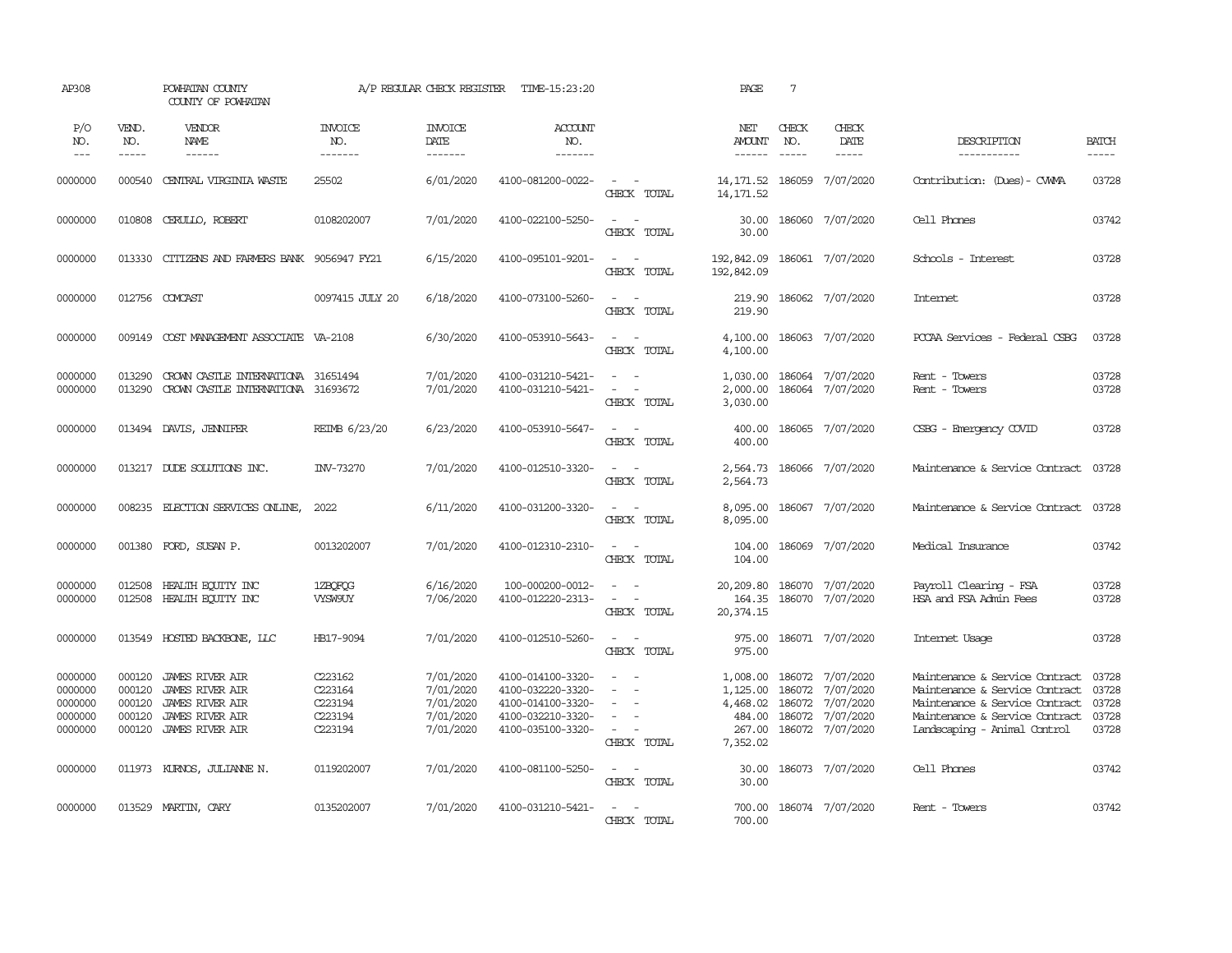AP308 POWHATAN COUNTY A/P REGULAR CHECK REGISTER TIME-15:23:20 PAGE 7
COUNTY OF POWHATAN

| P/O NO. | VEND. NO. | VENDOR NAME | INVOICE NO. | INVOICE DATE | ACCOUNT NO. | | NET AMOUNT | CHECK NO. | CHECK DATE | DESCRIPTION | BATCH |
|---|---|---|---|---|---|---|---|---|---|---|---|
| --- | ----- | ------ | ------- | ------- | ------- | | ------ | ----- | ----- | ----------- | ----- |
| 0000000 | 000540 | CENTRAL VIRGINIA WASTE | 25502 | 6/01/2020 | 4100-081200-0022- | - - | 14,171.52 | 186059 | 7/07/2020 | Contribution: (Dues)- CVWMA | 03728 |
| | | | | | | CHECK TOTAL | 14,171.52 | | | | |
| 0000000 | 010808 | CERULLO, ROBERT | 0108202007 | 7/01/2020 | 4100-022100-5250- | - - | 30.00 | 186060 | 7/07/2020 | Cell Phones | 03742 |
| | | | | | | CHECK TOTAL | 30.00 | | | | |
| 0000000 | 013330 | CITIZENS AND FARMERS BANK | 9056947 FY21 | 6/15/2020 | 4100-095101-9201- | - - | 192,842.09 | 186061 | 7/07/2020 | Schools - Interest | 03728 |
| | | | | | | CHECK TOTAL | 192,842.09 | | | | |
| 0000000 | 012756 | COMCAST | 0097415 JULY 20 | 6/18/2020 | 4100-073100-5260- | - - | 219.90 | 186062 | 7/07/2020 | Internet | 03728 |
| | | | | | | CHECK TOTAL | 219.90 | | | | |
| 0000000 | 009149 | COST MANAGEMENT ASSOCIATE | VA-2108 | 6/30/2020 | 4100-053910-5643- | - - | 4,100.00 | 186063 | 7/07/2020 | PCCAA Services - Federal CSBG | 03728 |
| | | | | | | CHECK TOTAL | 4,100.00 | | | | |
| 0000000 | 013290 | CROWN CASTLE INTERNATIONA | 31651494 | 7/01/2020 | 4100-031210-5421- | - - | 1,030.00 | 186064 | 7/07/2020 | Rent - Towers | 03728 |
| 0000000 | 013290 | CROWN CASTLE INTERNATIONA | 31693672 | 7/01/2020 | 4100-031210-5421- | - - | 2,000.00 | 186064 | 7/07/2020 | Rent - Towers | 03728 |
| | | | | | | CHECK TOTAL | 3,030.00 | | | | |
| 0000000 | 013494 | DAVIS, JENNIFER | REIMB 6/23/20 | 6/23/2020 | 4100-053910-5647- | - - | 400.00 | 186065 | 7/07/2020 | CSBG - Emergency COVID | 03728 |
| | | | | | | CHECK TOTAL | 400.00 | | | | |
| 0000000 | 013217 | DUDE SOLUTIONS INC. | INV-73270 | 7/01/2020 | 4100-012510-3320- | - - | 2,564.73 | 186066 | 7/07/2020 | Maintenance & Service Contract | 03728 |
| | | | | | | CHECK TOTAL | 2,564.73 | | | | |
| 0000000 | 008235 | ELECTION SERVICES ONLINE, | 2022 | 6/11/2020 | 4100-031200-3320- | - - | 8,095.00 | 186067 | 7/07/2020 | Maintenance & Service Contract | 03728 |
| | | | | | | CHECK TOTAL | 8,095.00 | | | | |
| 0000000 | 001380 | FORD, SUSAN P. | 0013202007 | 7/01/2020 | 4100-012310-2310- | - - | 104.00 | 186069 | 7/07/2020 | Medical Insurance | 03742 |
| | | | | | | CHECK TOTAL | 104.00 | | | | |
| 0000000 | 012508 | HEALTH EQUITY INC | 1ZBQFQG | 6/16/2020 | 100-000200-0012- | - - | 20,209.80 | 186070 | 7/07/2020 | Payroll Clearing - FSA | 03728 |
| 0000000 | 012508 | HEALTH EQUITY INC | VYSW9UY | 7/06/2020 | 4100-012220-2313- | - - | 164.35 | 186070 | 7/07/2020 | HSA and FSA Admin Fees | 03728 |
| | | | | | | CHECK TOTAL | 20,374.15 | | | | |
| 0000000 | 013549 | HOSTED BACKBONE, LLC | HB17-9094 | 7/01/2020 | 4100-012510-5260- | - - | 975.00 | 186071 | 7/07/2020 | Internet Usage | 03728 |
| | | | | | | CHECK TOTAL | 975.00 | | | | |
| 0000000 | 000120 | JAMES RIVER AIR | C223162 | 7/01/2020 | 4100-014100-3320- | - - | 1,008.00 | 186072 | 7/07/2020 | Maintenance & Service Contract | 03728 |
| 0000000 | 000120 | JAMES RIVER AIR | C223164 | 7/01/2020 | 4100-032220-3320- | - - | 1,125.00 | 186072 | 7/07/2020 | Maintenance & Service Contract | 03728 |
| 0000000 | 000120 | JAMES RIVER AIR | C223194 | 7/01/2020 | 4100-014100-3320- | - - | 4,468.02 | 186072 | 7/07/2020 | Maintenance & Service Contract | 03728 |
| 0000000 | 000120 | JAMES RIVER AIR | C223194 | 7/01/2020 | 4100-032210-3320- | - - | 484.00 | 186072 | 7/07/2020 | Maintenance & Service Contract | 03728 |
| 0000000 | 000120 | JAMES RIVER AIR | C223194 | 7/01/2020 | 4100-035100-3320- | - - | 267.00 | 186072 | 7/07/2020 | Landscaping - Animal Control | 03728 |
| | | | | | | CHECK TOTAL | 7,352.02 | | | | |
| 0000000 | 011973 | KURNOS, JULIANNE N. | 0119202007 | 7/01/2020 | 4100-081100-5250- | - - | 30.00 | 186073 | 7/07/2020 | Cell Phones | 03742 |
| | | | | | | CHECK TOTAL | 30.00 | | | | |
| 0000000 | 013529 | MARTIN, CARY | 0135202007 | 7/01/2020 | 4100-031210-5421- | - - | 700.00 | 186074 | 7/07/2020 | Rent - Towers | 03742 |
| | | | | | | CHECK TOTAL | 700.00 | | | | |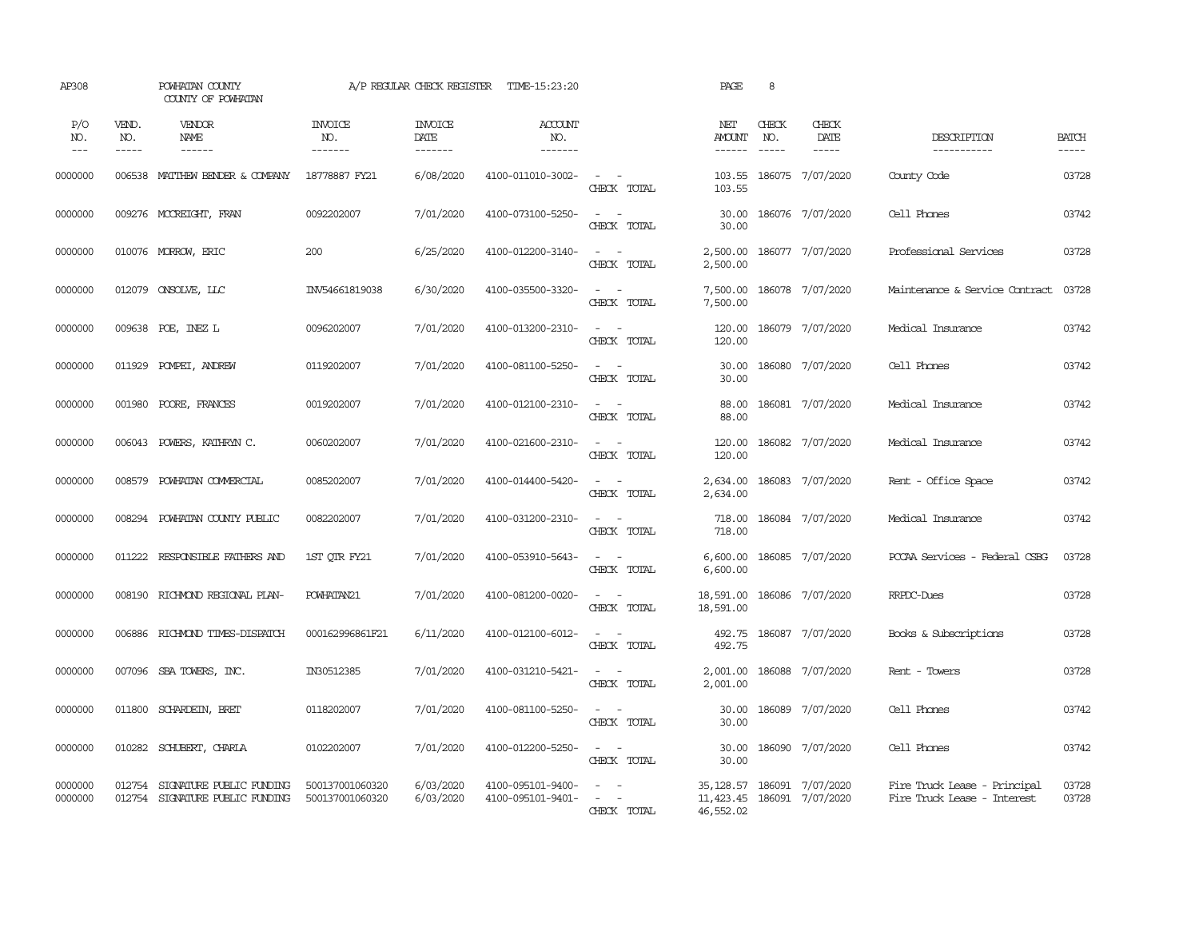AP308 POWHATAN COUNTY A/P REGULAR CHECK REGISTER TIME-15:23:20 PAGE 8

COUNTY OF POWHATAN

| P/O NO. | VEND. NO. | VENDOR NAME | INVOICE NO. | INVOICE DATE | ACCOUNT NO. | | NET AMOUNT | CHECK NO. | CHECK DATE | DESCRIPTION | BATCH |
|---|---|---|---|---|---|---|---|---|---|---|---|
| --- | ----- | ------ | ------- | ------- | ------- | | ------ | ----- | ----- | ----------- | ----- |
| 0000000 | 006538 | MATTHEW BENDER & COMPANY | 18778887 FY21 | 6/08/2020 | 4100-011010-3002- | - - | 103.55 | 186075 | 7/07/2020 | County Code | 03728 |
| | | | | | | CHECK TOTAL | 103.55 | | | | |
| 0000000 | 009276 | MCCREIGHT, FRAN | 0092202007 | 7/01/2020 | 4100-073100-5250- | - - | 30.00 | 186076 | 7/07/2020 | Cell Phones | 03742 |
| | | | | | | CHECK TOTAL | 30.00 | | | | |
| 0000000 | 010076 | MORROW, ERIC | 200 | 6/25/2020 | 4100-012200-3140- | - - | 2,500.00 | 186077 | 7/07/2020 | Professional Services | 03728 |
| | | | | | | CHECK TOTAL | 2,500.00 | | | | |
| 0000000 | 012079 | ONSOLVE, LLC | INV54661819038 | 6/30/2020 | 4100-035500-3320- | - - | 7,500.00 | 186078 | 7/07/2020 | Maintenance & Service Contract | 03728 |
| | | | | | | CHECK TOTAL | 7,500.00 | | | | |
| 0000000 | 009638 | POE, INEZ L | 0096202007 | 7/01/2020 | 4100-013200-2310- | - - | 120.00 | 186079 | 7/07/2020 | Medical Insurance | 03742 |
| | | | | | | CHECK TOTAL | 120.00 | | | | |
| 0000000 | 011929 | POMPEI, ANDREW | 0119202007 | 7/01/2020 | 4100-081100-5250- | - - | 30.00 | 186080 | 7/07/2020 | Cell Phones | 03742 |
| | | | | | | CHECK TOTAL | 30.00 | | | | |
| 0000000 | 001980 | POORE, FRANCES | 0019202007 | 7/01/2020 | 4100-012100-2310- | - - | 88.00 | 186081 | 7/07/2020 | Medical Insurance | 03742 |
| | | | | | | CHECK TOTAL | 88.00 | | | | |
| 0000000 | 006043 | POWERS, KATHRYN C. | 0060202007 | 7/01/2020 | 4100-021600-2310- | - - | 120.00 | 186082 | 7/07/2020 | Medical Insurance | 03742 |
| | | | | | | CHECK TOTAL | 120.00 | | | | |
| 0000000 | 008579 | POWHATAN COMMERCIAL | 0085202007 | 7/01/2020 | 4100-014400-5420- | - - | 2,634.00 | 186083 | 7/07/2020 | Rent - Office Space | 03742 |
| | | | | | | CHECK TOTAL | 2,634.00 | | | | |
| 0000000 | 008294 | POWHATAN COUNTY PUBLIC | 0082202007 | 7/01/2020 | 4100-031200-2310- | - - | 718.00 | 186084 | 7/07/2020 | Medical Insurance | 03742 |
| | | | | | | CHECK TOTAL | 718.00 | | | | |
| 0000000 | 011222 | RESPONSIBLE FATHERS AND | 1ST QTR FY21 | 7/01/2020 | 4100-053910-5643- | - - | 6,600.00 | 186085 | 7/07/2020 | PCCAA Services - Federal CSBG | 03728 |
| | | | | | | CHECK TOTAL | 6,600.00 | | | | |
| 0000000 | 008190 | RICHMOND REGIONAL PLAN- | POWHATAN21 | 7/01/2020 | 4100-081200-0020- | - - | 18,591.00 | 186086 | 7/07/2020 | RRPDC-Dues | 03728 |
| | | | | | | CHECK TOTAL | 18,591.00 | | | | |
| 0000000 | 006886 | RICHMOND TIMES-DISPATCH | 000162996861F21 | 6/11/2020 | 4100-012100-6012- | - - | 492.75 | 186087 | 7/07/2020 | Books & Subscriptions | 03728 |
| | | | | | | CHECK TOTAL | 492.75 | | | | |
| 0000000 | 007096 | SBA TOWERS, INC. | IN30512385 | 7/01/2020 | 4100-031210-5421- | - - | 2,001.00 | 186088 | 7/07/2020 | Rent - Towers | 03728 |
| | | | | | | CHECK TOTAL | 2,001.00 | | | | |
| 0000000 | 011800 | SCHARDEIN, BRET | 0118202007 | 7/01/2020 | 4100-081100-5250- | - - | 30.00 | 186089 | 7/07/2020 | Cell Phones | 03742 |
| | | | | | | CHECK TOTAL | 30.00 | | | | |
| 0000000 | 010282 | SCHUBERT, CHARLA | 0102202007 | 7/01/2020 | 4100-012200-5250- | - - | 30.00 | 186090 | 7/07/2020 | Cell Phones | 03742 |
| | | | | | | CHECK TOTAL | 30.00 | | | | |
| 0000000 | 012754 | SIGNATURE PUBLIC FUNDING | 500137001060320 | 6/03/2020 | 4100-095101-9400- | - - | 35,128.57 | 186091 | 7/07/2020 | Fire Truck Lease - Principal | 03728 |
| 0000000 | 012754 | SIGNATURE PUBLIC FUNDING | 500137001060320 | 6/03/2020 | 4100-095101-9401- | - - | 11,423.45 | 186091 | 7/07/2020 | Fire Truck Lease - Interest | 03728 |
| | | | | | | CHECK TOTAL | 46,552.02 | | | | |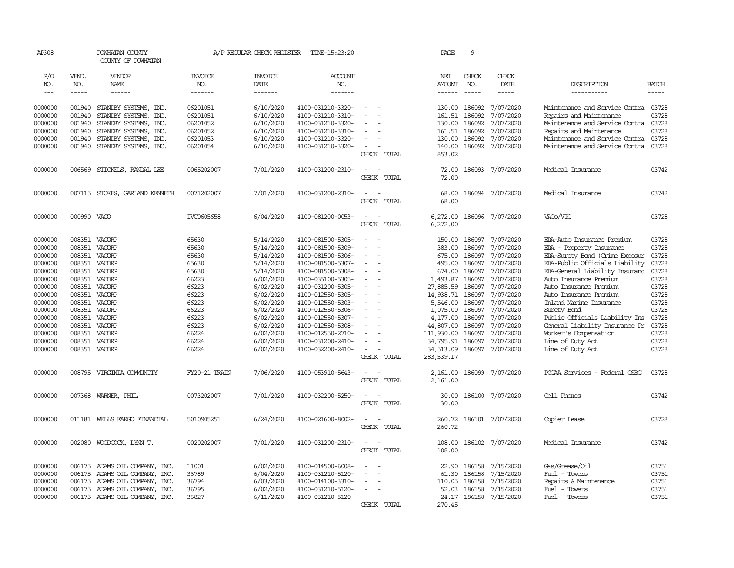AP308 POWHATAN COUNTY A/P REGULAR CHECK REGISTER TIME-15:23:20 PAGE 9
COUNTY OF POWHATAN

| P/O NO. | VEND. NO. | VENDOR NAME | INVOICE NO. | INVOICE DATE | ACCOUNT NO. | | NET AMOUNT | CHECK NO. | CHECK DATE | DESCRIPTION | BATCH |
|---|---|---|---|---|---|---|---|---|---|---|---|
| 0000000 | 001940 | STANDBY SYSTEMS, INC. | 06201051 | 6/10/2020 | 4100-031210-3320- | - - | 130.00 | 186092 | 7/07/2020 | Maintenance and Service Contra | 03728 |
| 0000000 | 001940 | STANDBY SYSTEMS, INC. | 06201051 | 6/10/2020 | 4100-031210-3310- | - - | 161.51 | 186092 | 7/07/2020 | Repairs and Maintenance | 03728 |
| 0000000 | 001940 | STANDBY SYSTEMS, INC. | 06201052 | 6/10/2020 | 4100-031210-3320- | - - | 130.00 | 186092 | 7/07/2020 | Maintenance and Service Contra | 03728 |
| 0000000 | 001940 | STANDBY SYSTEMS, INC. | 06201052 | 6/10/2020 | 4100-031210-3310- | - - | 161.51 | 186092 | 7/07/2020 | Repairs and Maintenance | 03728 |
| 0000000 | 001940 | STANDBY SYSTEMS, INC. | 06201053 | 6/10/2020 | 4100-031210-3320- | - - | 130.00 | 186092 | 7/07/2020 | Maintenance and Service Contra | 03728 |
| 0000000 | 001940 | STANDBY SYSTEMS, INC. | 06201054 | 6/10/2020 | 4100-031210-3320- | - - | 140.00 | 186092 | 7/07/2020 | Maintenance and Service Contra | 03728 |
| | | | | | | CHECK TOTAL | 853.02 | | | | |
| 0000000 | 006569 | STICKELS, RANDAL LEE | 0065202007 | 7/01/2020 | 4100-031200-2310- | - - | 72.00 | 186093 | 7/07/2020 | Medical Insurance | 03742 |
| | | | | | | CHECK TOTAL | 72.00 | | | | |
| 0000000 | 007115 | STOKES, GARLAND KENNETH | 0071202007 | 7/01/2020 | 4100-031200-2310- | - - | 68.00 | 186094 | 7/07/2020 | Medical Insurance | 03742 |
| | | | | | | CHECK TOTAL | 68.00 | | | | |
| 0000000 | 000990 | VACO | IVC0605658 | 6/04/2020 | 4100-081200-0053- | - - | 6,272.00 | 186096 | 7/07/2020 | VACo/VIG | 03728 |
| | | | | | | CHECK TOTAL | 6,272.00 | | | | |
| 0000000 | 008351 | VACORP | 65630 | 5/14/2020 | 4100-081500-5305- | - - | 150.00 | 186097 | 7/07/2020 | EDA-Auto Insurance Premium | 03728 |
| 0000000 | 008351 | VACORP | 65630 | 5/14/2020 | 4100-081500-5309- | - - | 383.00 | 186097 | 7/07/2020 | EDA - Property Insurance | 03728 |
| 0000000 | 008351 | VACORP | 65630 | 5/14/2020 | 4100-081500-5306- | - - | 675.00 | 186097 | 7/07/2020 | EDA-Surety Bond (Crime Exposur | 03728 |
| 0000000 | 008351 | VACORP | 65630 | 5/14/2020 | 4100-081500-5307- | - - | 495.00 | 186097 | 7/07/2020 | EDA-Public Officials Liability | 03728 |
| 0000000 | 008351 | VACORP | 65630 | 5/14/2020 | 4100-081500-5308- | - - | 674.00 | 186097 | 7/07/2020 | EDA-General Liability Insuranc | 03728 |
| 0000000 | 008351 | VACORP | 66223 | 6/02/2020 | 4100-035100-5305- | - - | 1,493.87 | 186097 | 7/07/2020 | Auto Insurance Premium | 03728 |
| 0000000 | 008351 | VACORP | 66223 | 6/02/2020 | 4100-031200-5305- | - - | 27,885.59 | 186097 | 7/07/2020 | Auto Insurance Premium | 03728 |
| 0000000 | 008351 | VACORP | 66223 | 6/02/2020 | 4100-012550-5305- | - - | 14,938.71 | 186097 | 7/07/2020 | Auto Insurance Premium | 03728 |
| 0000000 | 008351 | VACORP | 66223 | 6/02/2020 | 4100-012550-5303- | - - | 5,546.00 | 186097 | 7/07/2020 | Inland Marine Insurance | 03728 |
| 0000000 | 008351 | VACORP | 66223 | 6/02/2020 | 4100-012550-5306- | - - | 1,075.00 | 186097 | 7/07/2020 | Surety Bond | 03728 |
| 0000000 | 008351 | VACORP | 66223 | 6/02/2020 | 4100-012550-5307- | - - | 4,177.00 | 186097 | 7/07/2020 | Public Officials Liability Ins | 03728 |
| 0000000 | 008351 | VACORP | 66223 | 6/02/2020 | 4100-012550-5308- | - - | 44,807.00 | 186097 | 7/07/2020 | General Liability Insurance Pr | 03728 |
| 0000000 | 008351 | VACORP | 66224 | 6/02/2020 | 4100-012550-2710- | - - | 111,930.00 | 186097 | 7/07/2020 | Worker's Compensation | 03728 |
| 0000000 | 008351 | VACORP | 66224 | 6/02/2020 | 4100-031200-2410- | - - | 34,795.91 | 186097 | 7/07/2020 | Line of Duty Act | 03728 |
| 0000000 | 008351 | VACORP | 66224 | 6/02/2020 | 4100-032200-2410- | - - | 34,513.09 | 186097 | 7/07/2020 | Line of Duty Act | 03728 |
| | | | | | | CHECK TOTAL | 283,539.17 | | | | |
| 0000000 | 008795 | VIRGINIA COMMUNITY | FY20-21 TRAIN | 7/06/2020 | 4100-053910-5643- | - - | 2,161.00 | 186099 | 7/07/2020 | PCCAA Services - Federal CSBG | 03728 |
| | | | | | | CHECK TOTAL | 2,161.00 | | | | |
| 0000000 | 007368 | WARNER, PHIL | 0073202007 | 7/01/2020 | 4100-032200-5250- | - - | 30.00 | 186100 | 7/07/2020 | Cell Phones | 03742 |
| | | | | | | CHECK TOTAL | 30.00 | | | | |
| 0000000 | 011181 | WELLS FARGO FINANCIAL | 5010905251 | 6/24/2020 | 4100-021600-8002- | - - | 260.72 | 186101 | 7/07/2020 | Copier Lease | 03728 |
| | | | | | | CHECK TOTAL | 260.72 | | | | |
| 0000000 | 002080 | WOODCOCK, LYNN T. | 0020202007 | 7/01/2020 | 4100-031200-2310- | - - | 108.00 | 186102 | 7/07/2020 | Medical Insurance | 03742 |
| | | | | | | CHECK TOTAL | 108.00 | | | | |
| 0000000 | 006175 | ADAMS OIL COMPANY, INC. | 11001 | 6/02/2020 | 4100-014500-6008- | - - | 22.90 | 186158 | 7/15/2020 | Gas/Grease/Oil | 03751 |
| 0000000 | 006175 | ADAMS OIL COMPANY, INC. | 36789 | 6/04/2020 | 4100-031210-5120- | - - | 61.30 | 186158 | 7/15/2020 | Fuel - Towers | 03751 |
| 0000000 | 006175 | ADAMS OIL COMPANY, INC. | 36794 | 6/03/2020 | 4100-014100-3310- | - - | 110.05 | 186158 | 7/15/2020 | Repairs & Maintenance | 03751 |
| 0000000 | 006175 | ADAMS OIL COMPANY, INC. | 36795 | 6/02/2020 | 4100-031210-5120- | - - | 52.03 | 186158 | 7/15/2020 | Fuel - Towers | 03751 |
| 0000000 | 006175 | ADAMS OIL COMPANY, INC. | 36827 | 6/11/2020 | 4100-031210-5120- | - - | 24.17 | 186158 | 7/15/2020 | Fuel - Towers | 03751 |
| | | | | | | CHECK TOTAL | 270.45 | | | | |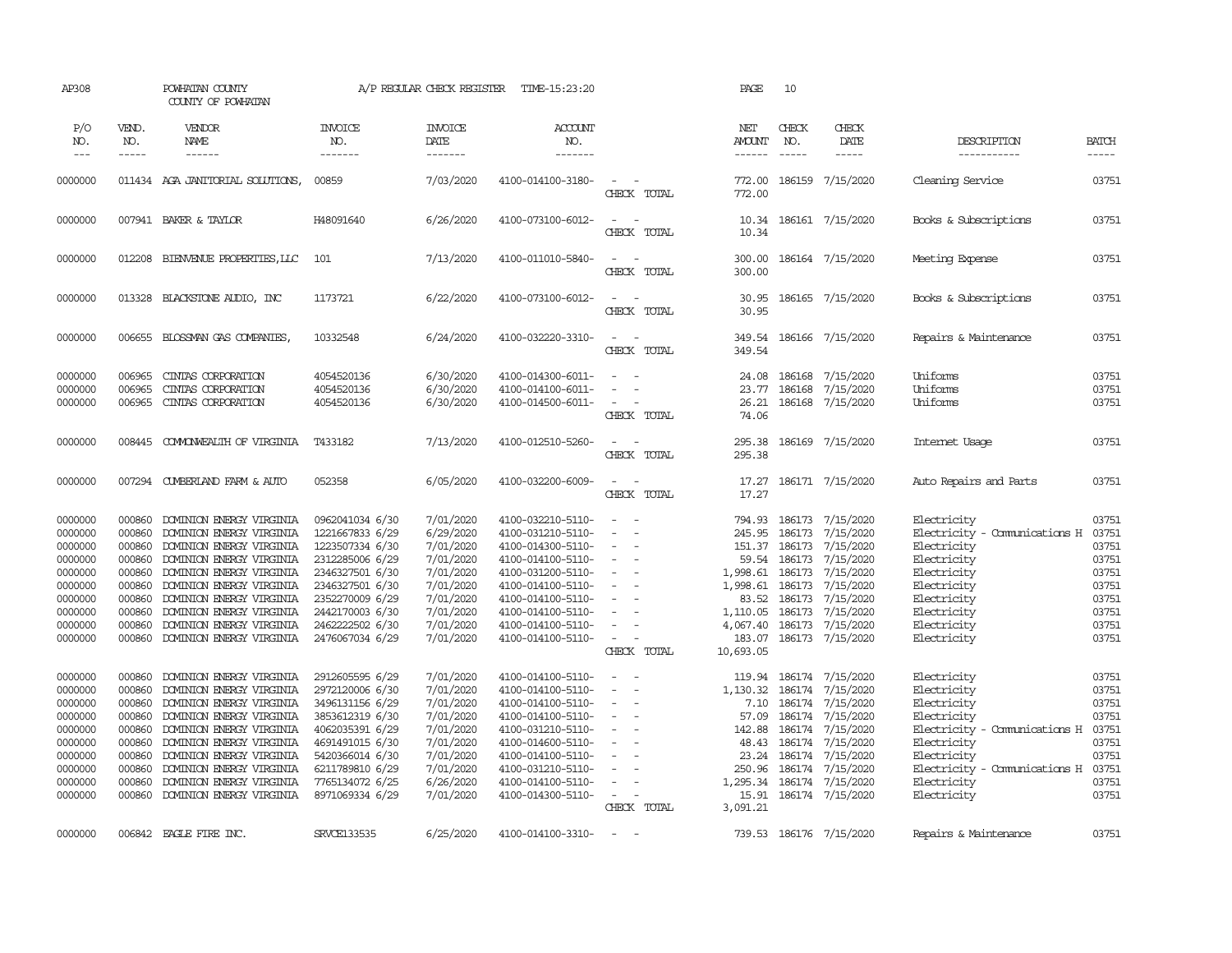AP308 POWHATAN COUNTY A/P REGULAR CHECK REGISTER TIME-15:23:20 PAGE 10
COUNTY OF POWHATAN

| P/O NO. | VEND. NO. | VENDOR NAME | INVOICE NO. | INVOICE DATE | ACCOUNT NO. | | NET AMOUNT | CHECK NO. | CHECK DATE | DESCRIPTION | BATCH |
|---|---|---|---|---|---|---|---|---|---|---|---|
| 0000000 | 011434 | AGA JANITORIAL SOLUTIONS, | 00859 | 7/03/2020 | 4100-014100-3180- | - - | 772.00 | 186159 | 7/15/2020 | Cleaning Service | 03751 |
| | | | | | | CHECK TOTAL | 772.00 | | | | |
| 0000000 | 007941 | BAKER & TAYLOR | H48091640 | 6/26/2020 | 4100-073100-6012- | - - | 10.34 | 186161 | 7/15/2020 | Books & Subscriptions | 03751 |
| | | | | | | CHECK TOTAL | 10.34 | | | | |
| 0000000 | 012208 | BIENVENUE PROPERTIES,LLC | 101 | 7/13/2020 | 4100-011010-5840- | - - | 300.00 | 186164 | 7/15/2020 | Meeting Expense | 03751 |
| | | | | | | CHECK TOTAL | 300.00 | | | | |
| 0000000 | 013328 | BLACKSTONE AUDIO, INC | 1173721 | 6/22/2020 | 4100-073100-6012- | - - | 30.95 | 186165 | 7/15/2020 | Books & Subscriptions | 03751 |
| | | | | | | CHECK TOTAL | 30.95 | | | | |
| 0000000 | 006655 | BLOSSMAN GAS COMPANIES, | 10332548 | 6/24/2020 | 4100-032220-3310- | - - | 349.54 | 186166 | 7/15/2020 | Repairs & Maintenance | 03751 |
| | | | | | | CHECK TOTAL | 349.54 | | | | |
| 0000000 | 006965 | CINTAS CORPORATION | 4054520136 | 6/30/2020 | 4100-014300-6011- | - - | 24.08 | 186168 | 7/15/2020 | Uniforms | 03751 |
| 0000000 | 006965 | CINTAS CORPORATION | 4054520136 | 6/30/2020 | 4100-014100-6011- | - - | 23.77 | 186168 | 7/15/2020 | Uniforms | 03751 |
| 0000000 | 006965 | CINTAS CORPORATION | 4054520136 | 6/30/2020 | 4100-014500-6011- | - - | 26.21 | 186168 | 7/15/2020 | Uniforms | 03751 |
| | | | | | | CHECK TOTAL | 74.06 | | | | |
| 0000000 | 008445 | COMMONWEALTH OF VIRGINIA | T433182 | 7/13/2020 | 4100-012510-5260- | - - | 295.38 | 186169 | 7/15/2020 | Internet Usage | 03751 |
| | | | | | | CHECK TOTAL | 295.38 | | | | |
| 0000000 | 007294 | CUMBERLAND FARM & AUTO | 052358 | 6/05/2020 | 4100-032200-6009- | - - | 17.27 | 186171 | 7/15/2020 | Auto Repairs and Parts | 03751 |
| | | | | | | CHECK TOTAL | 17.27 | | | | |
| 0000000 | 000860 | DOMINION ENERGY VIRGINIA | 0962041034 6/30 | 7/01/2020 | 4100-032210-5110- | - - | 794.93 | 186173 | 7/15/2020 | Electricity | 03751 |
| 0000000 | 000860 | DOMINION ENERGY VIRGINIA | 1221667833 6/29 | 6/29/2020 | 4100-031210-5110- | - - | 245.95 | 186173 | 7/15/2020 | Electricity - Communications H | 03751 |
| 0000000 | 000860 | DOMINION ENERGY VIRGINIA | 1223507334 6/30 | 7/01/2020 | 4100-014300-5110- | - - | 151.37 | 186173 | 7/15/2020 | Electricity | 03751 |
| 0000000 | 000860 | DOMINION ENERGY VIRGINIA | 2312285006 6/29 | 7/01/2020 | 4100-014100-5110- | - - | 59.54 | 186173 | 7/15/2020 | Electricity | 03751 |
| 0000000 | 000860 | DOMINION ENERGY VIRGINIA | 2346327501 6/30 | 7/01/2020 | 4100-031200-5110- | - - | 1,998.61 | 186173 | 7/15/2020 | Electricity | 03751 |
| 0000000 | 000860 | DOMINION ENERGY VIRGINIA | 2346327501 6/30 | 7/01/2020 | 4100-014100-5110- | - - | 1,998.61 | 186173 | 7/15/2020 | Electricity | 03751 |
| 0000000 | 000860 | DOMINION ENERGY VIRGINIA | 2352270009 6/29 | 7/01/2020 | 4100-014100-5110- | - - | 83.52 | 186173 | 7/15/2020 | Electricity | 03751 |
| 0000000 | 000860 | DOMINION ENERGY VIRGINIA | 2442170003 6/30 | 7/01/2020 | 4100-014100-5110- | - - | 1,110.05 | 186173 | 7/15/2020 | Electricity | 03751 |
| 0000000 | 000860 | DOMINION ENERGY VIRGINIA | 2462222502 6/30 | 7/01/2020 | 4100-014100-5110- | - - | 4,067.40 | 186173 | 7/15/2020 | Electricity | 03751 |
| 0000000 | 000860 | DOMINION ENERGY VIRGINIA | 2476067034 6/29 | 7/01/2020 | 4100-014100-5110- | - - | 183.07 | 186173 | 7/15/2020 | Electricity | 03751 |
| | | | | | | CHECK TOTAL | 10,693.05 | | | | |
| 0000000 | 000860 | DOMINION ENERGY VIRGINIA | 2912605595 6/29 | 7/01/2020 | 4100-014100-5110- | - - | 119.94 | 186174 | 7/15/2020 | Electricity | 03751 |
| 0000000 | 000860 | DOMINION ENERGY VIRGINIA | 2972120006 6/30 | 7/01/2020 | 4100-014100-5110- | - - | 1,130.32 | 186174 | 7/15/2020 | Electricity | 03751 |
| 0000000 | 000860 | DOMINION ENERGY VIRGINIA | 3496131156 6/29 | 7/01/2020 | 4100-014100-5110- | - - | 7.10 | 186174 | 7/15/2020 | Electricity | 03751 |
| 0000000 | 000860 | DOMINION ENERGY VIRGINIA | 3853612319 6/30 | 7/01/2020 | 4100-014100-5110- | - - | 57.09 | 186174 | 7/15/2020 | Electricity | 03751 |
| 0000000 | 000860 | DOMINION ENERGY VIRGINIA | 4062035391 6/29 | 7/01/2020 | 4100-031210-5110- | - - | 142.88 | 186174 | 7/15/2020 | Electricity - Communications H | 03751 |
| 0000000 | 000860 | DOMINION ENERGY VIRGINIA | 4691491015 6/30 | 7/01/2020 | 4100-014600-5110- | - - | 48.43 | 186174 | 7/15/2020 | Electricity | 03751 |
| 0000000 | 000860 | DOMINION ENERGY VIRGINIA | 5420366014 6/30 | 7/01/2020 | 4100-014100-5110- | - - | 23.24 | 186174 | 7/15/2020 | Electricity | 03751 |
| 0000000 | 000860 | DOMINION ENERGY VIRGINIA | 6211789810 6/29 | 7/01/2020 | 4100-031210-5110- | - - | 250.96 | 186174 | 7/15/2020 | Electricity - Communications H | 03751 |
| 0000000 | 000860 | DOMINION ENERGY VIRGINIA | 7765134072 6/25 | 6/26/2020 | 4100-014100-5110- | - - | 1,295.34 | 186174 | 7/15/2020 | Electricity | 03751 |
| 0000000 | 000860 | DOMINION ENERGY VIRGINIA | 8971069334 6/29 | 7/01/2020 | 4100-014300-5110- | - - | 15.91 | 186174 | 7/15/2020 | Electricity | 03751 |
| | | | | | | CHECK TOTAL | 3,091.21 | | | | |
| 0000000 | 006842 | EAGLE FIRE INC. | SRVCE133535 | 6/25/2020 | 4100-014100-3310- | - - | 739.53 | 186176 | 7/15/2020 | Repairs & Maintenance | 03751 |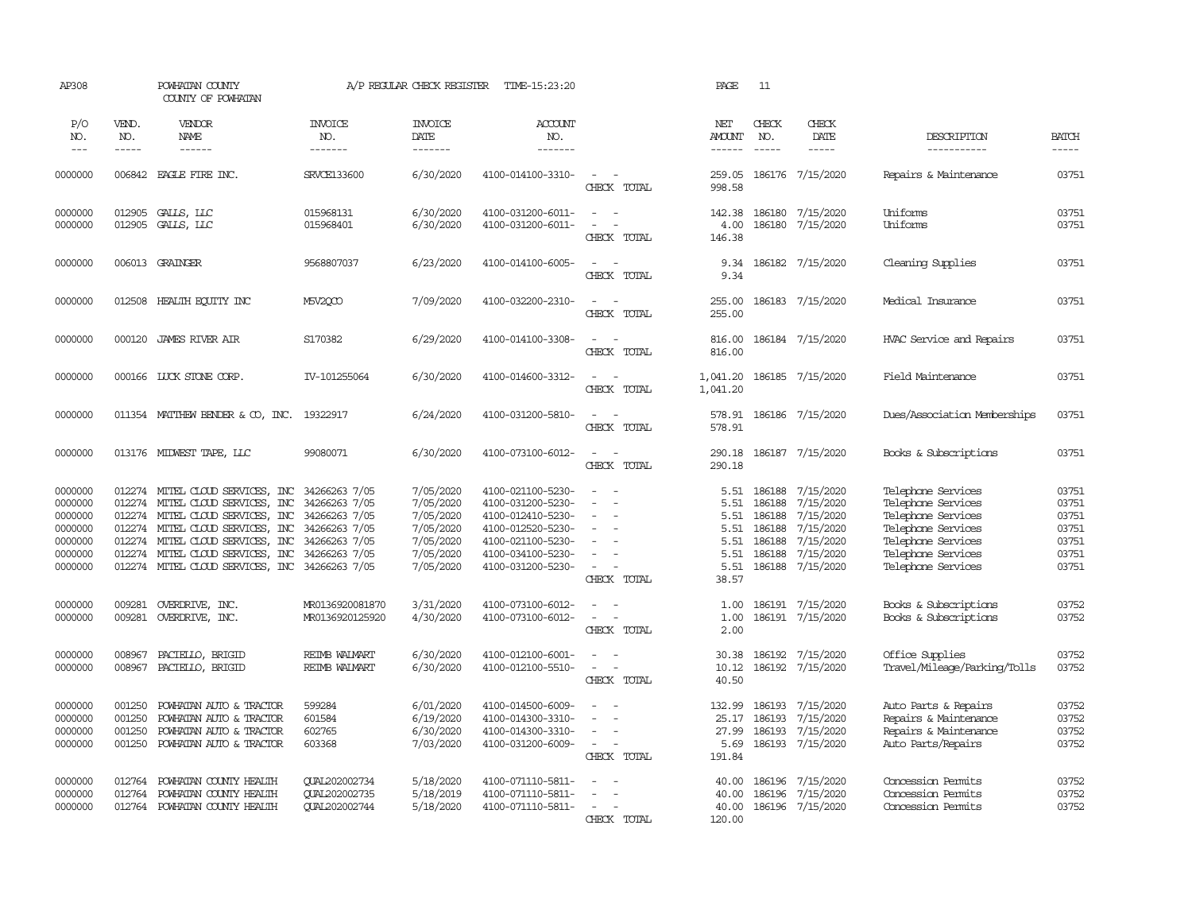AP308 POWHATAN COUNTY A/P REGULAR CHECK REGISTER TIME-15:23:20 PAGE 11

COUNTY OF POWHATAN

| P/O NO. | VEND. NO. | VENDOR NAME | INVOICE NO. | INVOICE DATE | ACCOUNT NO. | | NET AMOUNT | CHECK NO. | CHECK DATE | DESCRIPTION | BATCH |
|---|---|---|---|---|---|---|---|---|---|---|---|
| 0000000 | 006842 | EAGLE FIRE INC. | SRVCE133600 | 6/30/2020 | 4100-014100-3310- | - - | 259.05 | 186176 | 7/15/2020 | Repairs & Maintenance | 03751 |
| | | | | | | CHECK TOTAL | 998.58 | | | | |
| 0000000 | 012905 | GALLS, LLC | 015968131 | 6/30/2020 | 4100-031200-6011- | - - | 142.38 | 186180 | 7/15/2020 | Uniforms | 03751 |
| 0000000 | 012905 | GALLS, LLC | 015968401 | 6/30/2020 | 4100-031200-6011- | - - | 4.00 | 186180 | 7/15/2020 | Uniforms | 03751 |
| | | | | | | CHECK TOTAL | 146.38 | | | | |
| 0000000 | 006013 | GRAINGER | 9568807037 | 6/23/2020 | 4100-014100-6005- | - - | 9.34 | 186182 | 7/15/2020 | Cleaning Supplies | 03751 |
| | | | | | | CHECK TOTAL | 9.34 | | | | |
| 0000000 | 012508 | HEALTH EQUITY INC | M5V2QCO | 7/09/2020 | 4100-032200-2310- | - - | 255.00 | 186183 | 7/15/2020 | Medical Insurance | 03751 |
| | | | | | | CHECK TOTAL | 255.00 | | | | |
| 0000000 | 000120 | JAMES RIVER AIR | S170382 | 6/29/2020 | 4100-014100-3308- | - - | 816.00 | 186184 | 7/15/2020 | HVAC Service and Repairs | 03751 |
| | | | | | | CHECK TOTAL | 816.00 | | | | |
| 0000000 | 000166 | LUCK STONE CORP. | IV-101255064 | 6/30/2020 | 4100-014600-3312- | - - | 1,041.20 | 186185 | 7/15/2020 | Field Maintenance | 03751 |
| | | | | | | CHECK TOTAL | 1,041.20 | | | | |
| 0000000 | 011354 | MATTHEW BENDER & CO, INC. | 19322917 | 6/24/2020 | 4100-031200-5810- | - - | 578.91 | 186186 | 7/15/2020 | Dues/Association Memberships | 03751 |
| | | | | | | CHECK TOTAL | 578.91 | | | | |
| 0000000 | 013176 | MIDWEST TAPE, LLC | 99080071 | 6/30/2020 | 4100-073100-6012- | - - | 290.18 | 186187 | 7/15/2020 | Books & Subscriptions | 03751 |
| | | | | | | CHECK TOTAL | 290.18 | | | | |
| 0000000 | 012274 | MITEL CLOUD SERVICES, INC | 34266263 7/05 | 7/05/2020 | 4100-021100-5230- | - - | 5.51 | 186188 | 7/15/2020 | Telephone Services | 03751 |
| 0000000 | 012274 | MITEL CLOUD SERVICES, INC | 34266263 7/05 | 7/05/2020 | 4100-031200-5230- | - - | 5.51 | 186188 | 7/15/2020 | Telephone Services | 03751 |
| 0000000 | 012274 | MITEL CLOUD SERVICES, INC | 34266263 7/05 | 7/05/2020 | 4100-012410-5230- | - - | 5.51 | 186188 | 7/15/2020 | Telephone Services | 03751 |
| 0000000 | 012274 | MITEL CLOUD SERVICES, INC | 34266263 7/05 | 7/05/2020 | 4100-012520-5230- | - - | 5.51 | 186188 | 7/15/2020 | Telephone Services | 03751 |
| 0000000 | 012274 | MITEL CLOUD SERVICES, INC | 34266263 7/05 | 7/05/2020 | 4100-021100-5230- | - - | 5.51 | 186188 | 7/15/2020 | Telephone Services | 03751 |
| 0000000 | 012274 | MITEL CLOUD SERVICES, INC | 34266263 7/05 | 7/05/2020 | 4100-034100-5230- | - - | 5.51 | 186188 | 7/15/2020 | Telephone Services | 03751 |
| 0000000 | 012274 | MITEL CLOUD SERVICES, INC | 34266263 7/05 | 7/05/2020 | 4100-031200-5230- | - - | 5.51 | 186188 | 7/15/2020 | Telephone Services | 03751 |
| | | | | | | CHECK TOTAL | 38.57 | | | | |
| 0000000 | 009281 | OVERDRIVE, INC. | MR0136920081870 | 3/31/2020 | 4100-073100-6012- | - - | 1.00 | 186191 | 7/15/2020 | Books & Subscriptions | 03752 |
| 0000000 | 009281 | OVERDRIVE, INC. | MR0136920125920 | 4/30/2020 | 4100-073100-6012- | - - | 1.00 | 186191 | 7/15/2020 | Books & Subscriptions | 03752 |
| | | | | | | CHECK TOTAL | 2.00 | | | | |
| 0000000 | 008967 | PACIELLO, BRIGID | REIMB WALMART | 6/30/2020 | 4100-012100-6001- | - - | 30.38 | 186192 | 7/15/2020 | Office Supplies | 03752 |
| 0000000 | 008967 | PACIELLO, BRIGID | REIMB WALMART | 6/30/2020 | 4100-012100-5510- | - - | 10.12 | 186192 | 7/15/2020 | Travel/Mileage/Parking/Tolls | 03752 |
| | | | | | | CHECK TOTAL | 40.50 | | | | |
| 0000000 | 001250 | POWHATAN AUTO & TRACTOR | 599284 | 6/01/2020 | 4100-014500-6009- | - - | 132.99 | 186193 | 7/15/2020 | Auto Parts & Repairs | 03752 |
| 0000000 | 001250 | POWHATAN AUTO & TRACTOR | 601584 | 6/19/2020 | 4100-014300-3310- | - - | 25.17 | 186193 | 7/15/2020 | Repairs & Maintenance | 03752 |
| 0000000 | 001250 | POWHATAN AUTO & TRACTOR | 602765 | 6/30/2020 | 4100-014300-3310- | - - | 27.99 | 186193 | 7/15/2020 | Repairs & Maintenance | 03752 |
| 0000000 | 001250 | POWHATAN AUTO & TRACTOR | 603368 | 7/03/2020 | 4100-031200-6009- | - - | 5.69 | 186193 | 7/15/2020 | Auto Parts/Repairs | 03752 |
| | | | | | | CHECK TOTAL | 191.84 | | | | |
| 0000000 | 012764 | POWHATAN COUNTY HEALTH | QUAL202002734 | 5/18/2020 | 4100-071110-5811- | - - | 40.00 | 186196 | 7/15/2020 | Concession Permits | 03752 |
| 0000000 | 012764 | POWHATAN COUNTY HEALTH | QUAL202002735 | 5/18/2019 | 4100-071110-5811- | - - | 40.00 | 186196 | 7/15/2020 | Concession Permits | 03752 |
| 0000000 | 012764 | POWHATAN COUNTY HEALTH | QUAL202002744 | 5/18/2020 | 4100-071110-5811- | - - | 40.00 | 186196 | 7/15/2020 | Concession Permits | 03752 |
| | | | | | | CHECK TOTAL | 120.00 | | | | |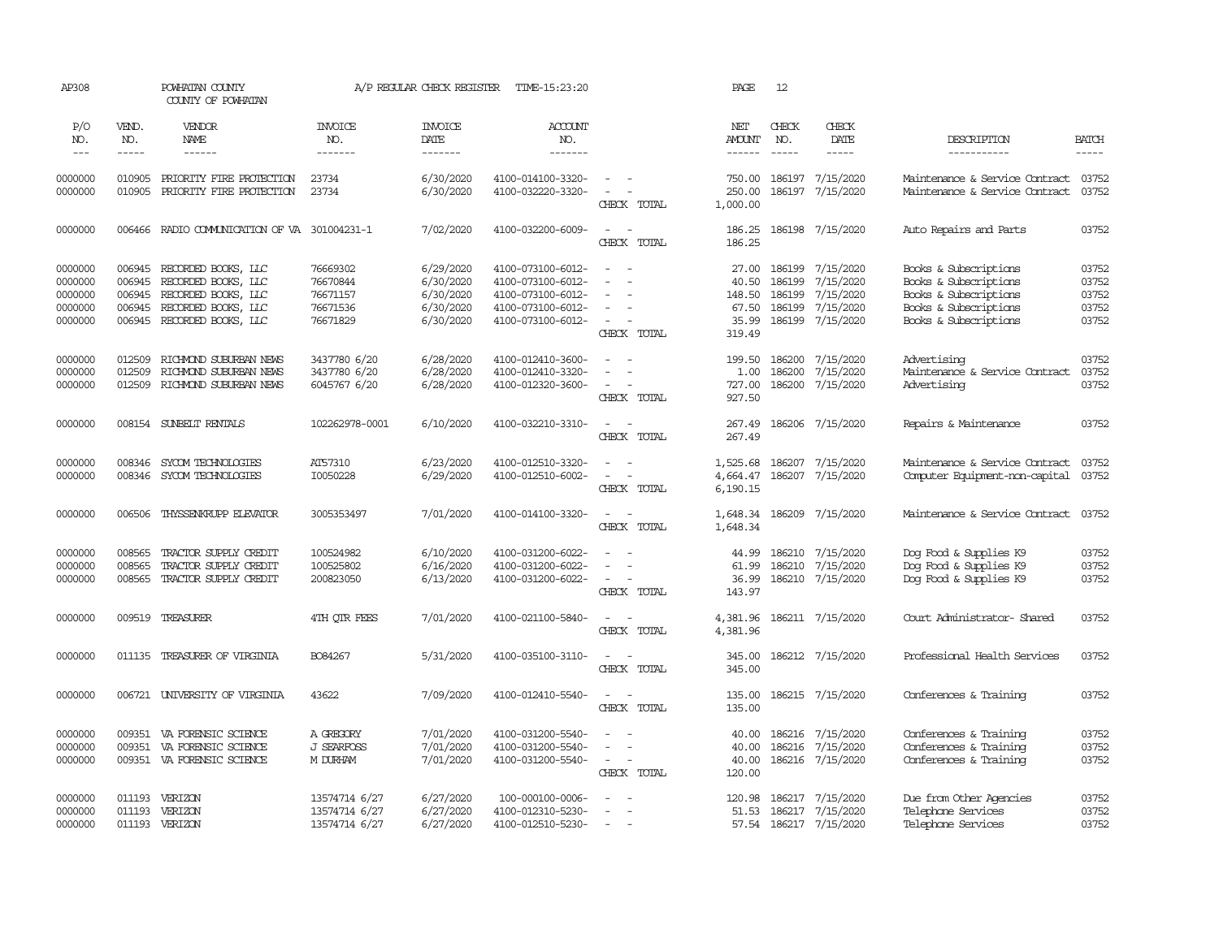AP308 POWHATAN COUNTY A/P REGULAR CHECK REGISTER TIME-15:23:20 PAGE 12
COUNTY OF POWHATAN

| P/O NO. | VEND. NO. | VENDOR NAME | INVOICE NO. | INVOICE DATE | ACCOUNT NO. | | NET AMOUNT | CHECK NO. | CHECK DATE | DESCRIPTION | BATCH |
|---|---|---|---|---|---|---|---|---|---|---|---|
| 0000000 | 010905 | PRIORITY FIRE PROTECTION | 23734 | 6/30/2020 | 4100-014100-3320- | - - | 750.00 | 186197 | 7/15/2020 | Maintenance & Service Contract | 03752 |
| 0000000 | 010905 | PRIORITY FIRE PROTECTION | 23734 | 6/30/2020 | 4100-032220-3320- | - - | 250.00 | 186197 | 7/15/2020 | Maintenance & Service Contract | 03752 |
| | | | | | | CHECK TOTAL | 1,000.00 | | | | |
| 0000000 | 006466 | RADIO COMMUNICATION OF VA | 301004231-1 | 7/02/2020 | 4100-032200-6009- | - - | 186.25 | 186198 | 7/15/2020 | Auto Repairs and Parts | 03752 |
| | | | | | | CHECK TOTAL | 186.25 | | | | |
| 0000000 | 006945 | RECORDED BOOKS, LLC | 76669302 | 6/29/2020 | 4100-073100-6012- | - - | 27.00 | 186199 | 7/15/2020 | Books & Subscriptions | 03752 |
| 0000000 | 006945 | RECORDED BOOKS, LLC | 76670844 | 6/30/2020 | 4100-073100-6012- | - - | 40.50 | 186199 | 7/15/2020 | Books & Subscriptions | 03752 |
| 0000000 | 006945 | RECORDED BOOKS, LLC | 76671157 | 6/30/2020 | 4100-073100-6012- | - - | 148.50 | 186199 | 7/15/2020 | Books & Subscriptions | 03752 |
| 0000000 | 006945 | RECORDED BOOKS, LLC | 76671536 | 6/30/2020 | 4100-073100-6012- | - - | 67.50 | 186199 | 7/15/2020 | Books & Subscriptions | 03752 |
| 0000000 | 006945 | RECORDED BOOKS, LLC | 76671829 | 6/30/2020 | 4100-073100-6012- | - - | 35.99 | 186199 | 7/15/2020 | Books & Subscriptions | 03752 |
| | | | | | | CHECK TOTAL | 319.49 | | | | |
| 0000000 | 012509 | RICHMOND SUBURBAN NEWS | 3437780 6/20 | 6/28/2020 | 4100-012410-3600- | - - | 199.50 | 186200 | 7/15/2020 | Advertising | 03752 |
| 0000000 | 012509 | RICHMOND SUBURBAN NEWS | 3437780 6/20 | 6/28/2020 | 4100-012410-3320- | - - | 1.00 | 186200 | 7/15/2020 | Maintenance & Service Contract | 03752 |
| 0000000 | 012509 | RICHMOND SUBURBAN NEWS | 6045767 6/20 | 6/28/2020 | 4100-012320-3600- | - - | 727.00 | 186200 | 7/15/2020 | Advertising | 03752 |
| | | | | | | CHECK TOTAL | 927.50 | | | | |
| 0000000 | 008154 | SUNBELT RENTALS | 102262978-0001 | 6/10/2020 | 4100-032210-3310- | - - | 267.49 | 186206 | 7/15/2020 | Repairs & Maintenance | 03752 |
| | | | | | | CHECK TOTAL | 267.49 | | | | |
| 0000000 | 008346 | SYCOM TECHNOLOGIES | AI57310 | 6/23/2020 | 4100-012510-3320- | - - | 1,525.68 | 186207 | 7/15/2020 | Maintenance & Service Contract | 03752 |
| 0000000 | 008346 | SYCOM TECHNOLOGIES | I0050228 | 6/29/2020 | 4100-012510-6002- | - - | 4,664.47 | 186207 | 7/15/2020 | Computer Equipment-non-capital | 03752 |
| | | | | | | CHECK TOTAL | 6,190.15 | | | | |
| 0000000 | 006506 | THYSSENKRUPP ELEVATOR | 3005353497 | 7/01/2020 | 4100-014100-3320- | - - | 1,648.34 | 186209 | 7/15/2020 | Maintenance & Service Contract | 03752 |
| | | | | | | CHECK TOTAL | 1,648.34 | | | | |
| 0000000 | 008565 | TRACTOR SUPPLY CREDIT | 100524982 | 6/10/2020 | 4100-031200-6022- | - - | 44.99 | 186210 | 7/15/2020 | Dog Food & Supplies K9 | 03752 |
| 0000000 | 008565 | TRACTOR SUPPLY CREDIT | 100525802 | 6/16/2020 | 4100-031200-6022- | - - | 61.99 | 186210 | 7/15/2020 | Dog Food & Supplies K9 | 03752 |
| 0000000 | 008565 | TRACTOR SUPPLY CREDIT | 200823050 | 6/13/2020 | 4100-031200-6022- | - - | 36.99 | 186210 | 7/15/2020 | Dog Food & Supplies K9 | 03752 |
| | | | | | | CHECK TOTAL | 143.97 | | | | |
| 0000000 | 009519 | TREASURER | 4TH QTR FEES | 7/01/2020 | 4100-021100-5840- | - - | 4,381.96 | 186211 | 7/15/2020 | Court Administrator- Shared | 03752 |
| | | | | | | CHECK TOTAL | 4,381.96 | | | | |
| 0000000 | 011135 | TREASURER OF VIRGINIA | BO84267 | 5/31/2020 | 4100-035100-3110- | - - | 345.00 | 186212 | 7/15/2020 | Professional Health Services | 03752 |
| | | | | | | CHECK TOTAL | 345.00 | | | | |
| 0000000 | 006721 | UNIVERSITY OF VIRGINIA | 43622 | 7/09/2020 | 4100-012410-5540- | - - | 135.00 | 186215 | 7/15/2020 | Conferences & Training | 03752 |
| | | | | | | CHECK TOTAL | 135.00 | | | | |
| 0000000 | 009351 | VA FORENSIC SCIENCE | A GREGORY | 7/01/2020 | 4100-031200-5540- | - - | 40.00 | 186216 | 7/15/2020 | Conferences & Training | 03752 |
| 0000000 | 009351 | VA FORENSIC SCIENCE | J SEARFOSS | 7/01/2020 | 4100-031200-5540- | - - | 40.00 | 186216 | 7/15/2020 | Conferences & Training | 03752 |
| 0000000 | 009351 | VA FORENSIC SCIENCE | M DURHAM | 7/01/2020 | 4100-031200-5540- | - - | 40.00 | 186216 | 7/15/2020 | Conferences & Training | 03752 |
| | | | | | | CHECK TOTAL | 120.00 | | | | |
| 0000000 | 011193 | VERIZON | 13574714 6/27 | 6/27/2020 | 100-000100-0006- | - - | 120.98 | 186217 | 7/15/2020 | Due from Other Agencies | 03752 |
| 0000000 | 011193 | VERIZON | 13574714 6/27 | 6/27/2020 | 4100-012310-5230- | - - | 51.53 | 186217 | 7/15/2020 | Telephone Services | 03752 |
| 0000000 | 011193 | VERIZON | 13574714 6/27 | 6/27/2020 | 4100-012510-5230- | - - | 57.54 | 186217 | 7/15/2020 | Telephone Services | 03752 |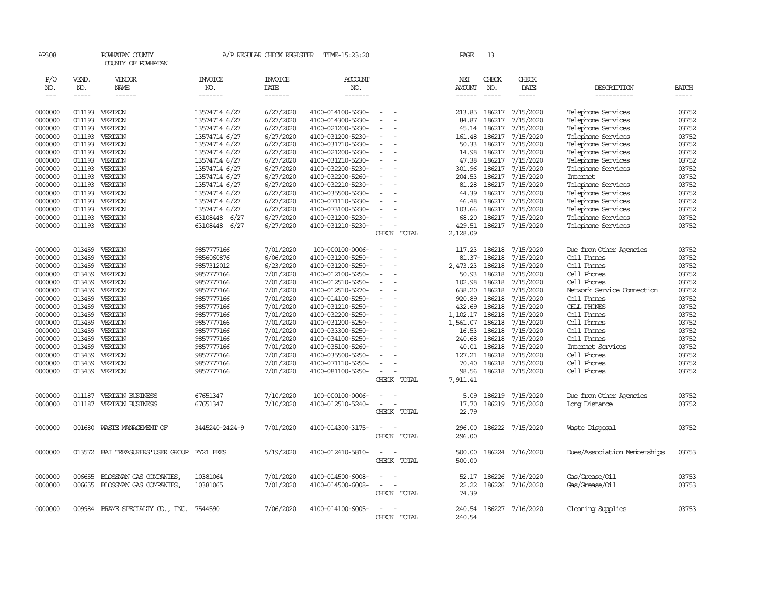AP308 POWHATAN COUNTY A/P REGULAR CHECK REGISTER TIME-15:23:20 PAGE 13

COUNTY OF POWHATAN

| P/O NO. | VEND. NO. | VENDOR NAME | INVOICE NO. | INVOICE DATE | ACCOUNT NO. | | NET AMOUNT | CHECK NO. | CHECK DATE | DESCRIPTION | BATCH |
|---|---|---|---|---|---|---|---|---|---|---|---|
| 0000000 | 011193 | VERIZON | 13574714 6/27 | 6/27/2020 | 4100-014100-5230- | - - | 213.85 | 186217 | 7/15/2020 | Telephone Services | 03752 |
| 0000000 | 011193 | VERIZON | 13574714 6/27 | 6/27/2020 | 4100-014300-5230- | - - | 84.87 | 186217 | 7/15/2020 | Telephone Services | 03752 |
| 0000000 | 011193 | VERIZON | 13574714 6/27 | 6/27/2020 | 4100-021200-5230- | - - | 45.14 | 186217 | 7/15/2020 | Telephone Services | 03752 |
| 0000000 | 011193 | VERIZON | 13574714 6/27 | 6/27/2020 | 4100-031200-5230- | - - | 161.48 | 186217 | 7/15/2020 | Telephone Services | 03752 |
| 0000000 | 011193 | VERIZON | 13574714 6/27 | 6/27/2020 | 4100-031710-5230- | - - | 50.33 | 186217 | 7/15/2020 | Telephone Services | 03752 |
| 0000000 | 011193 | VERIZON | 13574714 6/27 | 6/27/2020 | 4100-021200-5230- | - - | 14.98 | 186217 | 7/15/2020 | Telephone Services | 03752 |
| 0000000 | 011193 | VERIZON | 13574714 6/27 | 6/27/2020 | 4100-031210-5230- | - - | 47.38 | 186217 | 7/15/2020 | Telephone Services | 03752 |
| 0000000 | 011193 | VERIZON | 13574714 6/27 | 6/27/2020 | 4100-032200-5230- | - - | 301.96 | 186217 | 7/15/2020 | Telephone Services | 03752 |
| 0000000 | 011193 | VERIZON | 13574714 6/27 | 6/27/2020 | 4100-032200-5260- | - - | 204.53 | 186217 | 7/15/2020 | Internet | 03752 |
| 0000000 | 011193 | VERIZON | 13574714 6/27 | 6/27/2020 | 4100-032210-5230- | - - | 81.28 | 186217 | 7/15/2020 | Telephone Services | 03752 |
| 0000000 | 011193 | VERIZON | 13574714 6/27 | 6/27/2020 | 4100-035500-5230- | - - | 44.39 | 186217 | 7/15/2020 | Telephone Services | 03752 |
| 0000000 | 011193 | VERIZON | 13574714 6/27 | 6/27/2020 | 4100-071110-5230- | - - | 46.48 | 186217 | 7/15/2020 | Telephone Services | 03752 |
| 0000000 | 011193 | VERIZON | 13574714 6/27 | 6/27/2020 | 4100-073100-5230- | - - | 103.66 | 186217 | 7/15/2020 | Telephone Services | 03752 |
| 0000000 | 011193 | VERIZON | 63108448 6/27 | 6/27/2020 | 4100-031200-5230- | - - | 68.20 | 186217 | 7/15/2020 | Telephone Services | 03752 |
| 0000000 | 011193 | VERIZON | 63108448 6/27 | 6/27/2020 | 4100-031210-5230- | - - | 429.51 | 186217 | 7/15/2020 | Telephone Services | 03752 |
| | | | | | | CHECK TOTAL | 2,128.09 | | | | |
| 0000000 | 013459 | VERIZON | 9857777166 | 7/01/2020 | 100-000100-0006- | - - | 117.23 | 186218 | 7/15/2020 | Due from Other Agencies | 03752 |
| 0000000 | 013459 | VERIZON | 9856060876 | 6/06/2020 | 4100-031200-5250- | - - | 81.37- | 186218 | 7/15/2020 | Cell Phones | 03752 |
| 0000000 | 013459 | VERIZON | 9857312012 | 6/23/2020 | 4100-031200-5250- | - - | 2,473.23 | 186218 | 7/15/2020 | Cell Phones | 03752 |
| 0000000 | 013459 | VERIZON | 9857777166 | 7/01/2020 | 4100-012100-5250- | - - | 50.93 | 186218 | 7/15/2020 | Cell Phones | 03752 |
| 0000000 | 013459 | VERIZON | 9857777166 | 7/01/2020 | 4100-012510-5250- | - - | 102.98 | 186218 | 7/15/2020 | Cell Phones | 03752 |
| 0000000 | 013459 | VERIZON | 9857777166 | 7/01/2020 | 4100-012510-5270- | - - | 638.20 | 186218 | 7/15/2020 | Network Service Connection | 03752 |
| 0000000 | 013459 | VERIZON | 9857777166 | 7/01/2020 | 4100-014100-5250- | - - | 920.89 | 186218 | 7/15/2020 | Cell Phones | 03752 |
| 0000000 | 013459 | VERIZON | 9857777166 | 7/01/2020 | 4100-031210-5250- | - - | 432.69 | 186218 | 7/15/2020 | CELL PHONES | 03752 |
| 0000000 | 013459 | VERIZON | 9857777166 | 7/01/2020 | 4100-032200-5250- | - - | 1,102.17 | 186218 | 7/15/2020 | Cell Phones | 03752 |
| 0000000 | 013459 | VERIZON | 9857777166 | 7/01/2020 | 4100-031200-5250- | - - | 1,561.07 | 186218 | 7/15/2020 | Cell Phones | 03752 |
| 0000000 | 013459 | VERIZON | 9857777166 | 7/01/2020 | 4100-033300-5250- | - - | 16.53 | 186218 | 7/15/2020 | Cell Phones | 03752 |
| 0000000 | 013459 | VERIZON | 9857777166 | 7/01/2020 | 4100-034100-5250- | - - | 240.68 | 186218 | 7/15/2020 | Cell Phones | 03752 |
| 0000000 | 013459 | VERIZON | 9857777166 | 7/01/2020 | 4100-035100-5260- | - - | 40.01 | 186218 | 7/15/2020 | Internet Services | 03752 |
| 0000000 | 013459 | VERIZON | 9857777166 | 7/01/2020 | 4100-035500-5250- | - - | 127.21 | 186218 | 7/15/2020 | Cell Phones | 03752 |
| 0000000 | 013459 | VERIZON | 9857777166 | 7/01/2020 | 4100-071110-5250- | - - | 70.40 | 186218 | 7/15/2020 | Cell Phones | 03752 |
| 0000000 | 013459 | VERIZON | 9857777166 | 7/01/2020 | 4100-081100-5250- | - - | 98.56 | 186218 | 7/15/2020 | Cell Phones | 03752 |
| | | | | | | CHECK TOTAL | 7,911.41 | | | | |
| 0000000 | 011187 | VERIZON BUSINESS | 67651347 | 7/10/2020 | 100-000100-0006- | - - | 5.09 | 186219 | 7/15/2020 | Due from Other Agencies | 03752 |
| 0000000 | 011187 | VERIZON BUSINESS | 67651347 | 7/10/2020 | 4100-012510-5240- | - - | 17.70 | 186219 | 7/15/2020 | Long Distance | 03752 |
| | | | | | | CHECK TOTAL | 22.79 | | | | |
| 0000000 | 001680 | WASTE MANAGEMENT OF | 3445240-2424-9 | 7/01/2020 | 4100-014300-3175- | - - | 296.00 | 186222 | 7/15/2020 | Waste Disposal | 03752 |
| | | | | | | CHECK TOTAL | 296.00 | | | | |
| 0000000 | 013572 | BAI TREASURERS'USER GROUP | FY21 FEES | 5/19/2020 | 4100-012410-5810- | - - | 500.00 | 186224 | 7/16/2020 | Dues/Association Memberships | 03753 |
| | | | | | | CHECK TOTAL | 500.00 | | | | |
| 0000000 | 006655 | BLOSSMAN GAS COMPANIES, | 10381064 | 7/01/2020 | 4100-014500-6008- | - - | 52.17 | 186226 | 7/16/2020 | Gas/Grease/Oil | 03753 |
| 0000000 | 006655 | BLOSSMAN GAS COMPANIES, | 10381065 | 7/01/2020 | 4100-014500-6008- | - - | 22.22 | 186226 | 7/16/2020 | Gas/Grease/Oil | 03753 |
| | | | | | | CHECK TOTAL | 74.39 | | | | |
| 0000000 | 009984 | BRAME SPECIALTY CO., INC. | 7544590 | 7/06/2020 | 4100-014100-6005- | - - | 240.54 | 186227 | 7/16/2020 | Cleaning Supplies | 03753 |
| | | | | | | CHECK TOTAL | 240.54 | | | | |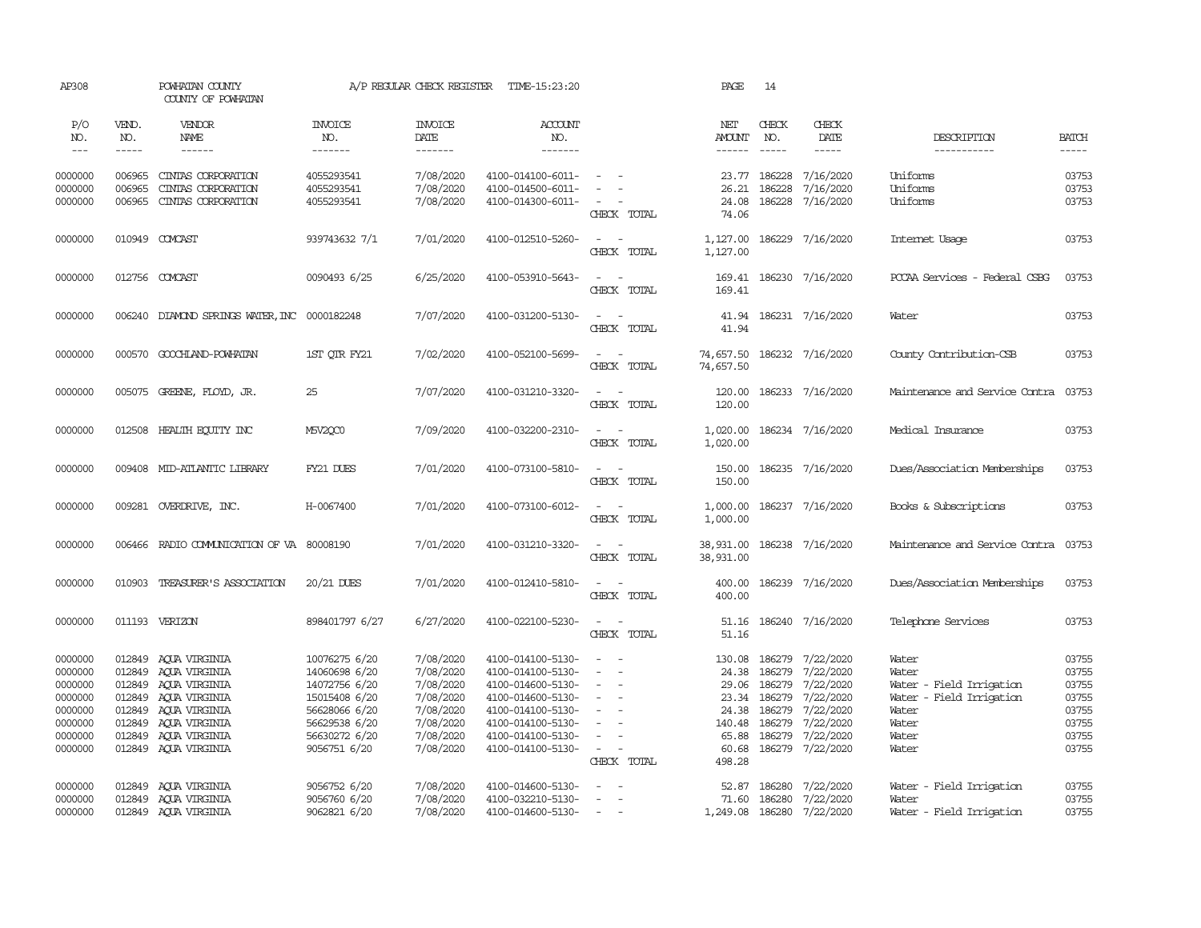AP308 POWHATAN COUNTY A/P REGULAR CHECK REGISTER TIME-15:23:20 PAGE 14

COUNTY OF POWHATAN

| P/O NO. | VEND. NO. | VENDOR NAME | INVOICE NO. | INVOICE DATE | ACCOUNT NO. | | NET AMOUNT | CHECK NO. | CHECK DATE | DESCRIPTION | BATCH |
|---|---|---|---|---|---|---|---|---|---|---|---|
| --- | ----- | ------ | ------- | ------- | ------- | | ------ | ----- | ----- | ----------- | ----- |
| 0000000 | 006965 | CINTAS CORPORATION | 4055293541 | 7/08/2020 | 4100-014100-6011- | - - | 23.77 | 186228 | 7/16/2020 | Uniforms | 03753 |
| 0000000 | 006965 | CINTAS CORPORATION | 4055293541 | 7/08/2020 | 4100-014500-6011- | - - | 26.21 | 186228 | 7/16/2020 | Uniforms | 03753 |
| 0000000 | 006965 | CINTAS CORPORATION | 4055293541 | 7/08/2020 | 4100-014300-6011- | - - | 24.08 | 186228 | 7/16/2020 | Uniforms | 03753 |
| | | | | | | CHECK TOTAL | 74.06 | | | | |
| 0000000 | 010949 | COMCAST | 939743632 7/1 | 7/01/2020 | 4100-012510-5260- | - - | 1,127.00 | 186229 | 7/16/2020 | Internet Usage | 03753 |
| | | | | | | CHECK TOTAL | 1,127.00 | | | | |
| 0000000 | 012756 | COMCAST | 0090493 6/25 | 6/25/2020 | 4100-053910-5643- | - - | 169.41 | 186230 | 7/16/2020 | PCCAA Services - Federal CSBG | 03753 |
| | | | | | | CHECK TOTAL | 169.41 | | | | |
| 0000000 | 006240 | DIAMOND SPRINGS WATER,INC | 0000182248 | 7/07/2020 | 4100-031200-5130- | - - | 41.94 | 186231 | 7/16/2020 | Water | 03753 |
| | | | | | | CHECK TOTAL | 41.94 | | | | |
| 0000000 | 000570 | GOOCHLAND-POWHATAN | 1ST QTR FY21 | 7/02/2020 | 4100-052100-5699- | - - | 74,657.50 | 186232 | 7/16/2020 | County Contribution-CSB | 03753 |
| | | | | | | CHECK TOTAL | 74,657.50 | | | | |
| 0000000 | 005075 | GREENE, FLOYD, JR. | 25 | 7/07/2020 | 4100-031210-3320- | - - | 120.00 | 186233 | 7/16/2020 | Maintenance and Service Contra | 03753 |
| | | | | | | CHECK TOTAL | 120.00 | | | | |
| 0000000 | 012508 | HEALTH EQUITY INC | M5V2QC0 | 7/09/2020 | 4100-032200-2310- | - - | 1,020.00 | 186234 | 7/16/2020 | Medical Insurance | 03753 |
| | | | | | | CHECK TOTAL | 1,020.00 | | | | |
| 0000000 | 009408 | MID-ATLANTIC LIBRARY | FY21 DUES | 7/01/2020 | 4100-073100-5810- | - - | 150.00 | 186235 | 7/16/2020 | Dues/Association Memberships | 03753 |
| | | | | | | CHECK TOTAL | 150.00 | | | | |
| 0000000 | 009281 | OVERDRIVE, INC. | H-0067400 | 7/01/2020 | 4100-073100-6012- | - - | 1,000.00 | 186237 | 7/16/2020 | Books & Subscriptions | 03753 |
| | | | | | | CHECK TOTAL | 1,000.00 | | | | |
| 0000000 | 006466 | RADIO COMMUNICATION OF VA | 80008190 | 7/01/2020 | 4100-031210-3320- | - - | 38,931.00 | 186238 | 7/16/2020 | Maintenance and Service Contra | 03753 |
| | | | | | | CHECK TOTAL | 38,931.00 | | | | |
| 0000000 | 010903 | TREASURER'S ASSOCIATION | 20/21 DUES | 7/01/2020 | 4100-012410-5810- | - - | 400.00 | 186239 | 7/16/2020 | Dues/Association Memberships | 03753 |
| | | | | | | CHECK TOTAL | 400.00 | | | | |
| 0000000 | 011193 | VERIZON | 898401797 6/27 | 6/27/2020 | 4100-022100-5230- | - - | 51.16 | 186240 | 7/16/2020 | Telephone Services | 03753 |
| | | | | | | CHECK TOTAL | 51.16 | | | | |
| 0000000 | 012849 | AQUA VIRGINIA | 10076275 6/20 | 7/08/2020 | 4100-014100-5130- | - - | 130.08 | 186279 | 7/22/2020 | Water | 03755 |
| 0000000 | 012849 | AQUA VIRGINIA | 14060698 6/20 | 7/08/2020 | 4100-014100-5130- | - - | 24.38 | 186279 | 7/22/2020 | Water | 03755 |
| 0000000 | 012849 | AQUA VIRGINIA | 14072756 6/20 | 7/08/2020 | 4100-014600-5130- | - - | 29.06 | 186279 | 7/22/2020 | Water - Field Irrigation | 03755 |
| 0000000 | 012849 | AQUA VIRGINIA | 15015408 6/20 | 7/08/2020 | 4100-014600-5130- | - - | 23.34 | 186279 | 7/22/2020 | Water - Field Irrigation | 03755 |
| 0000000 | 012849 | AQUA VIRGINIA | 56628066 6/20 | 7/08/2020 | 4100-014100-5130- | - - | 24.38 | 186279 | 7/22/2020 | Water | 03755 |
| 0000000 | 012849 | AQUA VIRGINIA | 56629538 6/20 | 7/08/2020 | 4100-014100-5130- | - - | 140.48 | 186279 | 7/22/2020 | Water | 03755 |
| 0000000 | 012849 | AQUA VIRGINIA | 56630272 6/20 | 7/08/2020 | 4100-014100-5130- | - - | 65.88 | 186279 | 7/22/2020 | Water | 03755 |
| 0000000 | 012849 | AQUA VIRGINIA | 9056751 6/20 | 7/08/2020 | 4100-014100-5130- | - - | 60.68 | 186279 | 7/22/2020 | Water | 03755 |
| | | | | | | CHECK TOTAL | 498.28 | | | | |
| 0000000 | 012849 | AQUA VIRGINIA | 9056752 6/20 | 7/08/2020 | 4100-014600-5130- | - - | 52.87 | 186280 | 7/22/2020 | Water - Field Irrigation | 03755 |
| 0000000 | 012849 | AQUA VIRGINIA | 9056760 6/20 | 7/08/2020 | 4100-032210-5130- | - - | 71.60 | 186280 | 7/22/2020 | Water | 03755 |
| 0000000 | 012849 | AQUA VIRGINIA | 9062821 6/20 | 7/08/2020 | 4100-014600-5130- | - - | 1,249.08 | 186280 | 7/22/2020 | Water - Field Irrigation | 03755 |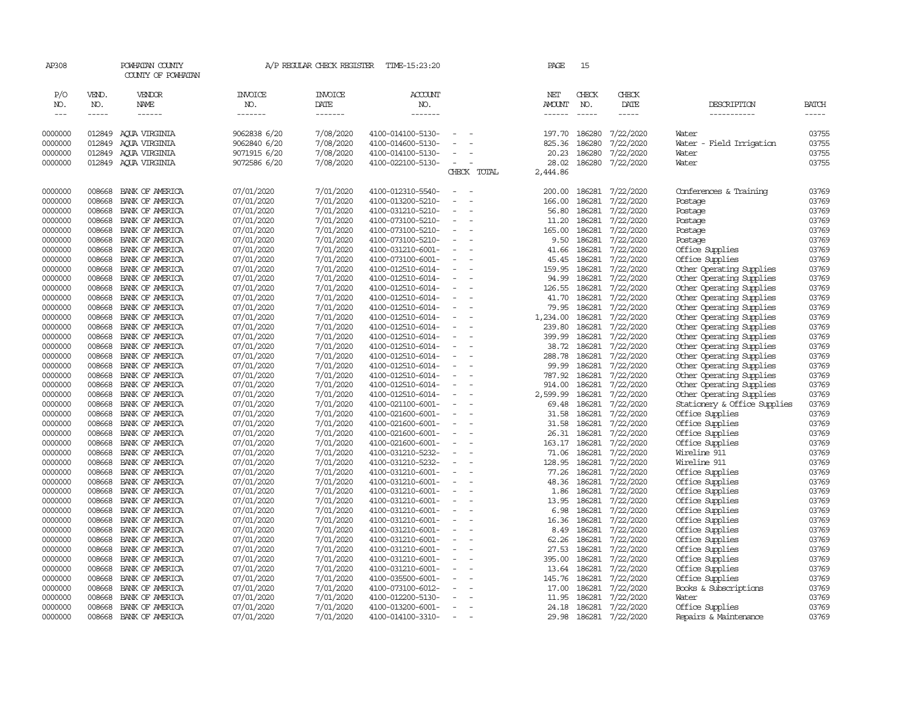AP308 POWHATAN COUNTY A/P REGULAR CHECK REGISTER TIME-15:23:20 PAGE 15

COUNTY OF POWHATAN

| P/O NO. | VEND. NO. | VENDOR NAME | INVOICE NO. | INVOICE DATE | ACCOUNT NO. | | NET AMOUNT | CHECK NO. | CHECK DATE | DESCRIPTION | BATCH |
|---|---|---|---|---|---|---|---|---|---|---|---|
| 0000000 | 012849 | AQUA VIRGINIA | 9062838 6/20 | 7/08/2020 | 4100-014100-5130- | - - | 197.70 | 186280 | 7/22/2020 | Water | 03755 |
| 0000000 | 012849 | AQUA VIRGINIA | 9062840 6/20 | 7/08/2020 | 4100-014600-5130- | - - | 825.36 | 186280 | 7/22/2020 | Water - Field Irrigation | 03755 |
| 0000000 | 012849 | AQUA VIRGINIA | 9071915 6/20 | 7/08/2020 | 4100-014100-5130- | - - | 20.23 | 186280 | 7/22/2020 | Water | 03755 |
| 0000000 | 012849 | AQUA VIRGINIA | 9072586 6/20 | 7/08/2020 | 4100-022100-5130- | - - | 28.02 | 186280 | 7/22/2020 | Water | 03755 |
| | | | | | | CHECK TOTAL | 2,444.86 | | | | |
| 0000000 | 008668 | BANK OF AMERICA | 07/01/2020 | 7/01/2020 | 4100-012310-5540- | - - | 200.00 | 186281 | 7/22/2020 | Conferences & Training | 03769 |
| 0000000 | 008668 | BANK OF AMERICA | 07/01/2020 | 7/01/2020 | 4100-013200-5210- | - - | 166.00 | 186281 | 7/22/2020 | Postage | 03769 |
| 0000000 | 008668 | BANK OF AMERICA | 07/01/2020 | 7/01/2020 | 4100-031210-5210- | - - | 56.80 | 186281 | 7/22/2020 | Postage | 03769 |
| 0000000 | 008668 | BANK OF AMERICA | 07/01/2020 | 7/01/2020 | 4100-073100-5210- | - - | 11.20 | 186281 | 7/22/2020 | Postage | 03769 |
| 0000000 | 008668 | BANK OF AMERICA | 07/01/2020 | 7/01/2020 | 4100-073100-5210- | - - | 165.00 | 186281 | 7/22/2020 | Postage | 03769 |
| 0000000 | 008668 | BANK OF AMERICA | 07/01/2020 | 7/01/2020 | 4100-073100-5210- | - - | 9.50 | 186281 | 7/22/2020 | Postage | 03769 |
| 0000000 | 008668 | BANK OF AMERICA | 07/01/2020 | 7/01/2020 | 4100-031210-6001- | - - | 41.66 | 186281 | 7/22/2020 | Office Supplies | 03769 |
| 0000000 | 008668 | BANK OF AMERICA | 07/01/2020 | 7/01/2020 | 4100-073100-6001- | - - | 45.45 | 186281 | 7/22/2020 | Office Supplies | 03769 |
| 0000000 | 008668 | BANK OF AMERICA | 07/01/2020 | 7/01/2020 | 4100-012510-6014- | - - | 159.95 | 186281 | 7/22/2020 | Other Operating Supplies | 03769 |
| 0000000 | 008668 | BANK OF AMERICA | 07/01/2020 | 7/01/2020 | 4100-012510-6014- | - - | 94.99 | 186281 | 7/22/2020 | Other Operating Supplies | 03769 |
| 0000000 | 008668 | BANK OF AMERICA | 07/01/2020 | 7/01/2020 | 4100-012510-6014- | - - | 126.55 | 186281 | 7/22/2020 | Other Operating Supplies | 03769 |
| 0000000 | 008668 | BANK OF AMERICA | 07/01/2020 | 7/01/2020 | 4100-012510-6014- | - - | 41.70 | 186281 | 7/22/2020 | Other Operating Supplies | 03769 |
| 0000000 | 008668 | BANK OF AMERICA | 07/01/2020 | 7/01/2020 | 4100-012510-6014- | - - | 79.95 | 186281 | 7/22/2020 | Other Operating Supplies | 03769 |
| 0000000 | 008668 | BANK OF AMERICA | 07/01/2020 | 7/01/2020 | 4100-012510-6014- | - - | 1,234.00 | 186281 | 7/22/2020 | Other Operating Supplies | 03769 |
| 0000000 | 008668 | BANK OF AMERICA | 07/01/2020 | 7/01/2020 | 4100-012510-6014- | - - | 239.80 | 186281 | 7/22/2020 | Other Operating Supplies | 03769 |
| 0000000 | 008668 | BANK OF AMERICA | 07/01/2020 | 7/01/2020 | 4100-012510-6014- | - - | 399.99 | 186281 | 7/22/2020 | Other Operating Supplies | 03769 |
| 0000000 | 008668 | BANK OF AMERICA | 07/01/2020 | 7/01/2020 | 4100-012510-6014- | - - | 38.72 | 186281 | 7/22/2020 | Other Operating Supplies | 03769 |
| 0000000 | 008668 | BANK OF AMERICA | 07/01/2020 | 7/01/2020 | 4100-012510-6014- | - - | 288.78 | 186281 | 7/22/2020 | Other Operating Supplies | 03769 |
| 0000000 | 008668 | BANK OF AMERICA | 07/01/2020 | 7/01/2020 | 4100-012510-6014- | - - | 99.99 | 186281 | 7/22/2020 | Other Operating Supplies | 03769 |
| 0000000 | 008668 | BANK OF AMERICA | 07/01/2020 | 7/01/2020 | 4100-012510-6014- | - - | 787.92 | 186281 | 7/22/2020 | Other Operating Supplies | 03769 |
| 0000000 | 008668 | BANK OF AMERICA | 07/01/2020 | 7/01/2020 | 4100-012510-6014- | - - | 914.00 | 186281 | 7/22/2020 | Other Operating Supplies | 03769 |
| 0000000 | 008668 | BANK OF AMERICA | 07/01/2020 | 7/01/2020 | 4100-012510-6014- | - - | 2,599.99 | 186281 | 7/22/2020 | Other Operating Supplies | 03769 |
| 0000000 | 008668 | BANK OF AMERICA | 07/01/2020 | 7/01/2020 | 4100-021100-6001- | - - | 69.48 | 186281 | 7/22/2020 | Stationery & Office Supplies | 03769 |
| 0000000 | 008668 | BANK OF AMERICA | 07/01/2020 | 7/01/2020 | 4100-021600-6001- | - - | 31.58 | 186281 | 7/22/2020 | Office Supplies | 03769 |
| 0000000 | 008668 | BANK OF AMERICA | 07/01/2020 | 7/01/2020 | 4100-021600-6001- | - - | 31.58 | 186281 | 7/22/2020 | Office Supplies | 03769 |
| 0000000 | 008668 | BANK OF AMERICA | 07/01/2020 | 7/01/2020 | 4100-021600-6001- | - - | 26.31 | 186281 | 7/22/2020 | Office Supplies | 03769 |
| 0000000 | 008668 | BANK OF AMERICA | 07/01/2020 | 7/01/2020 | 4100-021600-6001- | - - | 163.17 | 186281 | 7/22/2020 | Office Supplies | 03769 |
| 0000000 | 008668 | BANK OF AMERICA | 07/01/2020 | 7/01/2020 | 4100-031210-5232- | - - | 71.06 | 186281 | 7/22/2020 | Wireline 911 | 03769 |
| 0000000 | 008668 | BANK OF AMERICA | 07/01/2020 | 7/01/2020 | 4100-031210-5232- | - - | 128.95 | 186281 | 7/22/2020 | Wireline 911 | 03769 |
| 0000000 | 008668 | BANK OF AMERICA | 07/01/2020 | 7/01/2020 | 4100-031210-6001- | - - | 77.26 | 186281 | 7/22/2020 | Office Supplies | 03769 |
| 0000000 | 008668 | BANK OF AMERICA | 07/01/2020 | 7/01/2020 | 4100-031210-6001- | - - | 48.36 | 186281 | 7/22/2020 | Office Supplies | 03769 |
| 0000000 | 008668 | BANK OF AMERICA | 07/01/2020 | 7/01/2020 | 4100-031210-6001- | - - | 1.86 | 186281 | 7/22/2020 | Office Supplies | 03769 |
| 0000000 | 008668 | BANK OF AMERICA | 07/01/2020 | 7/01/2020 | 4100-031210-6001- | - - | 13.95 | 186281 | 7/22/2020 | Office Supplies | 03769 |
| 0000000 | 008668 | BANK OF AMERICA | 07/01/2020 | 7/01/2020 | 4100-031210-6001- | - - | 6.98 | 186281 | 7/22/2020 | Office Supplies | 03769 |
| 0000000 | 008668 | BANK OF AMERICA | 07/01/2020 | 7/01/2020 | 4100-031210-6001- | - - | 16.36 | 186281 | 7/22/2020 | Office Supplies | 03769 |
| 0000000 | 008668 | BANK OF AMERICA | 07/01/2020 | 7/01/2020 | 4100-031210-6001- | - - | 8.49 | 186281 | 7/22/2020 | Office Supplies | 03769 |
| 0000000 | 008668 | BANK OF AMERICA | 07/01/2020 | 7/01/2020 | 4100-031210-6001- | - - | 62.26 | 186281 | 7/22/2020 | Office Supplies | 03769 |
| 0000000 | 008668 | BANK OF AMERICA | 07/01/2020 | 7/01/2020 | 4100-031210-6001- | - - | 27.53 | 186281 | 7/22/2020 | Office Supplies | 03769 |
| 0000000 | 008668 | BANK OF AMERICA | 07/01/2020 | 7/01/2020 | 4100-031210-6001- | - - | 395.00 | 186281 | 7/22/2020 | Office Supplies | 03769 |
| 0000000 | 008668 | BANK OF AMERICA | 07/01/2020 | 7/01/2020 | 4100-031210-6001- | - - | 13.64 | 186281 | 7/22/2020 | Office Supplies | 03769 |
| 0000000 | 008668 | BANK OF AMERICA | 07/01/2020 | 7/01/2020 | 4100-035500-6001- | - - | 145.76 | 186281 | 7/22/2020 | Office Supplies | 03769 |
| 0000000 | 008668 | BANK OF AMERICA | 07/01/2020 | 7/01/2020 | 4100-073100-6012- | - - | 17.00 | 186281 | 7/22/2020 | Books & Subscriptions | 03769 |
| 0000000 | 008668 | BANK OF AMERICA | 07/01/2020 | 7/01/2020 | 4100-012200-5130- | - - | 11.95 | 186281 | 7/22/2020 | Water | 03769 |
| 0000000 | 008668 | BANK OF AMERICA | 07/01/2020 | 7/01/2020 | 4100-013200-6001- | - - | 24.18 | 186281 | 7/22/2020 | Office Supplies | 03769 |
| 0000000 | 008668 | BANK OF AMERICA | 07/01/2020 | 7/01/2020 | 4100-014100-3310- | - - | 29.98 | 186281 | 7/22/2020 | Repairs & Maintenance | 03769 |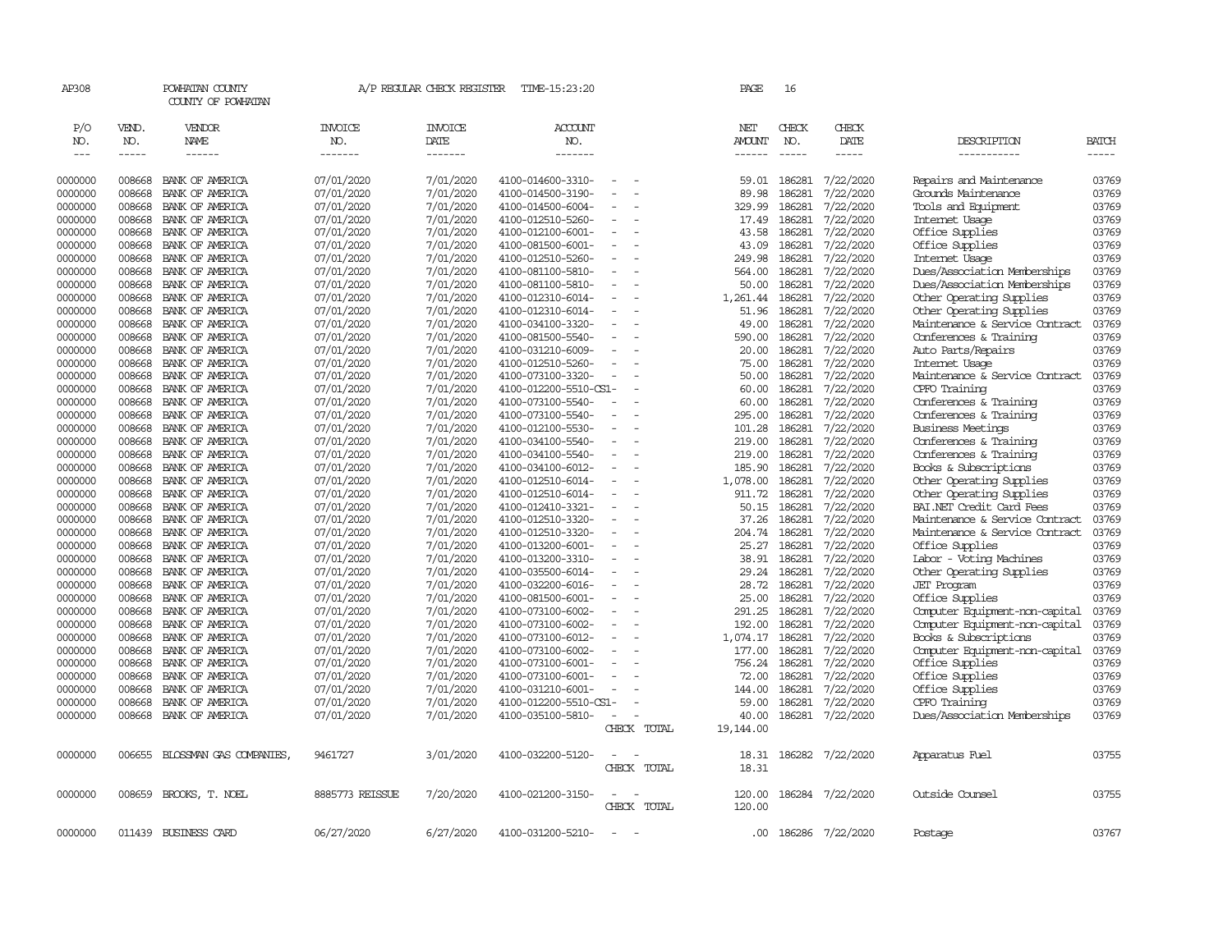AP308 POWHATAN COUNTY A/P REGULAR CHECK REGISTER TIME-15:23:20 PAGE 16

COUNTY OF POWHATAN

| P/O NO. | VEND. NO. | VENDOR NAME | INVOICE NO. | INVOICE DATE | ACCOUNT NO. | | NET AMOUNT | CHECK NO. | CHECK DATE | DESCRIPTION | BATCH |
|---|---|---|---|---|---|---|---|---|---|---|---|
| 0000000 | 008668 | BANK OF AMERICA | 07/01/2020 | 7/01/2020 | 4100-014600-3310- | - - | 59.01 | 186281 | 7/22/2020 | Repairs and Maintenance | 03769 |
| 0000000 | 008668 | BANK OF AMERICA | 07/01/2020 | 7/01/2020 | 4100-014500-3190- | - - | 89.98 | 186281 | 7/22/2020 | Grounds Maintenance | 03769 |
| 0000000 | 008668 | BANK OF AMERICA | 07/01/2020 | 7/01/2020 | 4100-014500-6004- | - - | 329.99 | 186281 | 7/22/2020 | Tools and Equipment | 03769 |
| 0000000 | 008668 | BANK OF AMERICA | 07/01/2020 | 7/01/2020 | 4100-012510-5260- | - - | 17.49 | 186281 | 7/22/2020 | Internet Usage | 03769 |
| 0000000 | 008668 | BANK OF AMERICA | 07/01/2020 | 7/01/2020 | 4100-012100-6001- | - - | 43.58 | 186281 | 7/22/2020 | Office Supplies | 03769 |
| 0000000 | 008668 | BANK OF AMERICA | 07/01/2020 | 7/01/2020 | 4100-081500-6001- | - - | 43.09 | 186281 | 7/22/2020 | Office Supplies | 03769 |
| 0000000 | 008668 | BANK OF AMERICA | 07/01/2020 | 7/01/2020 | 4100-012510-5260- | - - | 249.98 | 186281 | 7/22/2020 | Internet Usage | 03769 |
| 0000000 | 008668 | BANK OF AMERICA | 07/01/2020 | 7/01/2020 | 4100-081100-5810- | - - | 564.00 | 186281 | 7/22/2020 | Dues/Association Memberships | 03769 |
| 0000000 | 008668 | BANK OF AMERICA | 07/01/2020 | 7/01/2020 | 4100-081100-5810- | - - | 50.00 | 186281 | 7/22/2020 | Dues/Association Memberships | 03769 |
| 0000000 | 008668 | BANK OF AMERICA | 07/01/2020 | 7/01/2020 | 4100-012310-6014- | - - | 1,261.44 | 186281 | 7/22/2020 | Other Operating Supplies | 03769 |
| 0000000 | 008668 | BANK OF AMERICA | 07/01/2020 | 7/01/2020 | 4100-012310-6014- | - - | 51.96 | 186281 | 7/22/2020 | Other Operating Supplies | 03769 |
| 0000000 | 008668 | BANK OF AMERICA | 07/01/2020 | 7/01/2020 | 4100-034100-3320- | - - | 49.00 | 186281 | 7/22/2020 | Maintenance & Service Contract | 03769 |
| 0000000 | 008668 | BANK OF AMERICA | 07/01/2020 | 7/01/2020 | 4100-081500-5540- | - - | 590.00 | 186281 | 7/22/2020 | Conferences & Training | 03769 |
| 0000000 | 008668 | BANK OF AMERICA | 07/01/2020 | 7/01/2020 | 4100-031210-6009- | - - | 20.00 | 186281 | 7/22/2020 | Auto Parts/Repairs | 03769 |
| 0000000 | 008668 | BANK OF AMERICA | 07/01/2020 | 7/01/2020 | 4100-012510-5260- | - - | 75.00 | 186281 | 7/22/2020 | Internet Usage | 03769 |
| 0000000 | 008668 | BANK OF AMERICA | 07/01/2020 | 7/01/2020 | 4100-073100-3320- | - - | 50.00 | 186281 | 7/22/2020 | Maintenance & Service Contract | 03769 |
| 0000000 | 008668 | BANK OF AMERICA | 07/01/2020 | 7/01/2020 | 4100-012200-5510-CS1- | - | 60.00 | 186281 | 7/22/2020 | CPFO Training | 03769 |
| 0000000 | 008668 | BANK OF AMERICA | 07/01/2020 | 7/01/2020 | 4100-073100-5540- | - - | 60.00 | 186281 | 7/22/2020 | Conferences & Training | 03769 |
| 0000000 | 008668 | BANK OF AMERICA | 07/01/2020 | 7/01/2020 | 4100-073100-5540- | - - | 295.00 | 186281 | 7/22/2020 | Conferences & Training | 03769 |
| 0000000 | 008668 | BANK OF AMERICA | 07/01/2020 | 7/01/2020 | 4100-012100-5530- | - - | 101.28 | 186281 | 7/22/2020 | Business Meetings | 03769 |
| 0000000 | 008668 | BANK OF AMERICA | 07/01/2020 | 7/01/2020 | 4100-034100-5540- | - - | 219.00 | 186281 | 7/22/2020 | Conferences & Training | 03769 |
| 0000000 | 008668 | BANK OF AMERICA | 07/01/2020 | 7/01/2020 | 4100-034100-5540- | - - | 219.00 | 186281 | 7/22/2020 | Conferences & Training | 03769 |
| 0000000 | 008668 | BANK OF AMERICA | 07/01/2020 | 7/01/2020 | 4100-034100-6012- | - - | 185.90 | 186281 | 7/22/2020 | Books & Subscriptions | 03769 |
| 0000000 | 008668 | BANK OF AMERICA | 07/01/2020 | 7/01/2020 | 4100-012510-6014- | - - | 1,078.00 | 186281 | 7/22/2020 | Other Operating Supplies | 03769 |
| 0000000 | 008668 | BANK OF AMERICA | 07/01/2020 | 7/01/2020 | 4100-012510-6014- | - - | 911.72 | 186281 | 7/22/2020 | Other Operating Supplies | 03769 |
| 0000000 | 008668 | BANK OF AMERICA | 07/01/2020 | 7/01/2020 | 4100-012410-3321- | - - | 50.15 | 186281 | 7/22/2020 | BAI.NET Credit Card Fees | 03769 |
| 0000000 | 008668 | BANK OF AMERICA | 07/01/2020 | 7/01/2020 | 4100-012510-3320- | - - | 37.26 | 186281 | 7/22/2020 | Maintenance & Service Contract | 03769 |
| 0000000 | 008668 | BANK OF AMERICA | 07/01/2020 | 7/01/2020 | 4100-012510-3320- | - - | 204.74 | 186281 | 7/22/2020 | Maintenance & Service Contract | 03769 |
| 0000000 | 008668 | BANK OF AMERICA | 07/01/2020 | 7/01/2020 | 4100-013200-6001- | - - | 25.27 | 186281 | 7/22/2020 | Office Supplies | 03769 |
| 0000000 | 008668 | BANK OF AMERICA | 07/01/2020 | 7/01/2020 | 4100-013200-3310- | - - | 38.91 | 186281 | 7/22/2020 | Labor - Voting Machines | 03769 |
| 0000000 | 008668 | BANK OF AMERICA | 07/01/2020 | 7/01/2020 | 4100-035500-6014- | - - | 29.24 | 186281 | 7/22/2020 | Other Operating Supplies | 03769 |
| 0000000 | 008668 | BANK OF AMERICA | 07/01/2020 | 7/01/2020 | 4100-032200-6016- | - - | 28.72 | 186281 | 7/22/2020 | JET Program | 03769 |
| 0000000 | 008668 | BANK OF AMERICA | 07/01/2020 | 7/01/2020 | 4100-081500-6001- | - - | 25.00 | 186281 | 7/22/2020 | Office Supplies | 03769 |
| 0000000 | 008668 | BANK OF AMERICA | 07/01/2020 | 7/01/2020 | 4100-073100-6002- | - - | 291.25 | 186281 | 7/22/2020 | Computer Equipment-non-capital | 03769 |
| 0000000 | 008668 | BANK OF AMERICA | 07/01/2020 | 7/01/2020 | 4100-073100-6002- | - - | 192.00 | 186281 | 7/22/2020 | Computer Equipment-non-capital | 03769 |
| 0000000 | 008668 | BANK OF AMERICA | 07/01/2020 | 7/01/2020 | 4100-073100-6012- | - - | 1,074.17 | 186281 | 7/22/2020 | Books & Subscriptions | 03769 |
| 0000000 | 008668 | BANK OF AMERICA | 07/01/2020 | 7/01/2020 | 4100-073100-6002- | - - | 177.00 | 186281 | 7/22/2020 | Computer Equipment-non-capital | 03769 |
| 0000000 | 008668 | BANK OF AMERICA | 07/01/2020 | 7/01/2020 | 4100-073100-6001- | - - | 756.24 | 186281 | 7/22/2020 | Office Supplies | 03769 |
| 0000000 | 008668 | BANK OF AMERICA | 07/01/2020 | 7/01/2020 | 4100-073100-6001- | - - | 72.00 | 186281 | 7/22/2020 | Office Supplies | 03769 |
| 0000000 | 008668 | BANK OF AMERICA | 07/01/2020 | 7/01/2020 | 4100-031210-6001- | - - | 144.00 | 186281 | 7/22/2020 | Office Supplies | 03769 |
| 0000000 | 008668 | BANK OF AMERICA | 07/01/2020 | 7/01/2020 | 4100-012200-5510-CS1- | - | 59.00 | 186281 | 7/22/2020 | CPFO Training | 03769 |
| 0000000 | 008668 | BANK OF AMERICA | 07/01/2020 | 7/01/2020 | 4100-035100-5810- | - - | 40.00 | 186281 | 7/22/2020 | Dues/Association Memberships | 03769 |
| | | | | | | CHECK TOTAL | 19,144.00 | | | | |
| 0000000 | 006655 | BLOSSMAN GAS COMPANIES, | 9461727 | 3/01/2020 | 4100-032200-5120- | - - | 18.31 | 186282 | 7/22/2020 | Apparatus Fuel | 03755 |
| | | | | | | CHECK TOTAL | 18.31 | | | | |
| 0000000 | 008659 | BROOKS, T. NOEL | 8885773 REISSUE | 7/20/2020 | 4100-021200-3150- | - - | 120.00 | 186284 | 7/22/2020 | Outside Counsel | 03755 |
| | | | | | | CHECK TOTAL | 120.00 | | | | |
| 0000000 | 011439 | BUSINESS CARD | 06/27/2020 | 6/27/2020 | 4100-031200-5210- | - - | .00 | 186286 | 7/22/2020 | Postage | 03767 |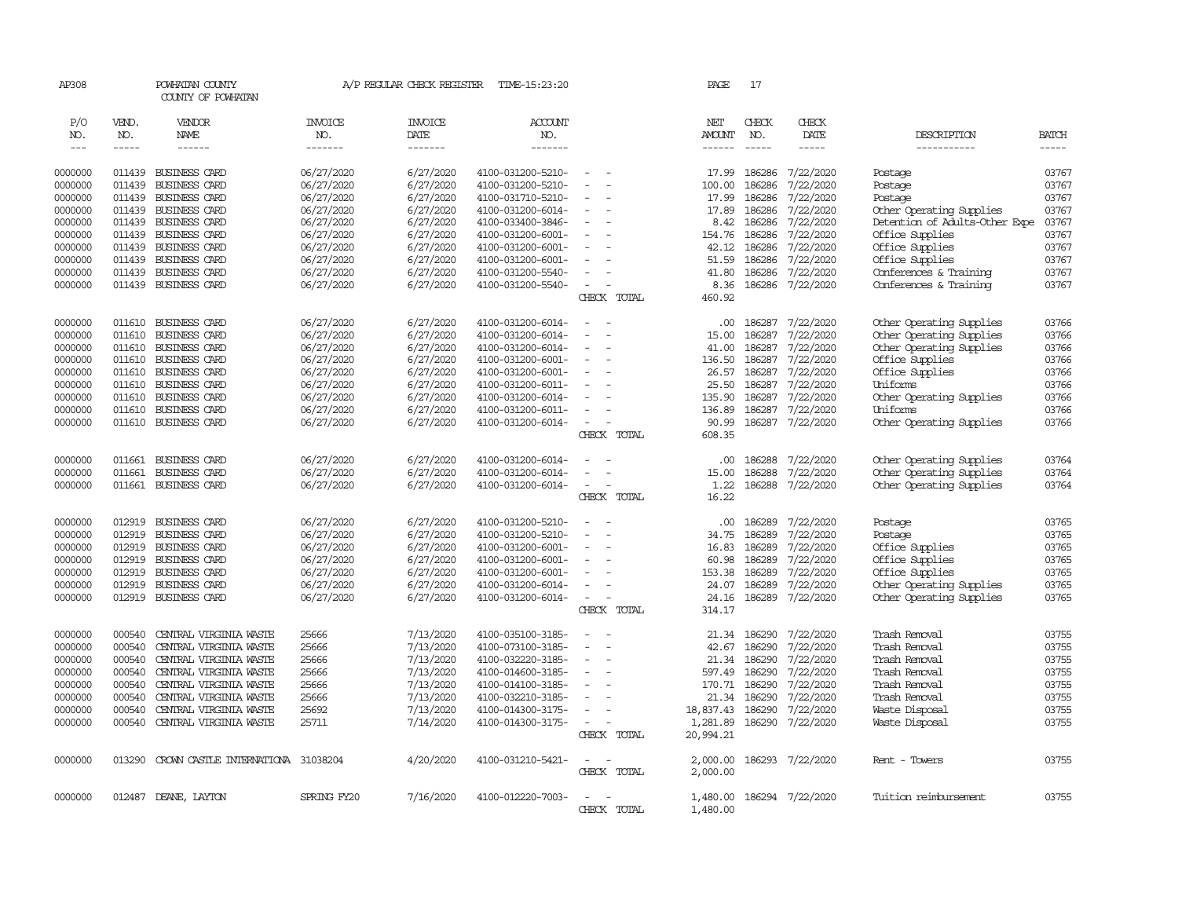AP308 POWHATAN COUNTY A/P REGULAR CHECK REGISTER TIME-15:23:20 PAGE 17

COUNTY OF POWHATAN

| P/O NO. | VEND. NO. | VENDOR NAME | INVOICE NO. | INVOICE DATE | ACCOUNT NO. | | NET AMOUNT | CHECK NO. | CHECK DATE | DESCRIPTION | BATCH |
|---|---|---|---|---|---|---|---|---|---|---|---|
| 0000000 | 011439 | BUSINESS CARD | 06/27/2020 | 6/27/2020 | 4100-031200-5210- | - - | 17.99 | 186286 | 7/22/2020 | Postage | 03767 |
| 0000000 | 011439 | BUSINESS CARD | 06/27/2020 | 6/27/2020 | 4100-031200-5210- | - - | 100.00 | 186286 | 7/22/2020 | Postage | 03767 |
| 0000000 | 011439 | BUSINESS CARD | 06/27/2020 | 6/27/2020 | 4100-031710-5210- | - - | 17.99 | 186286 | 7/22/2020 | Postage | 03767 |
| 0000000 | 011439 | BUSINESS CARD | 06/27/2020 | 6/27/2020 | 4100-031200-6014- | - - | 17.89 | 186286 | 7/22/2020 | Other Operating Supplies | 03767 |
| 0000000 | 011439 | BUSINESS CARD | 06/27/2020 | 6/27/2020 | 4100-033400-3846- | - - | 8.42 | 186286 | 7/22/2020 | Detention of Adults-Other Expe | 03767 |
| 0000000 | 011439 | BUSINESS CARD | 06/27/2020 | 6/27/2020 | 4100-031200-6001- | - - | 154.76 | 186286 | 7/22/2020 | Office Supplies | 03767 |
| 0000000 | 011439 | BUSINESS CARD | 06/27/2020 | 6/27/2020 | 4100-031200-6001- | - - | 42.12 | 186286 | 7/22/2020 | Office Supplies | 03767 |
| 0000000 | 011439 | BUSINESS CARD | 06/27/2020 | 6/27/2020 | 4100-031200-6001- | - - | 51.59 | 186286 | 7/22/2020 | Office Supplies | 03767 |
| 0000000 | 011439 | BUSINESS CARD | 06/27/2020 | 6/27/2020 | 4100-031200-5540- | - - | 41.80 | 186286 | 7/22/2020 | Conferences & Training | 03767 |
| 0000000 | 011439 | BUSINESS CARD | 06/27/2020 | 6/27/2020 | 4100-031200-5540- | - - | 8.36 | 186286 | 7/22/2020 | Conferences & Training | 03767 |
| | | | | | | CHECK TOTAL | 460.92 | | | | |
| 0000000 | 011610 | BUSINESS CARD | 06/27/2020 | 6/27/2020 | 4100-031200-6014- | - - | .00 | 186287 | 7/22/2020 | Other Operating Supplies | 03766 |
| 0000000 | 011610 | BUSINESS CARD | 06/27/2020 | 6/27/2020 | 4100-031200-6014- | - - | 15.00 | 186287 | 7/22/2020 | Other Operating Supplies | 03766 |
| 0000000 | 011610 | BUSINESS CARD | 06/27/2020 | 6/27/2020 | 4100-031200-6014- | - - | 41.00 | 186287 | 7/22/2020 | Other Operating Supplies | 03766 |
| 0000000 | 011610 | BUSINESS CARD | 06/27/2020 | 6/27/2020 | 4100-031200-6001- | - - | 136.50 | 186287 | 7/22/2020 | Office Supplies | 03766 |
| 0000000 | 011610 | BUSINESS CARD | 06/27/2020 | 6/27/2020 | 4100-031200-6001- | - - | 26.57 | 186287 | 7/22/2020 | Office Supplies | 03766 |
| 0000000 | 011610 | BUSINESS CARD | 06/27/2020 | 6/27/2020 | 4100-031200-6011- | - - | 25.50 | 186287 | 7/22/2020 | Uniforms | 03766 |
| 0000000 | 011610 | BUSINESS CARD | 06/27/2020 | 6/27/2020 | 4100-031200-6014- | - - | 135.90 | 186287 | 7/22/2020 | Other Operating Supplies | 03766 |
| 0000000 | 011610 | BUSINESS CARD | 06/27/2020 | 6/27/2020 | 4100-031200-6011- | - - | 136.89 | 186287 | 7/22/2020 | Uniforms | 03766 |
| 0000000 | 011610 | BUSINESS CARD | 06/27/2020 | 6/27/2020 | 4100-031200-6014- | - - | 90.99 | 186287 | 7/22/2020 | Other Operating Supplies | 03766 |
| | | | | | | CHECK TOTAL | 608.35 | | | | |
| 0000000 | 011661 | BUSINESS CARD | 06/27/2020 | 6/27/2020 | 4100-031200-6014- | - - | .00 | 186288 | 7/22/2020 | Other Operating Supplies | 03764 |
| 0000000 | 011661 | BUSINESS CARD | 06/27/2020 | 6/27/2020 | 4100-031200-6014- | - - | 15.00 | 186288 | 7/22/2020 | Other Operating Supplies | 03764 |
| 0000000 | 011661 | BUSINESS CARD | 06/27/2020 | 6/27/2020 | 4100-031200-6014- | - - | 1.22 | 186288 | 7/22/2020 | Other Operating Supplies | 03764 |
| | | | | | | CHECK TOTAL | 16.22 | | | | |
| 0000000 | 012919 | BUSINESS CARD | 06/27/2020 | 6/27/2020 | 4100-031200-5210- | - - | .00 | 186289 | 7/22/2020 | Postage | 03765 |
| 0000000 | 012919 | BUSINESS CARD | 06/27/2020 | 6/27/2020 | 4100-031200-5210- | - - | 34.75 | 186289 | 7/22/2020 | Postage | 03765 |
| 0000000 | 012919 | BUSINESS CARD | 06/27/2020 | 6/27/2020 | 4100-031200-6001- | - - | 16.83 | 186289 | 7/22/2020 | Office Supplies | 03765 |
| 0000000 | 012919 | BUSINESS CARD | 06/27/2020 | 6/27/2020 | 4100-031200-6001- | - - | 60.98 | 186289 | 7/22/2020 | Office Supplies | 03765 |
| 0000000 | 012919 | BUSINESS CARD | 06/27/2020 | 6/27/2020 | 4100-031200-6001- | - - | 153.38 | 186289 | 7/22/2020 | Office Supplies | 03765 |
| 0000000 | 012919 | BUSINESS CARD | 06/27/2020 | 6/27/2020 | 4100-031200-6014- | - - | 24.07 | 186289 | 7/22/2020 | Other Operating Supplies | 03765 |
| 0000000 | 012919 | BUSINESS CARD | 06/27/2020 | 6/27/2020 | 4100-031200-6014- | - - | 24.16 | 186289 | 7/22/2020 | Other Operating Supplies | 03765 |
| | | | | | | CHECK TOTAL | 314.17 | | | | |
| 0000000 | 000540 | CENTRAL VIRGINIA WASTE | 25666 | 7/13/2020 | 4100-035100-3185- | - - | 21.34 | 186290 | 7/22/2020 | Trash Removal | 03755 |
| 0000000 | 000540 | CENTRAL VIRGINIA WASTE | 25666 | 7/13/2020 | 4100-073100-3185- | - - | 42.67 | 186290 | 7/22/2020 | Trash Removal | 03755 |
| 0000000 | 000540 | CENTRAL VIRGINIA WASTE | 25666 | 7/13/2020 | 4100-032220-3185- | - - | 21.34 | 186290 | 7/22/2020 | Trash Removal | 03755 |
| 0000000 | 000540 | CENTRAL VIRGINIA WASTE | 25666 | 7/13/2020 | 4100-014600-3185- | - - | 597.49 | 186290 | 7/22/2020 | Trash Removal | 03755 |
| 0000000 | 000540 | CENTRAL VIRGINIA WASTE | 25666 | 7/13/2020 | 4100-014100-3185- | - - | 170.71 | 186290 | 7/22/2020 | Trash Removal | 03755 |
| 0000000 | 000540 | CENTRAL VIRGINIA WASTE | 25666 | 7/13/2020 | 4100-032210-3185- | - - | 21.34 | 186290 | 7/22/2020 | Trash Removal | 03755 |
| 0000000 | 000540 | CENTRAL VIRGINIA WASTE | 25692 | 7/13/2020 | 4100-014300-3175- | - - | 18,837.43 | 186290 | 7/22/2020 | Waste Disposal | 03755 |
| 0000000 | 000540 | CENTRAL VIRGINIA WASTE | 25711 | 7/14/2020 | 4100-014300-3175- | - - | 1,281.89 | 186290 | 7/22/2020 | Waste Disposal | 03755 |
| | | | | | | CHECK TOTAL | 20,994.21 | | | | |
| 0000000 | 013290 | CROWN CASTLE INTERNATIONA | 31038204 | 4/20/2020 | 4100-031210-5421- | - - | 2,000.00 | 186293 | 7/22/2020 | Rent - Towers | 03755 |
| | | | | | | CHECK TOTAL | 2,000.00 | | | | |
| 0000000 | 012487 | DEANE, LAYTON | SPRING FY20 | 7/16/2020 | 4100-012220-7003- | - - | 1,480.00 | 186294 | 7/22/2020 | Tuition reimbursement | 03755 |
| | | | | | | CHECK TOTAL | 1,480.00 | | | | |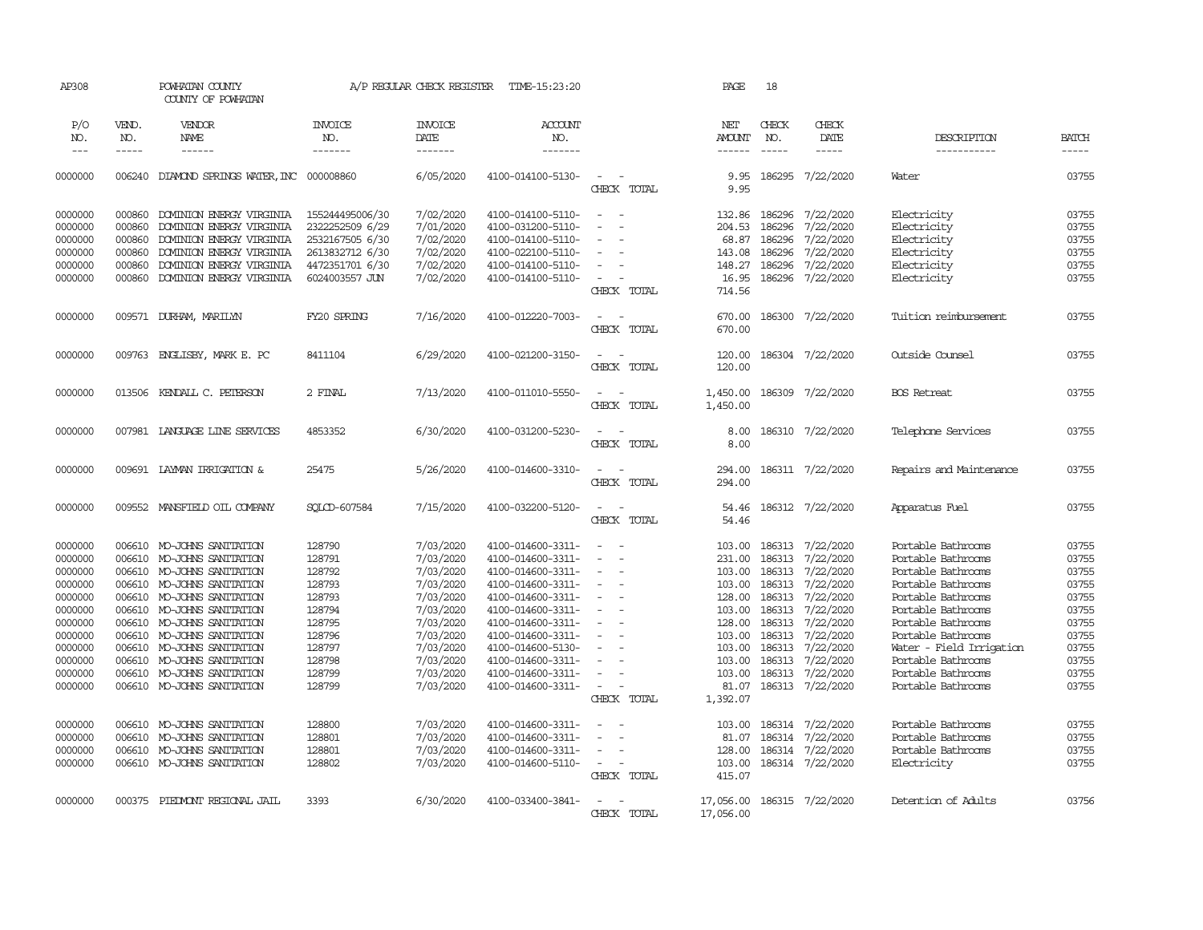AP308 POWHATAN COUNTY A/P REGULAR CHECK REGISTER TIME-15:23:20 PAGE 18

COUNTY OF POWHATAN

| P/O NO. | VEND. NO. | VENDOR NAME | INVOICE NO. | INVOICE DATE | ACCOUNT NO. | | NET AMOUNT | CHECK NO. | CHECK DATE | DESCRIPTION | BATCH |
|---|---|---|---|---|---|---|---|---|---|---|---|
| --- | ----- | ------ | ------- | ------- | ------- | | ------ | ----- | ----- | ----------- | ----- |
| 0000000 | 006240 | DIAMOND SPRINGS WATER, INC | 000008860 | 6/05/2020 | 4100-014100-5130- | - - | 9.95 | 186295 | 7/22/2020 | Water | 03755 |
| | | | | | | CHECK TOTAL | 9.95 | | | | |
| 0000000 | 000860 | DOMINION ENERGY VIRGINIA | 155244495006/30 | 7/02/2020 | 4100-014100-5110- | - - | 132.86 | 186296 | 7/22/2020 | Electricity | 03755 |
| 0000000 | 000860 | DOMINION ENERGY VIRGINIA | 2322252509 6/29 | 7/01/2020 | 4100-031200-5110- | - - | 204.53 | 186296 | 7/22/2020 | Electricity | 03755 |
| 0000000 | 000860 | DOMINION ENERGY VIRGINIA | 2532167505 6/30 | 7/02/2020 | 4100-014100-5110- | - - | 68.87 | 186296 | 7/22/2020 | Electricity | 03755 |
| 0000000 | 000860 | DOMINION ENERGY VIRGINIA | 2613832712 6/30 | 7/02/2020 | 4100-022100-5110- | - - | 143.08 | 186296 | 7/22/2020 | Electricity | 03755 |
| 0000000 | 000860 | DOMINION ENERGY VIRGINIA | 4472351701 6/30 | 7/02/2020 | 4100-014100-5110- | - - | 148.27 | 186296 | 7/22/2020 | Electricity | 03755 |
| 0000000 | 000860 | DOMINION ENERGY VIRGINIA | 6024003557 JUN | 7/02/2020 | 4100-014100-5110- | - - | 16.95 | 186296 | 7/22/2020 | Electricity | 03755 |
| | | | | | | CHECK TOTAL | 714.56 | | | | |
| 0000000 | 009571 | DURHAM, MARILYN | FY20 SPRING | 7/16/2020 | 4100-012220-7003- | - - | 670.00 | 186300 | 7/22/2020 | Tuition reimbursement | 03755 |
| | | | | | | CHECK TOTAL | 670.00 | | | | |
| 0000000 | 009763 | ENGLISBY, MARK E. PC | 8411104 | 6/29/2020 | 4100-021200-3150- | - - | 120.00 | 186304 | 7/22/2020 | Outside Counsel | 03755 |
| | | | | | | CHECK TOTAL | 120.00 | | | | |
| 0000000 | 013506 | KENDALL C. PETERSON | 2 FINAL | 7/13/2020 | 4100-011010-5550- | - - | 1,450.00 | 186309 | 7/22/2020 | BOS Retreat | 03755 |
| | | | | | | CHECK TOTAL | 1,450.00 | | | | |
| 0000000 | 007981 | LANGUAGE LINE SERVICES | 4853352 | 6/30/2020 | 4100-031200-5230- | - - | 8.00 | 186310 | 7/22/2020 | Telephone Services | 03755 |
| | | | | | | CHECK TOTAL | 8.00 | | | | |
| 0000000 | 009691 | LAYMAN IRRIGATION & | 25475 | 5/26/2020 | 4100-014600-3310- | - - | 294.00 | 186311 | 7/22/2020 | Repairs and Maintenance | 03755 |
| | | | | | | CHECK TOTAL | 294.00 | | | | |
| 0000000 | 009552 | MANSFIELD OIL COMPANY | SQLCD-607584 | 7/15/2020 | 4100-032200-5120- | - - | 54.46 | 186312 | 7/22/2020 | Apparatus Fuel | 03755 |
| | | | | | | CHECK TOTAL | 54.46 | | | | |
| 0000000 | 006610 | MO-JOHNS SANITATION | 128790 | 7/03/2020 | 4100-014600-3311- | - - | 103.00 | 186313 | 7/22/2020 | Portable Bathrooms | 03755 |
| 0000000 | 006610 | MO-JOHNS SANITATION | 128791 | 7/03/2020 | 4100-014600-3311- | - - | 231.00 | 186313 | 7/22/2020 | Portable Bathrooms | 03755 |
| 0000000 | 006610 | MO-JOHNS SANITATION | 128792 | 7/03/2020 | 4100-014600-3311- | - - | 103.00 | 186313 | 7/22/2020 | Portable Bathrooms | 03755 |
| 0000000 | 006610 | MO-JOHNS SANITATION | 128793 | 7/03/2020 | 4100-014600-3311- | - - | 103.00 | 186313 | 7/22/2020 | Portable Bathrooms | 03755 |
| 0000000 | 006610 | MO-JOHNS SANITATION | 128793 | 7/03/2020 | 4100-014600-3311- | - - | 128.00 | 186313 | 7/22/2020 | Portable Bathrooms | 03755 |
| 0000000 | 006610 | MO-JOHNS SANITATION | 128794 | 7/03/2020 | 4100-014600-3311- | - - | 103.00 | 186313 | 7/22/2020 | Portable Bathrooms | 03755 |
| 0000000 | 006610 | MO-JOHNS SANITATION | 128795 | 7/03/2020 | 4100-014600-3311- | - - | 128.00 | 186313 | 7/22/2020 | Portable Bathrooms | 03755 |
| 0000000 | 006610 | MO-JOHNS SANITATION | 128796 | 7/03/2020 | 4100-014600-3311- | - - | 103.00 | 186313 | 7/22/2020 | Portable Bathrooms | 03755 |
| 0000000 | 006610 | MO-JOHNS SANITATION | 128797 | 7/03/2020 | 4100-014600-5130- | - - | 103.00 | 186313 | 7/22/2020 | Water - Field Irrigation | 03755 |
| 0000000 | 006610 | MO-JOHNS SANITATION | 128798 | 7/03/2020 | 4100-014600-3311- | - - | 103.00 | 186313 | 7/22/2020 | Portable Bathrooms | 03755 |
| 0000000 | 006610 | MO-JOHNS SANITATION | 128799 | 7/03/2020 | 4100-014600-3311- | - - | 103.00 | 186313 | 7/22/2020 | Portable Bathrooms | 03755 |
| 0000000 | 006610 | MO-JOHNS SANITATION | 128799 | 7/03/2020 | 4100-014600-3311- | - - | 81.07 | 186313 | 7/22/2020 | Portable Bathrooms | 03755 |
| | | | | | | CHECK TOTAL | 1,392.07 | | | | |
| 0000000 | 006610 | MO-JOHNS SANITATION | 128800 | 7/03/2020 | 4100-014600-3311- | - - | 103.00 | 186314 | 7/22/2020 | Portable Bathrooms | 03755 |
| 0000000 | 006610 | MO-JOHNS SANITATION | 128801 | 7/03/2020 | 4100-014600-3311- | - - | 81.07 | 186314 | 7/22/2020 | Portable Bathrooms | 03755 |
| 0000000 | 006610 | MO-JOHNS SANITATION | 128801 | 7/03/2020 | 4100-014600-3311- | - - | 128.00 | 186314 | 7/22/2020 | Portable Bathrooms | 03755 |
| 0000000 | 006610 | MO-JOHNS SANITATION | 128802 | 7/03/2020 | 4100-014600-5110- | - - | 103.00 | 186314 | 7/22/2020 | Electricity | 03755 |
| | | | | | | CHECK TOTAL | 415.07 | | | | |
| 0000000 | 000375 | PIEDMONT REGIONAL JAIL | 3393 | 6/30/2020 | 4100-033400-3841- | - - | 17,056.00 | 186315 | 7/22/2020 | Detention of Adults | 03756 |
| | | | | | | CHECK TOTAL | 17,056.00 | | | | |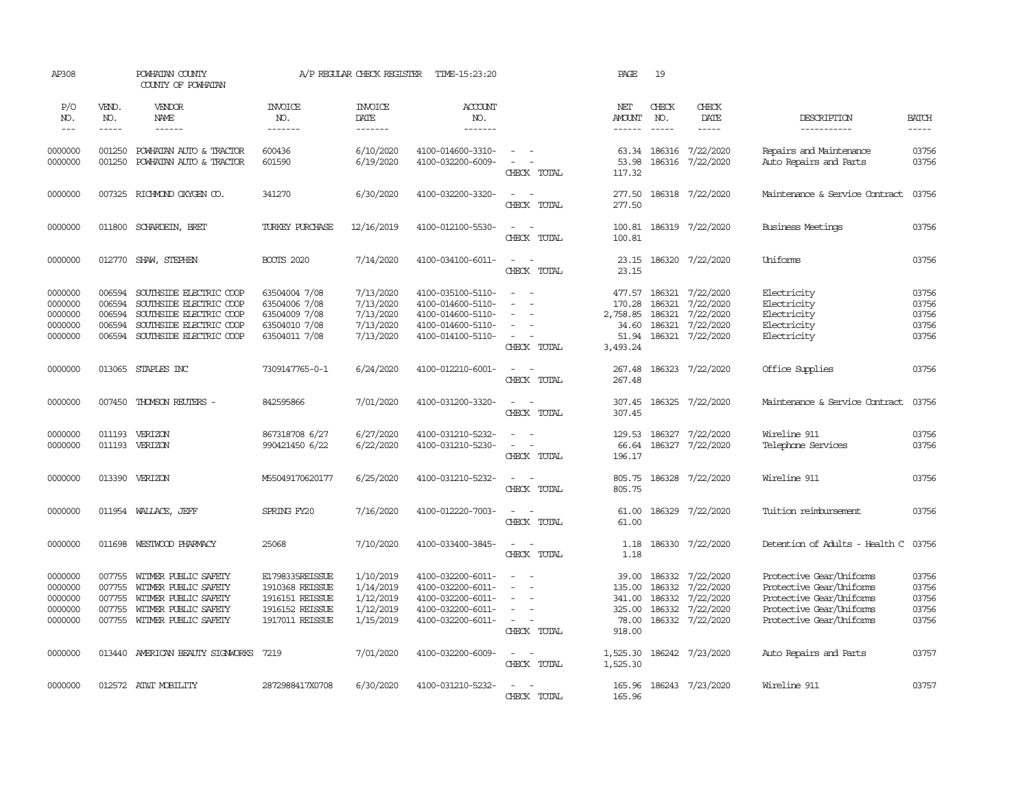AP308 POWHATAN COUNTY COUNTY OF POWHATAN A/P REGULAR CHECK REGISTER TIME-15:23:20 PAGE 19

| P/O NO. | VEND. NO. | VENDOR NAME | INVOICE NO. | INVOICE DATE | ACCOUNT NO. | | NET AMOUNT | CHECK NO. | CHECK DATE | DESCRIPTION | BATCH |
|---|---|---|---|---|---|---|---|---|---|---|---|
| 0000000 | 001250 | POWHATAN AUTO & TRACTOR | 600436 | 6/10/2020 | 4100-014600-3310- | - - | 63.34 | 186316 | 7/22/2020 | Repairs and Maintenance | 03756 |
| 0000000 | 001250 | POWHATAN AUTO & TRACTOR | 601590 | 6/19/2020 | 4100-032200-6009- | - - | 53.98 | 186316 | 7/22/2020 | Auto Repairs and Parts | 03756 |
| | | | | | | CHECK TOTAL | 117.32 | | | | |
| 0000000 | 007325 | RICHMOND OXYGEN CO. | 341270 | 6/30/2020 | 4100-032200-3320- | - - | 277.50 | 186318 | 7/22/2020 | Maintenance & Service Contract | 03756 |
| | | | | | | CHECK TOTAL | 277.50 | | | | |
| 0000000 | 011800 | SCHARDEIN, BRET | TURKEY PURCHASE | 12/16/2019 | 4100-012100-5530- | - - | 100.81 | 186319 | 7/22/2020 | Business Meetings | 03756 |
| | | | | | | CHECK TOTAL | 100.81 | | | | |
| 0000000 | 012770 | SHAW, STEPHEN | BOOTS 2020 | 7/14/2020 | 4100-034100-6011- | - - | 23.15 | 186320 | 7/22/2020 | Uniforms | 03756 |
| | | | | | | CHECK TOTAL | 23.15 | | | | |
| 0000000 | 006594 | SOUTHSIDE ELECTRIC COOP | 63504004 7/08 | 7/13/2020 | 4100-035100-5110- | - - | 477.57 | 186321 | 7/22/2020 | Electricity | 03756 |
| 0000000 | 006594 | SOUTHSIDE ELECTRIC COOP | 63504006 7/08 | 7/13/2020 | 4100-014600-5110- | - - | 170.28 | 186321 | 7/22/2020 | Electricity | 03756 |
| 0000000 | 006594 | SOUTHSIDE ELECTRIC COOP | 63504009 7/08 | 7/13/2020 | 4100-014600-5110- | - - | 2,758.85 | 186321 | 7/22/2020 | Electricity | 03756 |
| 0000000 | 006594 | SOUTHSIDE ELECTRIC COOP | 63504010 7/08 | 7/13/2020 | 4100-014600-5110- | - - | 34.60 | 186321 | 7/22/2020 | Electricity | 03756 |
| 0000000 | 006594 | SOUTHSIDE ELECTRIC COOP | 63504011 7/08 | 7/13/2020 | 4100-014100-5110- | - - | 51.94 | 186321 | 7/22/2020 | Electricity | 03756 |
| | | | | | | CHECK TOTAL | 3,493.24 | | | | |
| 0000000 | 013065 | STAPLES INC | 7309147765-0-1 | 6/24/2020 | 4100-012210-6001- | - - | 267.48 | 186323 | 7/22/2020 | Office Supplies | 03756 |
| | | | | | | CHECK TOTAL | 267.48 | | | | |
| 0000000 | 007450 | THOMSON REUTERS - | 842595866 | 7/01/2020 | 4100-031200-3320- | - - | 307.45 | 186325 | 7/22/2020 | Maintenance & Service Contract | 03756 |
| | | | | | | CHECK TOTAL | 307.45 | | | | |
| 0000000 | 011193 | VERIZON | 867318708 6/27 | 6/27/2020 | 4100-031210-5232- | - - | 129.53 | 186327 | 7/22/2020 | Wireline 911 | 03756 |
| 0000000 | 011193 | VERIZON | 990421450 6/22 | 6/22/2020 | 4100-031210-5230- | - - | 66.64 | 186327 | 7/22/2020 | Telephone Services | 03756 |
| | | | | | | CHECK TOTAL | 196.17 | | | | |
| 0000000 | 013390 | VERIZON | M55049170620177 | 6/25/2020 | 4100-031210-5232- | - - | 805.75 | 186328 | 7/22/2020 | Wireline 911 | 03756 |
| | | | | | | CHECK TOTAL | 805.75 | | | | |
| 0000000 | 011954 | WALLACE, JEFF | SPRING FY20 | 7/16/2020 | 4100-012220-7003- | - - | 61.00 | 186329 | 7/22/2020 | Tuition reimbursement | 03756 |
| | | | | | | CHECK TOTAL | 61.00 | | | | |
| 0000000 | 011698 | WESTWOOD PHARMACY | 25068 | 7/10/2020 | 4100-033400-3845- | - - | 1.18 | 186330 | 7/22/2020 | Detention of Adults - Health C | 03756 |
| | | | | | | CHECK TOTAL | 1.18 | | | | |
| 0000000 | 007755 | WITMER PUBLIC SAFETY | E1798335REISSUE | 1/10/2019 | 4100-032200-6011- | - - | 39.00 | 186332 | 7/22/2020 | Protective Gear/Uniforms | 03756 |
| 0000000 | 007755 | WITMER PUBLIC SAFETY | 1910368 REISSUE | 1/14/2019 | 4100-032200-6011- | - - | 135.00 | 186332 | 7/22/2020 | Protective Gear/Uniforms | 03756 |
| 0000000 | 007755 | WITMER PUBLIC SAFETY | 1916151 REISSUE | 1/12/2019 | 4100-032200-6011- | - - | 341.00 | 186332 | 7/22/2020 | Protective Gear/Uniforms | 03756 |
| 0000000 | 007755 | WITMER PUBLIC SAFETY | 1916152 REISSUE | 1/12/2019 | 4100-032200-6011- | - - | 325.00 | 186332 | 7/22/2020 | Protective Gear/Uniforms | 03756 |
| 0000000 | 007755 | WITMER PUBLIC SAFETY | 1917011 REISSUE | 1/15/2019 | 4100-032200-6011- | - - | 78.00 | 186332 | 7/22/2020 | Protective Gear/Uniforms | 03756 |
| | | | | | | CHECK TOTAL | 918.00 | | | | |
| 0000000 | 013440 | AMERICAN BEAUTY SIGNWORKS | 7219 | 7/01/2020 | 4100-032200-6009- | - - | 1,525.30 | 186242 | 7/23/2020 | Auto Repairs and Parts | 03757 |
| | | | | | | CHECK TOTAL | 1,525.30 | | | | |
| 0000000 | 012572 | AT&T MOBILITY | 2872988417X0708 | 6/30/2020 | 4100-031210-5232- | - - | 165.96 | 186243 | 7/23/2020 | Wireline 911 | 03757 |
| | | | | | | CHECK TOTAL | 165.96 | | | | |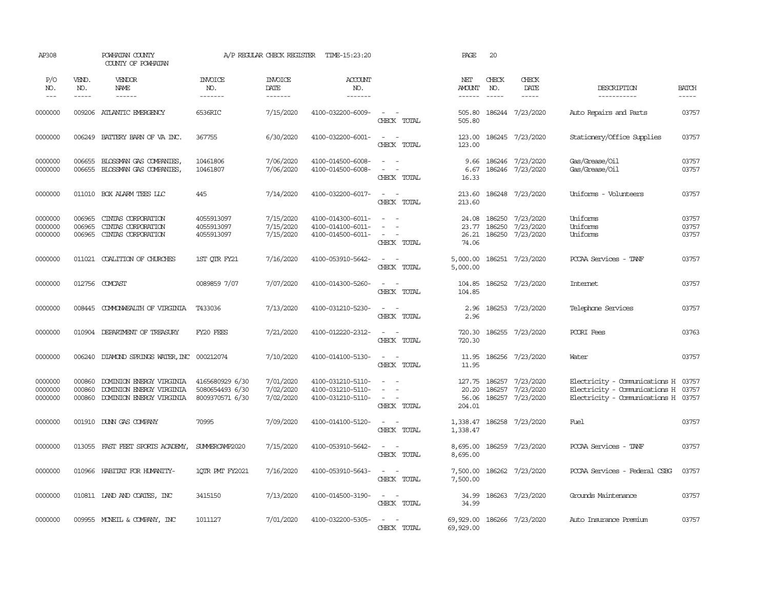AP308 POWHATAN COUNTY A/P REGULAR CHECK REGISTER TIME-15:23:20 PAGE 20

COUNTY OF POWHATAN

| P/O NO. | VEND. NO. | VENDOR NAME | INVOICE NO. | INVOICE DATE | ACCOUNT NO. | | NET AMOUNT | CHECK NO. | CHECK DATE | DESCRIPTION | BATCH |
|---|---|---|---|---|---|---|---|---|---|---|---|
| 0000000 | 009206 | ATLANTIC EMERGENCY | 6536RIC | 7/15/2020 | 4100-032200-6009- | - - | 505.80 | 186244 | 7/23/2020 | Auto Repairs and Parts | 03757 |
| | | | | | | CHECK TOTAL | 505.80 | | | | |
| 0000000 | 006249 | BATTERY BARN OF VA INC. | 367755 | 6/30/2020 | 4100-032200-6001- | - - | 123.00 | 186245 | 7/23/2020 | Stationery/Office Supplies | 03757 |
| | | | | | | CHECK TOTAL | 123.00 | | | | |
| 0000000 | 006655 | BLOSSMAN GAS COMPANIES, | 10461806 | 7/06/2020 | 4100-014500-6008- | - - | 9.66 | 186246 | 7/23/2020 | Gas/Grease/Oil | 03757 |
| 0000000 | 006655 | BLOSSMAN GAS COMPANIES, | 10461807 | 7/06/2020 | 4100-014500-6008- | - - | 6.67 | 186246 | 7/23/2020 | Gas/Grease/Oil | 03757 |
| | | | | | | CHECK TOTAL | 16.33 | | | | |
| 0000000 | 011010 | BOX ALARM TEES LLC | 445 | 7/14/2020 | 4100-032200-6017- | - - | 213.60 | 186248 | 7/23/2020 | Uniforms - Volunteers | 03757 |
| | | | | | | CHECK TOTAL | 213.60 | | | | |
| 0000000 | 006965 | CINTAS CORPORATION | 4055913097 | 7/15/2020 | 4100-014300-6011- | - - | 24.08 | 186250 | 7/23/2020 | Uniforms | 03757 |
| 0000000 | 006965 | CINTAS CORPORATION | 4055913097 | 7/15/2020 | 4100-014100-6011- | - - | 23.77 | 186250 | 7/23/2020 | Uniforms | 03757 |
| 0000000 | 006965 | CINTAS CORPORATION | 4055913097 | 7/15/2020 | 4100-014500-6011- | - - | 26.21 | 186250 | 7/23/2020 | Uniforms | 03757 |
| | | | | | | CHECK TOTAL | 74.06 | | | | |
| 0000000 | 011021 | COALITION OF CHURCHES | 1ST QTR FY21 | 7/16/2020 | 4100-053910-5642- | - - | 5,000.00 | 186251 | 7/23/2020 | PCCAA Services - TANF | 03757 |
| | | | | | | CHECK TOTAL | 5,000.00 | | | | |
| 0000000 | 012756 | COMCAST | 0089859 7/07 | 7/07/2020 | 4100-014300-5260- | - - | 104.85 | 186252 | 7/23/2020 | Internet | 03757 |
| | | | | | | CHECK TOTAL | 104.85 | | | | |
| 0000000 | 008445 | COMMONWEALTH OF VIRGINIA | T433036 | 7/13/2020 | 4100-031210-5230- | - - | 2.96 | 186253 | 7/23/2020 | Telephone Services | 03757 |
| | | | | | | CHECK TOTAL | 2.96 | | | | |
| 0000000 | 010904 | DEPARTMENT OF TREASURY | FY20 FEES | 7/21/2020 | 4100-012220-2312- | - - | 720.30 | 186255 | 7/23/2020 | PCORI Fees | 03763 |
| | | | | | | CHECK TOTAL | 720.30 | | | | |
| 0000000 | 006240 | DIAMOND SPRINGS WATER,INC | 000212074 | 7/10/2020 | 4100-014100-5130- | - - | 11.95 | 186256 | 7/23/2020 | Water | 03757 |
| | | | | | | CHECK TOTAL | 11.95 | | | | |
| 0000000 | 000860 | DOMINION ENERGY VIRGINIA | 4165680929 6/30 | 7/01/2020 | 4100-031210-5110- | - - | 127.75 | 186257 | 7/23/2020 | Electricity - Communications H | 03757 |
| 0000000 | 000860 | DOMINION ENERGY VIRGINIA | 5080654493 6/30 | 7/02/2020 | 4100-031210-5110- | - - | 20.20 | 186257 | 7/23/2020 | Electricity - Communications H | 03757 |
| 0000000 | 000860 | DOMINION ENERGY VIRGINIA | 8009370571 6/30 | 7/02/2020 | 4100-031210-5110- | - - | 56.06 | 186257 | 7/23/2020 | Electricity - Communications H | 03757 |
| | | | | | | CHECK TOTAL | 204.01 | | | | |
| 0000000 | 001910 | DUNN GAS COMPANY | 70995 | 7/09/2020 | 4100-014100-5120- | - - | 1,338.47 | 186258 | 7/23/2020 | Fuel | 03757 |
| | | | | | | CHECK TOTAL | 1,338.47 | | | | |
| 0000000 | 013055 | FAST FEET SPORTS ACADEMY, | SUMMERCAMP2020 | 7/15/2020 | 4100-053910-5642- | - - | 8,695.00 | 186259 | 7/23/2020 | PCCAA Services - TANF | 03757 |
| | | | | | | CHECK TOTAL | 8,695.00 | | | | |
| 0000000 | 010966 | HABITAT FOR HUMANITY- | 1QTR PMT FY2021 | 7/16/2020 | 4100-053910-5643- | - - | 7,500.00 | 186262 | 7/23/2020 | PCCAA Services - Federal CSBG | 03757 |
| | | | | | | CHECK TOTAL | 7,500.00 | | | | |
| 0000000 | 010811 | LAND AND COATES, INC | 3415150 | 7/13/2020 | 4100-014500-3190- | - - | 34.99 | 186263 | 7/23/2020 | Grounds Maintenance | 03757 |
| | | | | | | CHECK TOTAL | 34.99 | | | | |
| 0000000 | 009955 | MCNEIL & COMPANY, INC | 1011127 | 7/01/2020 | 4100-032200-5305- | - - | 69,929.00 | 186266 | 7/23/2020 | Auto Insurance Premium | 03757 |
| | | | | | | CHECK TOTAL | 69,929.00 | | | | |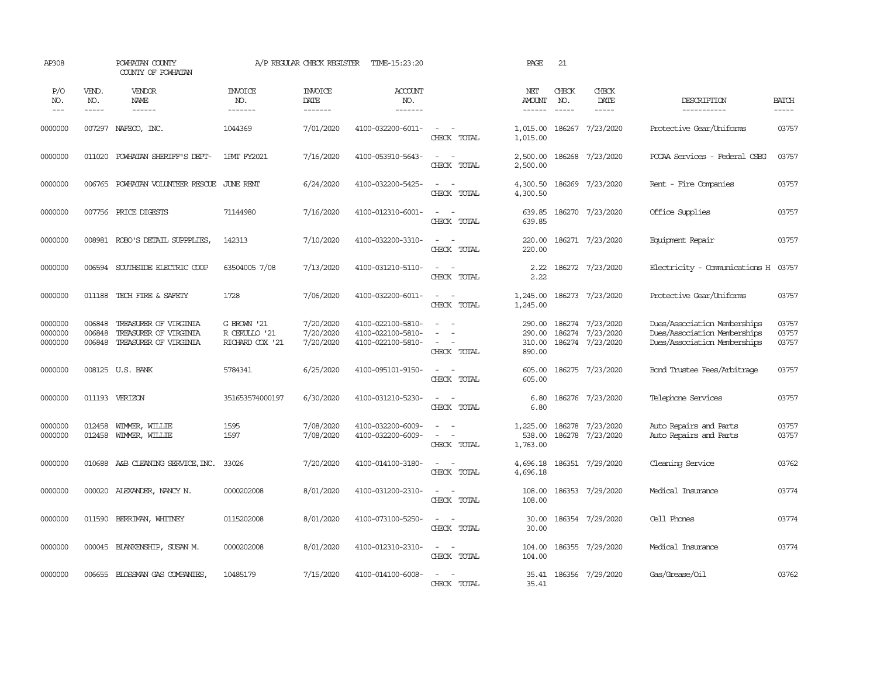AP308 POWHATAN COUNTY COUNTY OF POWHATAN A/P REGULAR CHECK REGISTER TIME-15:23:20

| P/O NO. | VEND. NO. | VENDOR NAME | INVOICE NO. | INVOICE DATE | ACCOUNT NO. | | NET AMOUNT | CHECK NO. | CHECK DATE | DESCRIPTION | BATCH |
|---|---|---|---|---|---|---|---|---|---|---|---|
| 0000000 | 007297 | NAFECO, INC. | 1044369 | 7/01/2020 | 4100-032200-6011- | - - | 1,015.00 | 186267 | 7/23/2020 | Protective Gear/Uniforms | 03757 |
| | | | | | | CHECK TOTAL | 1,015.00 | | | | |
| 0000000 | 011020 | POWHATAN SHERIFF'S DEPT- | 1PMT FY2021 | 7/16/2020 | 4100-053910-5643- | - - | 2,500.00 | 186268 | 7/23/2020 | PCCAA Services - Federal CSBG | 03757 |
| | | | | | | CHECK TOTAL | 2,500.00 | | | | |
| 0000000 | 006765 | POWHATAN VOLUNTEER RESCUE | JUNE RENT | 6/24/2020 | 4100-032200-5425- | - - | 4,300.50 | 186269 | 7/23/2020 | Rent - Fire Companies | 03757 |
| | | | | | | CHECK TOTAL | 4,300.50 | | | | |
| 0000000 | 007756 | PRICE DIGESTS | 71144980 | 7/16/2020 | 4100-012310-6001- | - - | 639.85 | 186270 | 7/23/2020 | Office Supplies | 03757 |
| | | | | | | CHECK TOTAL | 639.85 | | | | |
| 0000000 | 008981 | ROBO'S DETAIL SUPPPLIES, | 142313 | 7/10/2020 | 4100-032200-3310- | - - | 220.00 | 186271 | 7/23/2020 | Equipment Repair | 03757 |
| | | | | | | CHECK TOTAL | 220.00 | | | | |
| 0000000 | 006594 | SOUTHSIDE ELECTRIC COOP | 63504005 7/08 | 7/13/2020 | 4100-031210-5110- | - - | 2.22 | 186272 | 7/23/2020 | Electricity - Communications H | 03757 |
| | | | | | | CHECK TOTAL | 2.22 | | | | |
| 0000000 | 011188 | TECH FIRE & SAFETY | 1728 | 7/06/2020 | 4100-032200-6011- | - - | 1,245.00 | 186273 | 7/23/2020 | Protective Gear/Uniforms | 03757 |
| | | | | | | CHECK TOTAL | 1,245.00 | | | | |
| 0000000 | 006848 | TREASURER OF VIRGINIA | G BROWN '21 | 7/20/2020 | 4100-022100-5810- | - - | 290.00 | 186274 | 7/23/2020 | Dues/Association Memberships | 03757 |
| 0000000 | 006848 | TREASURER OF VIRGINIA | R CERULLO '21 | 7/20/2020 | 4100-022100-5810- | - - | 290.00 | 186274 | 7/23/2020 | Dues/Association Memberships | 03757 |
| 0000000 | 006848 | TREASURER OF VIRGINIA | RICHARD COX '21 | 7/20/2020 | 4100-022100-5810- | - - | 310.00 | 186274 | 7/23/2020 | Dues/Association Memberships | 03757 |
| | | | | | | CHECK TOTAL | 890.00 | | | | |
| 0000000 | 008125 | U.S. BANK | 5784341 | 6/25/2020 | 4100-095101-9150- | - - | 605.00 | 186275 | 7/23/2020 | Bond Trustee Fees/Arbitrage | 03757 |
| | | | | | | CHECK TOTAL | 605.00 | | | | |
| 0000000 | 011193 | VERIZON | 351653574000197 | 6/30/2020 | 4100-031210-5230- | - - | 6.80 | 186276 | 7/23/2020 | Telephone Services | 03757 |
| | | | | | | CHECK TOTAL | 6.80 | | | | |
| 0000000 | 012458 | WIMMER, WILLIE | 1595 | 7/08/2020 | 4100-032200-6009- | - - | 1,225.00 | 186278 | 7/23/2020 | Auto Repairs and Parts | 03757 |
| 0000000 | 012458 | WIMMER, WILLIE | 1597 | 7/08/2020 | 4100-032200-6009- | - - | 538.00 | 186278 | 7/23/2020 | Auto Repairs and Parts | 03757 |
| | | | | | | CHECK TOTAL | 1,763.00 | | | | |
| 0000000 | 010688 | A&B CLEANING SERVICE, INC. | 33026 | 7/20/2020 | 4100-014100-3180- | - - | 4,696.18 | 186351 | 7/29/2020 | Cleaning Service | 03762 |
| | | | | | | CHECK TOTAL | 4,696.18 | | | | |
| 0000000 | 000020 | ALEXANDER, NANCY N. | 0000202008 | 8/01/2020 | 4100-031200-2310- | - - | 108.00 | 186353 | 7/29/2020 | Medical Insurance | 03774 |
| | | | | | | CHECK TOTAL | 108.00 | | | | |
| 0000000 | 011590 | BERRIMAN, WHITNEY | 0115202008 | 8/01/2020 | 4100-073100-5250- | - - | 30.00 | 186354 | 7/29/2020 | Cell Phones | 03774 |
| | | | | | | CHECK TOTAL | 30.00 | | | | |
| 0000000 | 000045 | BLANKENSHIP, SUSAN M. | 0000202008 | 8/01/2020 | 4100-012310-2310- | - - | 104.00 | 186355 | 7/29/2020 | Medical Insurance | 03774 |
| | | | | | | CHECK TOTAL | 104.00 | | | | |
| 0000000 | 006655 | BLOSSMAN GAS COMPANIES, | 10485179 | 7/15/2020 | 4100-014100-6008- | - - | 35.41 | 186356 | 7/29/2020 | Gas/Grease/Oil | 03762 |
| | | | | | | CHECK TOTAL | 35.41 | | | | |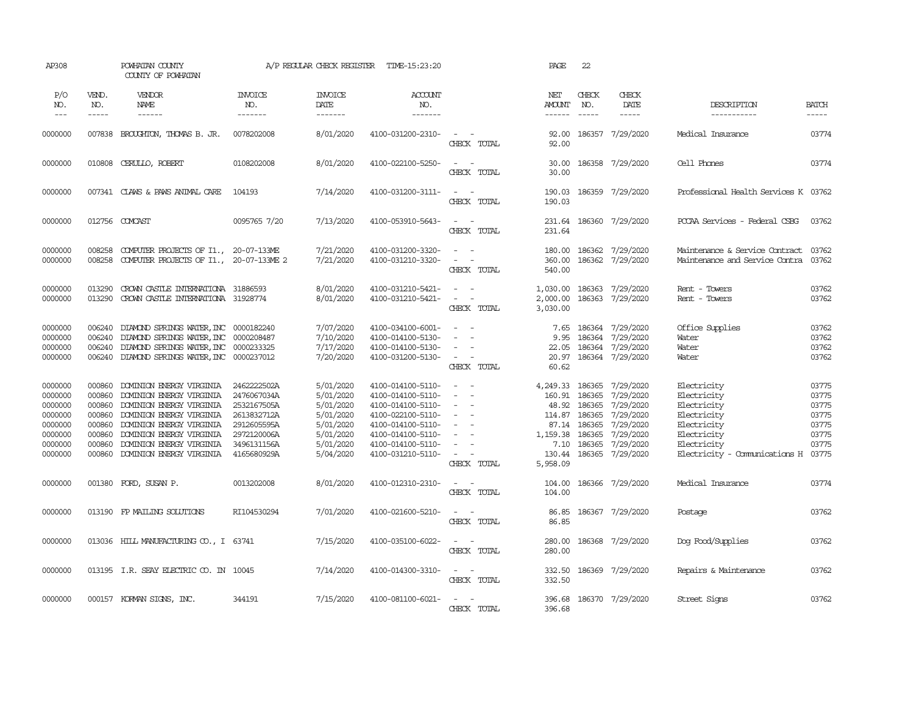AP308 POWHATAN COUNTY A/P REGULAR CHECK REGISTER TIME-15:23:20 PAGE 22

COUNTY OF POWHATAN

| P/O NO. | VEND. NO. | VENDOR NAME | INVOICE NO. | INVOICE DATE | ACCOUNT NO. | | NET AMOUNT | CHECK NO. | CHECK DATE | DESCRIPTION | BATCH |
|---|---|---|---|---|---|---|---|---|---|---|---|
| 0000000 | 007838 | BROUGHTON, THOMAS B. JR. | 0078202008 | 8/01/2020 | 4100-031200-2310- | - - | 92.00 | 186357 | 7/29/2020 | Medical Insurance | 03774 |
| | | | | | | CHECK TOTAL | 92.00 | | | | |
| 0000000 | 010808 | CERULLO, ROBERT | 0108202008 | 8/01/2020 | 4100-022100-5250- | - - | 30.00 | 186358 | 7/29/2020 | Cell Phones | 03774 |
| | | | | | | CHECK TOTAL | 30.00 | | | | |
| 0000000 | 007341 | CLAWS & PAWS ANIMAL CARE | 104193 | 7/14/2020 | 4100-031200-3111- | - - | 190.03 | 186359 | 7/29/2020 | Professional Health Services K | 03762 |
| | | | | | | CHECK TOTAL | 190.03 | | | | |
| 0000000 | 012756 | COMCAST | 0095765 7/20 | 7/13/2020 | 4100-053910-5643- | - - | 231.64 | 186360 | 7/29/2020 | PCCAA Services - Federal CSBG | 03762 |
| | | | | | | CHECK TOTAL | 231.64 | | | | |
| 0000000 | 008258 | COMPUTER PROJECTS OF I1., | 20-07-133ME | 7/21/2020 | 4100-031200-3320- | - - | 180.00 | 186362 | 7/29/2020 | Maintenance & Service Contract | 03762 |
| 0000000 | 008258 | COMPUTER PROJECTS OF I1., | 20-07-133ME 2 | 7/21/2020 | 4100-031210-3320- | - - | 360.00 | 186362 | 7/29/2020 | Maintenance and Service Contra | 03762 |
| | | | | | | CHECK TOTAL | 540.00 | | | | |
| 0000000 | 013290 | CROWN CASTLE INTERNATIONA | 31886593 | 8/01/2020 | 4100-031210-5421- | - - | 1,030.00 | 186363 | 7/29/2020 | Rent - Towers | 03762 |
| 0000000 | 013290 | CROWN CASTLE INTERNATIONA | 31928774 | 8/01/2020 | 4100-031210-5421- | - - | 2,000.00 | 186363 | 7/29/2020 | Rent - Towers | 03762 |
| | | | | | | CHECK TOTAL | 3,030.00 | | | | |
| 0000000 | 006240 | DIAMOND SPRINGS WATER,INC | 0000182240 | 7/07/2020 | 4100-034100-6001- | - - | 7.65 | 186364 | 7/29/2020 | Office Supplies | 03762 |
| 0000000 | 006240 | DIAMOND SPRINGS WATER,INC | 0000208487 | 7/10/2020 | 4100-014100-5130- | - - | 9.95 | 186364 | 7/29/2020 | Water | 03762 |
| 0000000 | 006240 | DIAMOND SPRINGS WATER,INC | 0000233325 | 7/17/2020 | 4100-014100-5130- | - - | 22.05 | 186364 | 7/29/2020 | Water | 03762 |
| 0000000 | 006240 | DIAMOND SPRINGS WATER,INC | 0000237012 | 7/20/2020 | 4100-031200-5130- | - - | 20.97 | 186364 | 7/29/2020 | Water | 03762 |
| | | | | | | CHECK TOTAL | 60.62 | | | | |
| 0000000 | 000860 | DOMINION ENERGY VIRGINIA | 2462222502A | 5/01/2020 | 4100-014100-5110- | - - | 4,249.33 | 186365 | 7/29/2020 | Electricity | 03775 |
| 0000000 | 000860 | DOMINION ENERGY VIRGINIA | 2476067034A | 5/01/2020 | 4100-014100-5110- | - - | 160.91 | 186365 | 7/29/2020 | Electricity | 03775 |
| 0000000 | 000860 | DOMINION ENERGY VIRGINIA | 2532167505A | 5/01/2020 | 4100-014100-5110- | - - | 48.92 | 186365 | 7/29/2020 | Electricity | 03775 |
| 0000000 | 000860 | DOMINION ENERGY VIRGINIA | 2613832712A | 5/01/2020 | 4100-022100-5110- | - - | 114.87 | 186365 | 7/29/2020 | Electricity | 03775 |
| 0000000 | 000860 | DOMINION ENERGY VIRGINIA | 2912605595A | 5/01/2020 | 4100-014100-5110- | - - | 87.14 | 186365 | 7/29/2020 | Electricity | 03775 |
| 0000000 | 000860 | DOMINION ENERGY VIRGINIA | 2972120006A | 5/01/2020 | 4100-014100-5110- | - - | 1,159.38 | 186365 | 7/29/2020 | Electricity | 03775 |
| 0000000 | 000860 | DOMINION ENERGY VIRGINIA | 3496131156A | 5/01/2020 | 4100-014100-5110- | - - | 7.10 | 186365 | 7/29/2020 | Electricity | 03775 |
| 0000000 | 000860 | DOMINION ENERGY VIRGINIA | 4165680929A | 5/04/2020 | 4100-031210-5110- | - - | 130.44 | 186365 | 7/29/2020 | Electricity - Communications H | 03775 |
| | | | | | | CHECK TOTAL | 5,958.09 | | | | |
| 0000000 | 001380 | FORD, SUSAN P. | 0013202008 | 8/01/2020 | 4100-012310-2310- | - - | 104.00 | 186366 | 7/29/2020 | Medical Insurance | 03774 |
| | | | | | | CHECK TOTAL | 104.00 | | | | |
| 0000000 | 013190 | FP MAILING SOLUTIONS | RI104530294 | 7/01/2020 | 4100-021600-5210- | - - | 86.85 | 186367 | 7/29/2020 | Postage | 03762 |
| | | | | | | CHECK TOTAL | 86.85 | | | | |
| 0000000 | 013036 | HILL MANUFACTURING CO., I | 63741 | 7/15/2020 | 4100-035100-6022- | - - | 280.00 | 186368 | 7/29/2020 | Dog Food/Supplies | 03762 |
| | | | | | | CHECK TOTAL | 280.00 | | | | |
| 0000000 | 013195 | I.R. SEAY ELECTRIC CO. IN | 10045 | 7/14/2020 | 4100-014300-3310- | - - | 332.50 | 186369 | 7/29/2020 | Repairs & Maintenance | 03762 |
| | | | | | | CHECK TOTAL | 332.50 | | | | |
| 0000000 | 000157 | KORMAN SIGNS, INC. | 344191 | 7/15/2020 | 4100-081100-6021- | - - | 396.68 | 186370 | 7/29/2020 | Street Signs | 03762 |
| | | | | | | CHECK TOTAL | 396.68 | | | | |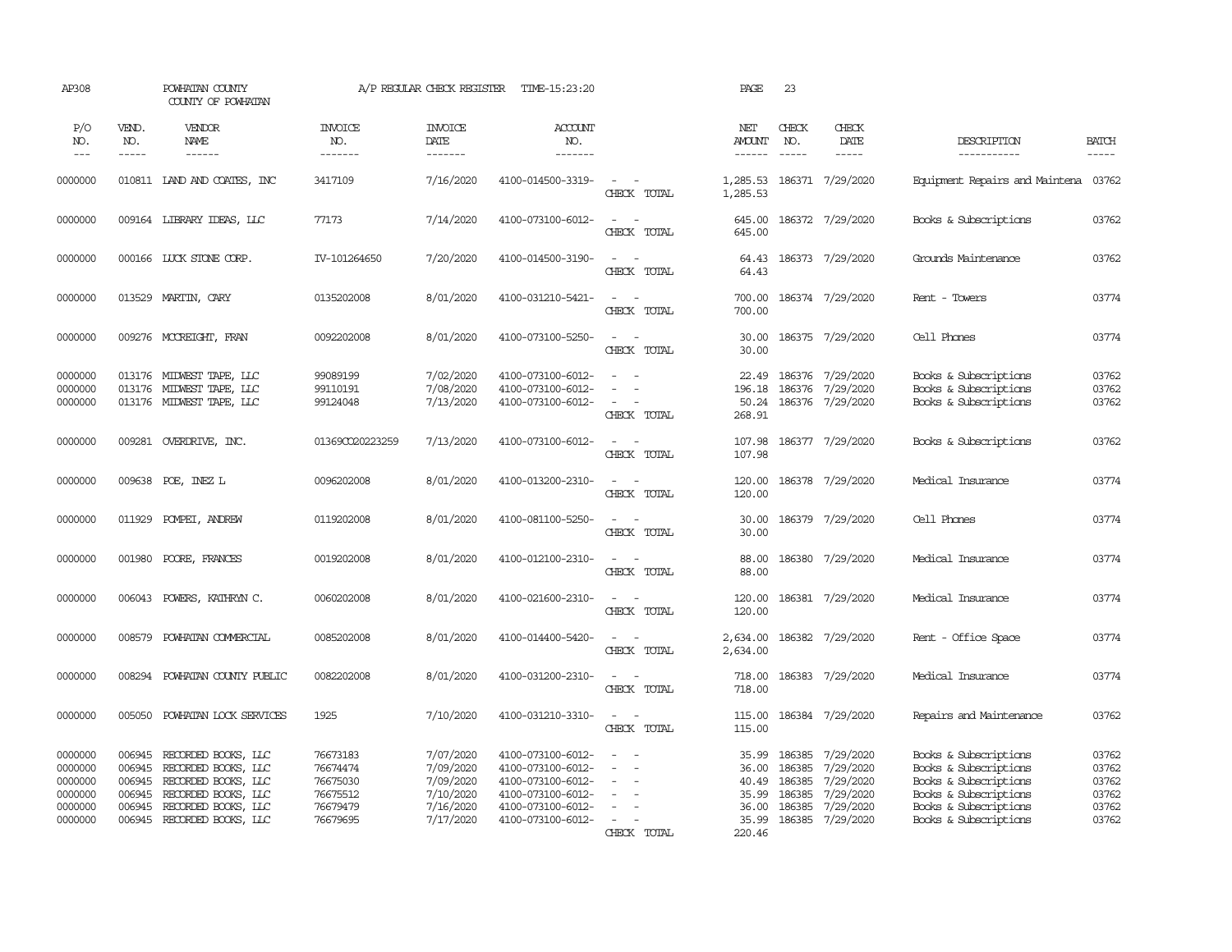AP308 POWHATAN COUNTY COUNTY OF POWHATAN — A/P REGULAR CHECK REGISTER TIME-15:23:20 PAGE 23

| P/O NO. | VEND. NO. | VENDOR NAME | INVOICE NO. | INVOICE DATE | ACCOUNT NO. | | NET AMOUNT | CHECK NO. | CHECK DATE | DESCRIPTION | BATCH |
|---|---|---|---|---|---|---|---|---|---|---|---|
| 0000000 | 010811 | LAND AND COATES, INC | 3417109 | 7/16/2020 | 4100-014500-3319- | - - | 1,285.53 | 186371 | 7/29/2020 | Equipment Repairs and Maintena | 03762 |
| | | | | | | CHECK TOTAL | 1,285.53 | | | | |
| 0000000 | 009164 | LIBRARY IDEAS, LLC | 77173 | 7/14/2020 | 4100-073100-6012- | - - | 645.00 | 186372 | 7/29/2020 | Books & Subscriptions | 03762 |
| | | | | | | CHECK TOTAL | 645.00 | | | | |
| 0000000 | 000166 | LUCK STONE CORP. | IV-101264650 | 7/20/2020 | 4100-014500-3190- | - - | 64.43 | 186373 | 7/29/2020 | Grounds Maintenance | 03762 |
| | | | | | | CHECK TOTAL | 64.43 | | | | |
| 0000000 | 013529 | MARTIN, CARY | 0135202008 | 8/01/2020 | 4100-031210-5421- | - - | 700.00 | 186374 | 7/29/2020 | Rent - Towers | 03774 |
| | | | | | | CHECK TOTAL | 700.00 | | | | |
| 0000000 | 009276 | MCCREIGHT, FRAN | 0092202008 | 8/01/2020 | 4100-073100-5250- | - - | 30.00 | 186375 | 7/29/2020 | Cell Phones | 03774 |
| | | | | | | CHECK TOTAL | 30.00 | | | | |
| 0000000 | 013176 | MIDWEST TAPE, LLC | 99089199 | 7/02/2020 | 4100-073100-6012- | - - | 22.49 | 186376 | 7/29/2020 | Books & Subscriptions | 03762 |
| 0000000 | 013176 | MIDWEST TAPE, LLC | 99110191 | 7/08/2020 | 4100-073100-6012- | - - | 196.18 | 186376 | 7/29/2020 | Books & Subscriptions | 03762 |
| 0000000 | 013176 | MIDWEST TAPE, LLC | 99124048 | 7/13/2020 | 4100-073100-6012- | - - | 50.24 | 186376 | 7/29/2020 | Books & Subscriptions | 03762 |
| | | | | | | CHECK TOTAL | 268.91 | | | | |
| 0000000 | 009281 | OVERDRIVE, INC. | 01369CO20223259 | 7/13/2020 | 4100-073100-6012- | - - | 107.98 | 186377 | 7/29/2020 | Books & Subscriptions | 03762 |
| | | | | | | CHECK TOTAL | 107.98 | | | | |
| 0000000 | 009638 | POE, INEZ L | 0096202008 | 8/01/2020 | 4100-013200-2310- | - - | 120.00 | 186378 | 7/29/2020 | Medical Insurance | 03774 |
| | | | | | | CHECK TOTAL | 120.00 | | | | |
| 0000000 | 011929 | POMPEI, ANDREW | 0119202008 | 8/01/2020 | 4100-081100-5250- | - - | 30.00 | 186379 | 7/29/2020 | Cell Phones | 03774 |
| | | | | | | CHECK TOTAL | 30.00 | | | | |
| 0000000 | 001980 | POORE, FRANCES | 0019202008 | 8/01/2020 | 4100-012100-2310- | - - | 88.00 | 186380 | 7/29/2020 | Medical Insurance | 03774 |
| | | | | | | CHECK TOTAL | 88.00 | | | | |
| 0000000 | 006043 | POWERS, KATHRYN C. | 0060202008 | 8/01/2020 | 4100-021600-2310- | - - | 120.00 | 186381 | 7/29/2020 | Medical Insurance | 03774 |
| | | | | | | CHECK TOTAL | 120.00 | | | | |
| 0000000 | 008579 | POWHATAN COMMERCIAL | 0085202008 | 8/01/2020 | 4100-014400-5420- | - - | 2,634.00 | 186382 | 7/29/2020 | Rent - Office Space | 03774 |
| | | | | | | CHECK TOTAL | 2,634.00 | | | | |
| 0000000 | 008294 | POWHATAN COUNTY PUBLIC | 0082202008 | 8/01/2020 | 4100-031200-2310- | - - | 718.00 | 186383 | 7/29/2020 | Medical Insurance | 03774 |
| | | | | | | CHECK TOTAL | 718.00 | | | | |
| 0000000 | 005050 | POWHATAN LOCK SERVICES | 1925 | 7/10/2020 | 4100-031210-3310- | - - | 115.00 | 186384 | 7/29/2020 | Repairs and Maintenance | 03762 |
| | | | | | | CHECK TOTAL | 115.00 | | | | |
| 0000000 | 006945 | RECORDED BOOKS, LLC | 76673183 | 7/07/2020 | 4100-073100-6012- | - - | 35.99 | 186385 | 7/29/2020 | Books & Subscriptions | 03762 |
| 0000000 | 006945 | RECORDED BOOKS, LLC | 76674474 | 7/09/2020 | 4100-073100-6012- | - - | 36.00 | 186385 | 7/29/2020 | Books & Subscriptions | 03762 |
| 0000000 | 006945 | RECORDED BOOKS, LLC | 76675030 | 7/09/2020 | 4100-073100-6012- | - - | 40.49 | 186385 | 7/29/2020 | Books & Subscriptions | 03762 |
| 0000000 | 006945 | RECORDED BOOKS, LLC | 76675512 | 7/10/2020 | 4100-073100-6012- | - - | 35.99 | 186385 | 7/29/2020 | Books & Subscriptions | 03762 |
| 0000000 | 006945 | RECORDED BOOKS, LLC | 76679479 | 7/16/2020 | 4100-073100-6012- | - - | 36.00 | 186385 | 7/29/2020 | Books & Subscriptions | 03762 |
| 0000000 | 006945 | RECORDED BOOKS, LLC | 76679695 | 7/17/2020 | 4100-073100-6012- | - - | 35.99 | 186385 | 7/29/2020 | Books & Subscriptions | 03762 |
| | | | | | | CHECK TOTAL | 220.46 | | | | |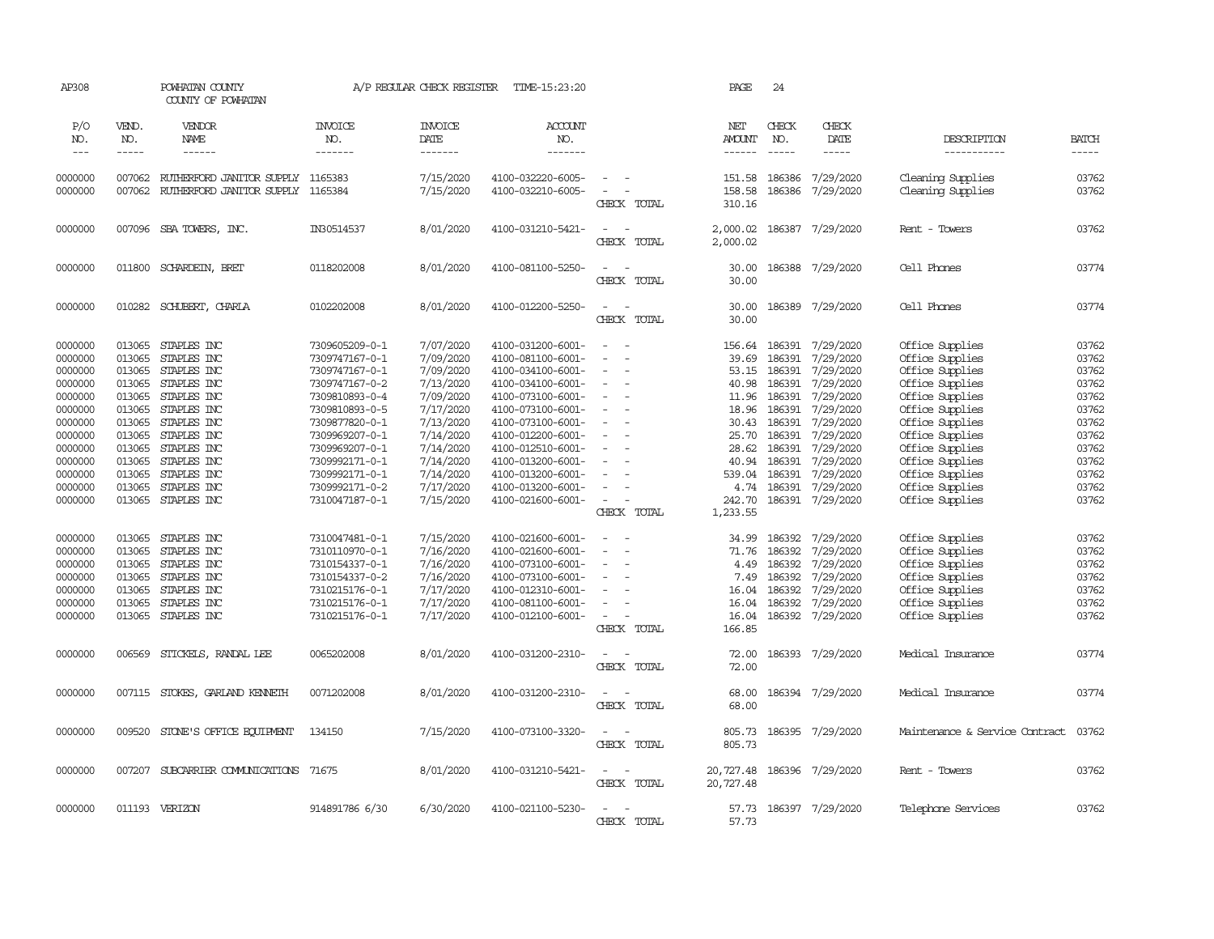AP308 POWHATAN COUNTY A/P REGULAR CHECK REGISTER TIME-15:23:20 PAGE 24

COUNTY OF POWHATAN

| P/O NO. | VEND. NO. | VENDOR NAME | INVOICE NO. | INVOICE DATE | ACCOUNT NO. | | NET AMOUNT | CHECK NO. | CHECK DATE | DESCRIPTION | BATCH |
|---|---|---|---|---|---|---|---|---|---|---|---|
| 0000000 | 007062 | RUTHERFORD JANITOR SUPPLY | 1165383 | 7/15/2020 | 4100-032220-6005- | - - | 151.58 | 186386 | 7/29/2020 | Cleaning Supplies | 03762 |
| 0000000 | 007062 | RUTHERFORD JANITOR SUPPLY | 1165384 | 7/15/2020 | 4100-032210-6005- | - - | 158.58 | 186386 | 7/29/2020 | Cleaning Supplies | 03762 |
| | | | | | | CHECK TOTAL | 310.16 | | | | |
| 0000000 | 007096 | SBA TOWERS, INC. | IN30514537 | 8/01/2020 | 4100-031210-5421- | - - | 2,000.02 | 186387 | 7/29/2020 | Rent - Towers | 03762 |
| | | | | | | CHECK TOTAL | 2,000.02 | | | | |
| 0000000 | 011800 | SCHARDEIN, BRET | 0118202008 | 8/01/2020 | 4100-081100-5250- | - - | 30.00 | 186388 | 7/29/2020 | Cell Phones | 03774 |
| | | | | | | CHECK TOTAL | 30.00 | | | | |
| 0000000 | 010282 | SCHUBERT, CHARLA | 0102202008 | 8/01/2020 | 4100-012200-5250- | - - | 30.00 | 186389 | 7/29/2020 | Cell Phones | 03774 |
| | | | | | | CHECK TOTAL | 30.00 | | | | |
| 0000000 | 013065 | STAPLES INC | 7309605209-0-1 | 7/07/2020 | 4100-031200-6001- | - - | 156.64 | 186391 | 7/29/2020 | Office Supplies | 03762 |
| 0000000 | 013065 | STAPLES INC | 7309747167-0-1 | 7/09/2020 | 4100-081100-6001- | - - | 39.69 | 186391 | 7/29/2020 | Office Supplies | 03762 |
| 0000000 | 013065 | STAPLES INC | 7309747167-0-1 | 7/09/2020 | 4100-034100-6001- | - - | 53.15 | 186391 | 7/29/2020 | Office Supplies | 03762 |
| 0000000 | 013065 | STAPLES INC | 7309747167-0-2 | 7/13/2020 | 4100-034100-6001- | - - | 40.98 | 186391 | 7/29/2020 | Office Supplies | 03762 |
| 0000000 | 013065 | STAPLES INC | 7309810893-0-4 | 7/09/2020 | 4100-073100-6001- | - - | 11.96 | 186391 | 7/29/2020 | Office Supplies | 03762 |
| 0000000 | 013065 | STAPLES INC | 7309810893-0-5 | 7/17/2020 | 4100-073100-6001- | - - | 18.96 | 186391 | 7/29/2020 | Office Supplies | 03762 |
| 0000000 | 013065 | STAPLES INC | 7309877820-0-1 | 7/13/2020 | 4100-073100-6001- | - - | 30.43 | 186391 | 7/29/2020 | Office Supplies | 03762 |
| 0000000 | 013065 | STAPLES INC | 7309969207-0-1 | 7/14/2020 | 4100-012200-6001- | - - | 25.70 | 186391 | 7/29/2020 | Office Supplies | 03762 |
| 0000000 | 013065 | STAPLES INC | 7309969207-0-1 | 7/14/2020 | 4100-012510-6001- | - - | 28.62 | 186391 | 7/29/2020 | Office Supplies | 03762 |
| 0000000 | 013065 | STAPLES INC | 7309992171-0-1 | 7/14/2020 | 4100-013200-6001- | - - | 40.94 | 186391 | 7/29/2020 | Office Supplies | 03762 |
| 0000000 | 013065 | STAPLES INC | 7309992171-0-1 | 7/14/2020 | 4100-013200-6001- | - - | 539.04 | 186391 | 7/29/2020 | Office Supplies | 03762 |
| 0000000 | 013065 | STAPLES INC | 7309992171-0-2 | 7/17/2020 | 4100-013200-6001- | - - | 4.74 | 186391 | 7/29/2020 | Office Supplies | 03762 |
| 0000000 | 013065 | STAPLES INC | 7310047187-0-1 | 7/15/2020 | 4100-021600-6001- | - - | 242.70 | 186391 | 7/29/2020 | Office Supplies | 03762 |
| | | | | | | CHECK TOTAL | 1,233.55 | | | | |
| 0000000 | 013065 | STAPLES INC | 7310047481-0-1 | 7/15/2020 | 4100-021600-6001- | - - | 34.99 | 186392 | 7/29/2020 | Office Supplies | 03762 |
| 0000000 | 013065 | STAPLES INC | 7310110970-0-1 | 7/16/2020 | 4100-021600-6001- | - - | 71.76 | 186392 | 7/29/2020 | Office Supplies | 03762 |
| 0000000 | 013065 | STAPLES INC | 7310154337-0-1 | 7/16/2020 | 4100-073100-6001- | - - | 4.49 | 186392 | 7/29/2020 | Office Supplies | 03762 |
| 0000000 | 013065 | STAPLES INC | 7310154337-0-2 | 7/16/2020 | 4100-073100-6001- | - - | 7.49 | 186392 | 7/29/2020 | Office Supplies | 03762 |
| 0000000 | 013065 | STAPLES INC | 7310215176-0-1 | 7/17/2020 | 4100-012310-6001- | - - | 16.04 | 186392 | 7/29/2020 | Office Supplies | 03762 |
| 0000000 | 013065 | STAPLES INC | 7310215176-0-1 | 7/17/2020 | 4100-081100-6001- | - - | 16.04 | 186392 | 7/29/2020 | Office Supplies | 03762 |
| 0000000 | 013065 | STAPLES INC | 7310215176-0-1 | 7/17/2020 | 4100-012100-6001- | - - | 16.04 | 186392 | 7/29/2020 | Office Supplies | 03762 |
| | | | | | | CHECK TOTAL | 166.85 | | | | |
| 0000000 | 006569 | STICKELS, RANDAL LEE | 0065202008 | 8/01/2020 | 4100-031200-2310- | - - | 72.00 | 186393 | 7/29/2020 | Medical Insurance | 03774 |
| | | | | | | CHECK TOTAL | 72.00 | | | | |
| 0000000 | 007115 | STOKES, GARLAND KENNETH | 0071202008 | 8/01/2020 | 4100-031200-2310- | - - | 68.00 | 186394 | 7/29/2020 | Medical Insurance | 03774 |
| | | | | | | CHECK TOTAL | 68.00 | | | | |
| 0000000 | 009520 | STONE'S OFFICE EQUIPMENT | 134150 | 7/15/2020 | 4100-073100-3320- | - - | 805.73 | 186395 | 7/29/2020 | Maintenance & Service Contract | 03762 |
| | | | | | | CHECK TOTAL | 805.73 | | | | |
| 0000000 | 007207 | SUBCARRIER COMMUNICATIONS | 71675 | 8/01/2020 | 4100-031210-5421- | - - | 20,727.48 | 186396 | 7/29/2020 | Rent - Towers | 03762 |
| | | | | | | CHECK TOTAL | 20,727.48 | | | | |
| 0000000 | 011193 | VERIZON | 914891786 6/30 | 6/30/2020 | 4100-021100-5230- | - - | 57.73 | 186397 | 7/29/2020 | Telephone Services | 03762 |
| | | | | | | CHECK TOTAL | 57.73 | | | | |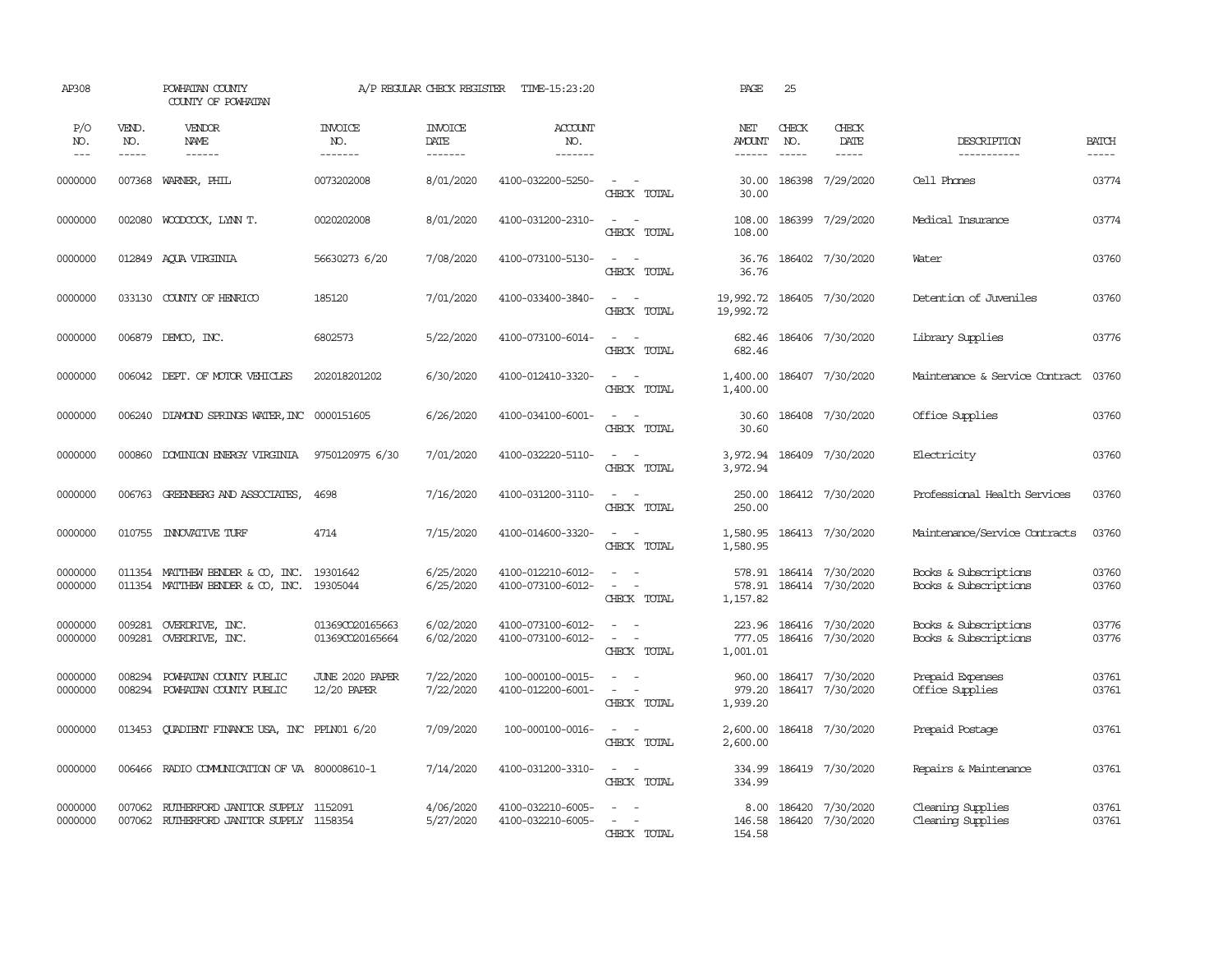AP308 POWHATAN COUNTY A/P REGULAR CHECK REGISTER TIME-15:23:20 PAGE 25

COUNTY OF POWHATAN

| P/O NO. | VEND. NO. | VENDOR NAME | INVOICE NO. | INVOICE DATE | ACCOUNT NO. | | NET AMOUNT | CHECK NO. | CHECK DATE | DESCRIPTION | BATCH |
|---|---|---|---|---|---|---|---|---|---|---|---|
| 0000000 | 007368 | WARNER, PHIL | 0073202008 | 8/01/2020 | 4100-032200-5250- | - - | 30.00 | 186398 | 7/29/2020 | Cell Phones | 03774 |
| | | | | | | CHECK TOTAL | 30.00 | | | | |
| 0000000 | 002080 | WOODCOCK, LYNN T. | 0020202008 | 8/01/2020 | 4100-031200-2310- | - - | 108.00 | 186399 | 7/29/2020 | Medical Insurance | 03774 |
| | | | | | | CHECK TOTAL | 108.00 | | | | |
| 0000000 | 012849 | AQUA VIRGINIA | 56630273 6/20 | 7/08/2020 | 4100-073100-5130- | - - | 36.76 | 186402 | 7/30/2020 | Water | 03760 |
| | | | | | | CHECK TOTAL | 36.76 | | | | |
| 0000000 | 033130 | COUNTY OF HENRICO | 185120 | 7/01/2020 | 4100-033400-3840- | - - | 19,992.72 | 186405 | 7/30/2020 | Detention of Juveniles | 03760 |
| | | | | | | CHECK TOTAL | 19,992.72 | | | | |
| 0000000 | 006879 | DEMCO, INC. | 6802573 | 5/22/2020 | 4100-073100-6014- | - - | 682.46 | 186406 | 7/30/2020 | Library Supplies | 03776 |
| | | | | | | CHECK TOTAL | 682.46 | | | | |
| 0000000 | 006042 | DEPT. OF MOTOR VEHICLES | 202018201202 | 6/30/2020 | 4100-012410-3320- | - - | 1,400.00 | 186407 | 7/30/2020 | Maintenance & Service Contract | 03760 |
| | | | | | | CHECK TOTAL | 1,400.00 | | | | |
| 0000000 | 006240 | DIAMOND SPRINGS WATER, INC | 0000151605 | 6/26/2020 | 4100-034100-6001- | - - | 30.60 | 186408 | 7/30/2020 | Office Supplies | 03760 |
| | | | | | | CHECK TOTAL | 30.60 | | | | |
| 0000000 | 000860 | DOMINION ENERGY VIRGINIA | 9750120975 6/30 | 7/01/2020 | 4100-032220-5110- | - - | 3,972.94 | 186409 | 7/30/2020 | Electricity | 03760 |
| | | | | | | CHECK TOTAL | 3,972.94 | | | | |
| 0000000 | 006763 | GREENBERG AND ASSOCIATES, | 4698 | 7/16/2020 | 4100-031200-3110- | - - | 250.00 | 186412 | 7/30/2020 | Professional Health Services | 03760 |
| | | | | | | CHECK TOTAL | 250.00 | | | | |
| 0000000 | 010755 | INNOVATIVE TURF | 4714 | 7/15/2020 | 4100-014600-3320- | - - | 1,580.95 | 186413 | 7/30/2020 | Maintenance/Service Contracts | 03760 |
| | | | | | | CHECK TOTAL | 1,580.95 | | | | |
| 0000000 | 011354 | MATTHEW BENDER & CO, INC. | 19301642 | 6/25/2020 | 4100-012210-6012- | - - | 578.91 | 186414 | 7/30/2020 | Books & Subscriptions | 03760 |
| 0000000 | 011354 | MATTHEW BENDER & CO, INC. | 19305044 | 6/25/2020 | 4100-073100-6012- | - - | 578.91 | 186414 | 7/30/2020 | Books & Subscriptions | 03760 |
| | | | | | | CHECK TOTAL | 1,157.82 | | | | |
| 0000000 | 009281 | OVERDRIVE, INC. | 01369CO20165663 | 6/02/2020 | 4100-073100-6012- | - - | 223.96 | 186416 | 7/30/2020 | Books & Subscriptions | 03776 |
| 0000000 | 009281 | OVERDRIVE, INC. | 01369CO20165664 | 6/02/2020 | 4100-073100-6012- | - - | 777.05 | 186416 | 7/30/2020 | Books & Subscriptions | 03776 |
| | | | | | | CHECK TOTAL | 1,001.01 | | | | |
| 0000000 | 008294 | POWHATAN COUNTY PUBLIC | JUNE 2020 PAPER | 7/22/2020 | 100-000100-0015- | - - | 960.00 | 186417 | 7/30/2020 | Prepaid Expenses | 03761 |
| 0000000 | 008294 | POWHATAN COUNTY PUBLIC | 12/20 PAPER | 7/22/2020 | 4100-012200-6001- | - - | 979.20 | 186417 | 7/30/2020 | Office Supplies | 03761 |
| | | | | | | CHECK TOTAL | 1,939.20 | | | | |
| 0000000 | 013453 | QUADIENT FINANCE USA, INC | PPLN01 6/20 | 7/09/2020 | 100-000100-0016- | - - | 2,600.00 | 186418 | 7/30/2020 | Prepaid Postage | 03761 |
| | | | | | | CHECK TOTAL | 2,600.00 | | | | |
| 0000000 | 006466 | RADIO COMMUNICATION OF VA | 800008610-1 | 7/14/2020 | 4100-031200-3310- | - - | 334.99 | 186419 | 7/30/2020 | Repairs & Maintenance | 03761 |
| | | | | | | CHECK TOTAL | 334.99 | | | | |
| 0000000 | 007062 | RUTHERFORD JANITOR SUPPLY | 1152091 | 4/06/2020 | 4100-032210-6005- | - - | 8.00 | 186420 | 7/30/2020 | Cleaning Supplies | 03761 |
| 0000000 | 007062 | RUTHERFORD JANITOR SUPPLY | 1158354 | 5/27/2020 | 4100-032210-6005- | - - | 146.58 | 186420 | 7/30/2020 | Cleaning Supplies | 03761 |
| | | | | | | CHECK TOTAL | 154.58 | | | | |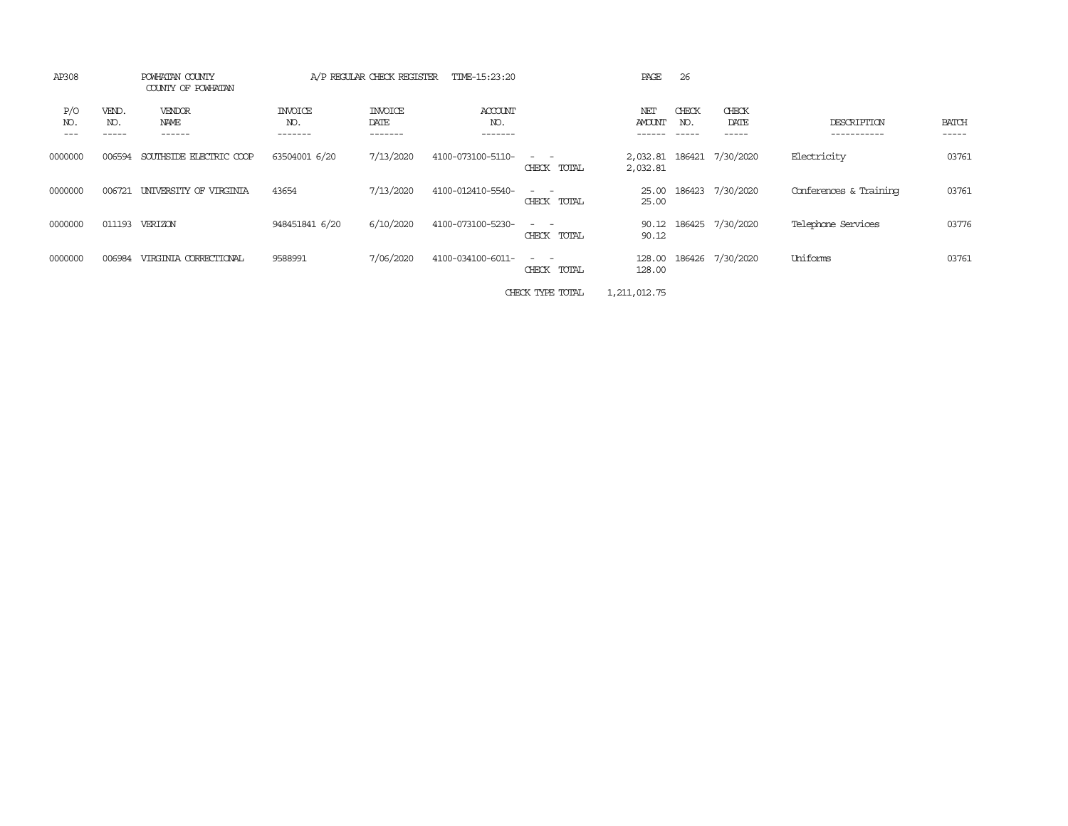AP308 POWHATAN COUNTY A/P REGULAR CHECK REGISTER TIME-15:23:20

COUNTY OF POWHATAN

| P/O NO. | VEND. NO. | VENDOR NAME | INVOICE NO. | INVOICE DATE | ACCOUNT NO. | | NET AMOUNT | CHECK NO. | CHECK DATE | DESCRIPTION | BATCH |
|---|---|---|---|---|---|---|---|---|---|---|---|
| 0000000 | 006594 | SOUTHSIDE ELECTRIC COOP | 63504001 6/20 | 7/13/2020 | 4100-073100-5110- | - - | 2,032.81 | 186421 | 7/30/2020 | Electricity | 03761 |
| | | | | | | CHECK TOTAL | 2,032.81 | | | | |
| 0000000 | 006721 | UNIVERSITY OF VIRGINIA | 43654 | 7/13/2020 | 4100-012410-5540- | - - | 25.00 | 186423 | 7/30/2020 | Conferences & Training | 03761 |
| | | | | | | CHECK TOTAL | 25.00 | | | | |
| 0000000 | 011193 | VERIZON | 948451841 6/20 | 6/10/2020 | 4100-073100-5230- | - - | 90.12 | 186425 | 7/30/2020 | Telephone Services | 03776 |
| | | | | | | CHECK TOTAL | 90.12 | | | | |
| 0000000 | 006984 | VIRGINIA CORRECTIONAL | 9588991 | 7/06/2020 | 4100-034100-6011- | - - | 128.00 | 186426 | 7/30/2020 | Uniforms | 03761 |
| | | | | | | CHECK TOTAL | 128.00 | | | | |
| | | | | | | CHECK TYPE TOTAL | 1,211,012.75 | | | | |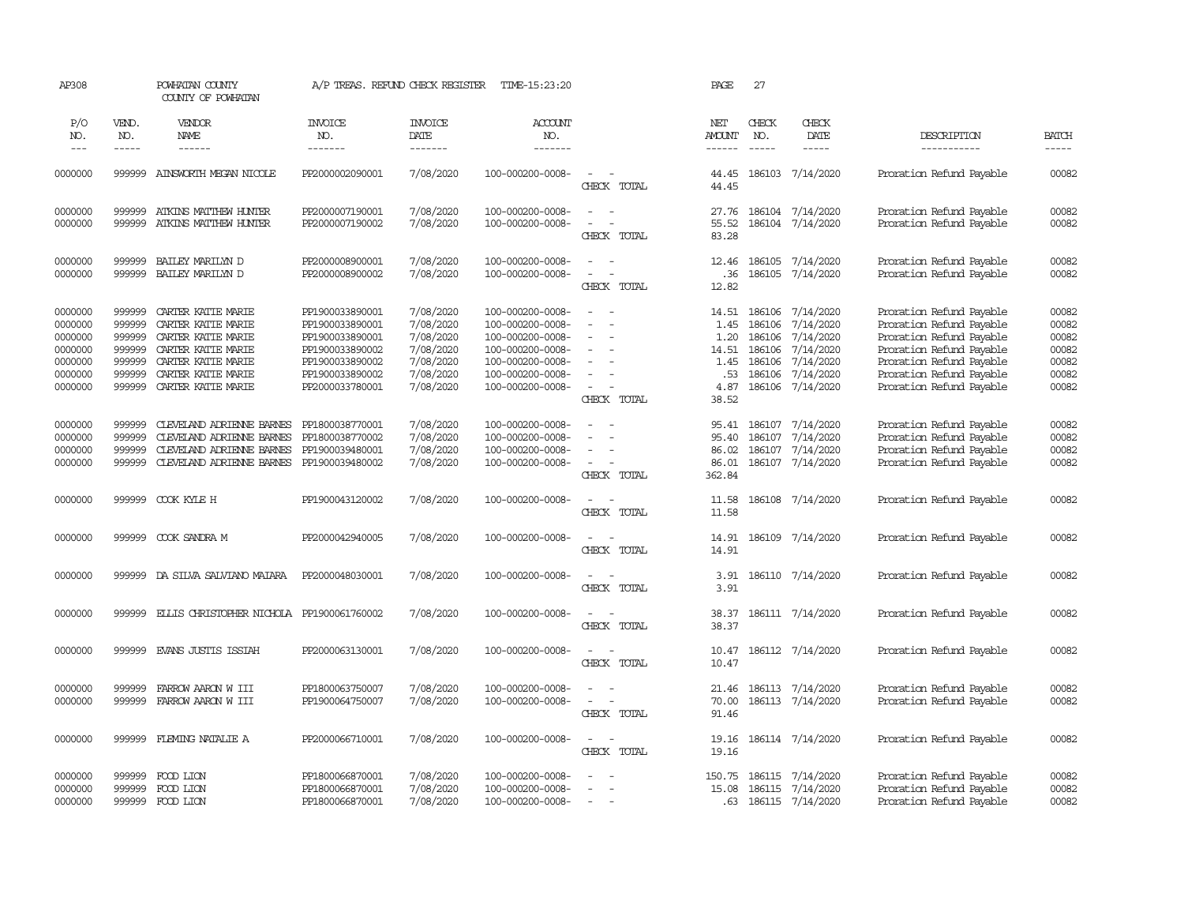AP308 POWHATAN COUNTY A/P TREAS. REFUND CHECK REGISTER TIME-15:23:20 PAGE 27

COUNTY OF POWHATAN

| P/O NO. | VEND. NO. | VENDOR NAME | INVOICE NO. | INVOICE DATE | ACCOUNT NO. | | NET AMOUNT | CHECK NO. | CHECK DATE | DESCRIPTION | BATCH |
|---|---|---|---|---|---|---|---|---|---|---|---|
| 0000000 | 999999 | AINSWORTH MEGAN NICOLE | PP2000002090001 | 7/08/2020 | 100-000200-0008- | - - | 44.45 | 186103 | 7/14/2020 | Proration Refund Payable | 00082 |
| | | | | | | CHECK TOTAL | 44.45 | | | | |
| 0000000 | 999999 | ATKINS MATTHEW HUNTER | PP2000007190001 | 7/08/2020 | 100-000200-0008- | - - | 27.76 | 186104 | 7/14/2020 | Proration Refund Payable | 00082 |
| 0000000 | 999999 | ATKINS MATTHEW HUNTER | PP2000007190002 | 7/08/2020 | 100-000200-0008- | - - | 55.52 | 186104 | 7/14/2020 | Proration Refund Payable | 00082 |
| | | | | | | CHECK TOTAL | 83.28 | | | | |
| 0000000 | 999999 | BAILEY MARILYN D | PP2000008900001 | 7/08/2020 | 100-000200-0008- | - - | 12.46 | 186105 | 7/14/2020 | Proration Refund Payable | 00082 |
| 0000000 | 999999 | BAILEY MARILYN D | PP2000008900002 | 7/08/2020 | 100-000200-0008- | - - | .36 | 186105 | 7/14/2020 | Proration Refund Payable | 00082 |
| | | | | | | CHECK TOTAL | 12.82 | | | | |
| 0000000 | 999999 | CARTER KATIE MARIE | PP1900033890001 | 7/08/2020 | 100-000200-0008- | - - | 14.51 | 186106 | 7/14/2020 | Proration Refund Payable | 00082 |
| 0000000 | 999999 | CARTER KATIE MARIE | PP1900033890001 | 7/08/2020 | 100-000200-0008- | - - | 1.45 | 186106 | 7/14/2020 | Proration Refund Payable | 00082 |
| 0000000 | 999999 | CARTER KATIE MARIE | PP1900033890001 | 7/08/2020 | 100-000200-0008- | - - | 1.20 | 186106 | 7/14/2020 | Proration Refund Payable | 00082 |
| 0000000 | 999999 | CARTER KATIE MARIE | PP1900033890002 | 7/08/2020 | 100-000200-0008- | - - | 14.51 | 186106 | 7/14/2020 | Proration Refund Payable | 00082 |
| 0000000 | 999999 | CARTER KATIE MARIE | PP1900033890002 | 7/08/2020 | 100-000200-0008- | - - | 1.45 | 186106 | 7/14/2020 | Proration Refund Payable | 00082 |
| 0000000 | 999999 | CARTER KATIE MARIE | PP1900033890002 | 7/08/2020 | 100-000200-0008- | - - | .53 | 186106 | 7/14/2020 | Proration Refund Payable | 00082 |
| 0000000 | 999999 | CARTER KATIE MARIE | PP2000033780001 | 7/08/2020 | 100-000200-0008- | - - | 4.87 | 186106 | 7/14/2020 | Proration Refund Payable | 00082 |
| | | | | | | CHECK TOTAL | 38.52 | | | | |
| 0000000 | 999999 | CLEVELAND ADRIENNE BARNES | PP1800038770001 | 7/08/2020 | 100-000200-0008- | - - | 95.41 | 186107 | 7/14/2020 | Proration Refund Payable | 00082 |
| 0000000 | 999999 | CLEVELAND ADRIENNE BARNES | PP1800038770002 | 7/08/2020 | 100-000200-0008- | - - | 95.40 | 186107 | 7/14/2020 | Proration Refund Payable | 00082 |
| 0000000 | 999999 | CLEVELAND ADRIENNE BARNES | PP1900039480001 | 7/08/2020 | 100-000200-0008- | - - | 86.02 | 186107 | 7/14/2020 | Proration Refund Payable | 00082 |
| 0000000 | 999999 | CLEVELAND ADRIENNE BARNES | PP1900039480002 | 7/08/2020 | 100-000200-0008- | - - | 86.01 | 186107 | 7/14/2020 | Proration Refund Payable | 00082 |
| | | | | | | CHECK TOTAL | 362.84 | | | | |
| 0000000 | 999999 | COOK KYLE H | PP1900043120002 | 7/08/2020 | 100-000200-0008- | - - | 11.58 | 186108 | 7/14/2020 | Proration Refund Payable | 00082 |
| | | | | | | CHECK TOTAL | 11.58 | | | | |
| 0000000 | 999999 | COOK SANDRA M | PP2000042940005 | 7/08/2020 | 100-000200-0008- | - - | 14.91 | 186109 | 7/14/2020 | Proration Refund Payable | 00082 |
| | | | | | | CHECK TOTAL | 14.91 | | | | |
| 0000000 | 999999 | DA SILVA SALVIANO MAIARA | PP2000048030001 | 7/08/2020 | 100-000200-0008- | - - | 3.91 | 186110 | 7/14/2020 | Proration Refund Payable | 00082 |
| | | | | | | CHECK TOTAL | 3.91 | | | | |
| 0000000 | 999999 | ELLIS CHRISTOPHER NICHOLA | PP1900061760002 | 7/08/2020 | 100-000200-0008- | - - | 38.37 | 186111 | 7/14/2020 | Proration Refund Payable | 00082 |
| | | | | | | CHECK TOTAL | 38.37 | | | | |
| 0000000 | 999999 | EVANS JUSTIS ISSIAH | PP2000063130001 | 7/08/2020 | 100-000200-0008- | - - | 10.47 | 186112 | 7/14/2020 | Proration Refund Payable | 00082 |
| | | | | | | CHECK TOTAL | 10.47 | | | | |
| 0000000 | 999999 | FARROW AARON W III | PP1800063750007 | 7/08/2020 | 100-000200-0008- | - - | 21.46 | 186113 | 7/14/2020 | Proration Refund Payable | 00082 |
| 0000000 | 999999 | FARROW AARON W III | PP1900064750007 | 7/08/2020 | 100-000200-0008- | - - | 70.00 | 186113 | 7/14/2020 | Proration Refund Payable | 00082 |
| | | | | | | CHECK TOTAL | 91.46 | | | | |
| 0000000 | 999999 | FLEMING NATALIE A | PP2000066710001 | 7/08/2020 | 100-000200-0008- | - - | 19.16 | 186114 | 7/14/2020 | Proration Refund Payable | 00082 |
| | | | | | | CHECK TOTAL | 19.16 | | | | |
| 0000000 | 999999 | FOOD LION | PP1800066870001 | 7/08/2020 | 100-000200-0008- | - - | 150.75 | 186115 | 7/14/2020 | Proration Refund Payable | 00082 |
| 0000000 | 999999 | FOOD LION | PP1800066870001 | 7/08/2020 | 100-000200-0008- | - - | 15.08 | 186115 | 7/14/2020 | Proration Refund Payable | 00082 |
| 0000000 | 999999 | FOOD LION | PP1800066870001 | 7/08/2020 | 100-000200-0008- | - - | .63 | 186115 | 7/14/2020 | Proration Refund Payable | 00082 |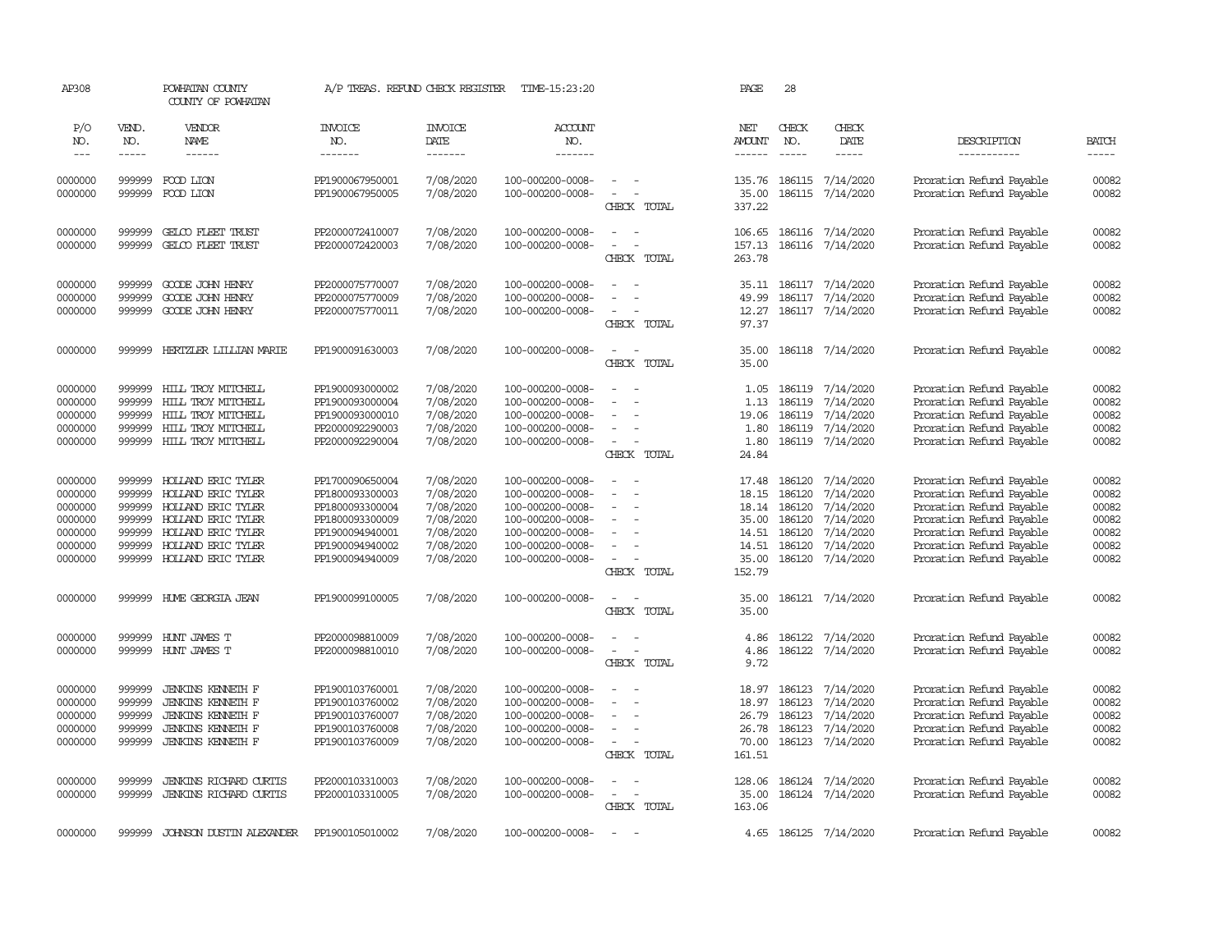AP308 POWHATAN COUNTY A/P TREAS. REFUND CHECK REGISTER TIME-15:23:20 PAGE 28

COUNTY OF POWHATAN

| P/O NO. | VEND. NO. | VENDOR NAME | INVOICE NO. | INVOICE DATE | ACCOUNT NO. | | NET AMOUNT | CHECK NO. | CHECK DATE | DESCRIPTION | BATCH |
|---|---|---|---|---|---|---|---|---|---|---|---|
| --- | ----- | ------ | ------- | ------- | ------- | | ------ | ----- | ----- | ----------- | ----- |
| 0000000 | 999999 | FOOD LION | PP1900067950001 | 7/08/2020 | 100-000200-0008- | - - | 135.76 | 186115 | 7/14/2020 | Proration Refund Payable | 00082 |
| 0000000 | 999999 | FOOD LION | PP1900067950005 | 7/08/2020 | 100-000200-0008- | - - | 35.00 | 186115 | 7/14/2020 | Proration Refund Payable | 00082 |
| | | | | | | CHECK TOTAL | 337.22 | | | | |
| 0000000 | 999999 | GELCO FLEET TRUST | PP2000072410007 | 7/08/2020 | 100-000200-0008- | - - | 106.65 | 186116 | 7/14/2020 | Proration Refund Payable | 00082 |
| 0000000 | 999999 | GELCO FLEET TRUST | PP2000072420003 | 7/08/2020 | 100-000200-0008- | - - | 157.13 | 186116 | 7/14/2020 | Proration Refund Payable | 00082 |
| | | | | | | CHECK TOTAL | 263.78 | | | | |
| 0000000 | 999999 | GOODE JOHN HENRY | PP2000075770007 | 7/08/2020 | 100-000200-0008- | - - | 35.11 | 186117 | 7/14/2020 | Proration Refund Payable | 00082 |
| 0000000 | 999999 | GOODE JOHN HENRY | PP2000075770009 | 7/08/2020 | 100-000200-0008- | - - | 49.99 | 186117 | 7/14/2020 | Proration Refund Payable | 00082 |
| 0000000 | 999999 | GOODE JOHN HENRY | PP2000075770011 | 7/08/2020 | 100-000200-0008- | - - | 12.27 | 186117 | 7/14/2020 | Proration Refund Payable | 00082 |
| | | | | | | CHECK TOTAL | 97.37 | | | | |
| 0000000 | 999999 | HERTZLER LILLIAN MARIE | PP1900091630003 | 7/08/2020 | 100-000200-0008- | - - | 35.00 | 186118 | 7/14/2020 | Proration Refund Payable | 00082 |
| | | | | | | CHECK TOTAL | 35.00 | | | | |
| 0000000 | 999999 | HILL TROY MITCHELL | PP1900093000002 | 7/08/2020 | 100-000200-0008- | - - | 1.05 | 186119 | 7/14/2020 | Proration Refund Payable | 00082 |
| 0000000 | 999999 | HILL TROY MITCHELL | PP1900093000004 | 7/08/2020 | 100-000200-0008- | - - | 1.13 | 186119 | 7/14/2020 | Proration Refund Payable | 00082 |
| 0000000 | 999999 | HILL TROY MITCHELL | PP1900093000010 | 7/08/2020 | 100-000200-0008- | - - | 19.06 | 186119 | 7/14/2020 | Proration Refund Payable | 00082 |
| 0000000 | 999999 | HILL TROY MITCHELL | PP2000092290003 | 7/08/2020 | 100-000200-0008- | - - | 1.80 | 186119 | 7/14/2020 | Proration Refund Payable | 00082 |
| 0000000 | 999999 | HILL TROY MITCHELL | PP2000092290004 | 7/08/2020 | 100-000200-0008- | - - | 1.80 | 186119 | 7/14/2020 | Proration Refund Payable | 00082 |
| | | | | | | CHECK TOTAL | 24.84 | | | | |
| 0000000 | 999999 | HOLLAND ERIC TYLER | PP1700090650004 | 7/08/2020 | 100-000200-0008- | - - | 17.48 | 186120 | 7/14/2020 | Proration Refund Payable | 00082 |
| 0000000 | 999999 | HOLLAND ERIC TYLER | PP1800093300003 | 7/08/2020 | 100-000200-0008- | - - | 18.15 | 186120 | 7/14/2020 | Proration Refund Payable | 00082 |
| 0000000 | 999999 | HOLLAND ERIC TYLER | PP1800093300004 | 7/08/2020 | 100-000200-0008- | - - | 18.14 | 186120 | 7/14/2020 | Proration Refund Payable | 00082 |
| 0000000 | 999999 | HOLLAND ERIC TYLER | PP1800093300009 | 7/08/2020 | 100-000200-0008- | - - | 35.00 | 186120 | 7/14/2020 | Proration Refund Payable | 00082 |
| 0000000 | 999999 | HOLLAND ERIC TYLER | PP1900094940001 | 7/08/2020 | 100-000200-0008- | - - | 14.51 | 186120 | 7/14/2020 | Proration Refund Payable | 00082 |
| 0000000 | 999999 | HOLLAND ERIC TYLER | PP1900094940002 | 7/08/2020 | 100-000200-0008- | - - | 14.51 | 186120 | 7/14/2020 | Proration Refund Payable | 00082 |
| 0000000 | 999999 | HOLLAND ERIC TYLER | PP1900094940009 | 7/08/2020 | 100-000200-0008- | - - | 35.00 | 186120 | 7/14/2020 | Proration Refund Payable | 00082 |
| | | | | | | CHECK TOTAL | 152.79 | | | | |
| 0000000 | 999999 | HUME GEORGIA JEAN | PP1900099100005 | 7/08/2020 | 100-000200-0008- | - - | 35.00 | 186121 | 7/14/2020 | Proration Refund Payable | 00082 |
| | | | | | | CHECK TOTAL | 35.00 | | | | |
| 0000000 | 999999 | HUNT JAMES T | PP2000098810009 | 7/08/2020 | 100-000200-0008- | - - | 4.86 | 186122 | 7/14/2020 | Proration Refund Payable | 00082 |
| 0000000 | 999999 | HUNT JAMES T | PP2000098810010 | 7/08/2020 | 100-000200-0008- | - - | 4.86 | 186122 | 7/14/2020 | Proration Refund Payable | 00082 |
| | | | | | | CHECK TOTAL | 9.72 | | | | |
| 0000000 | 999999 | JENKINS KENNETH F | PP1900103760001 | 7/08/2020 | 100-000200-0008- | - - | 18.97 | 186123 | 7/14/2020 | Proration Refund Payable | 00082 |
| 0000000 | 999999 | JENKINS KENNETH F | PP1900103760002 | 7/08/2020 | 100-000200-0008- | - - | 18.97 | 186123 | 7/14/2020 | Proration Refund Payable | 00082 |
| 0000000 | 999999 | JENKINS KENNETH F | PP1900103760007 | 7/08/2020 | 100-000200-0008- | - - | 26.79 | 186123 | 7/14/2020 | Proration Refund Payable | 00082 |
| 0000000 | 999999 | JENKINS KENNETH F | PP1900103760008 | 7/08/2020 | 100-000200-0008- | - - | 26.78 | 186123 | 7/14/2020 | Proration Refund Payable | 00082 |
| 0000000 | 999999 | JENKINS KENNETH F | PP1900103760009 | 7/08/2020 | 100-000200-0008- | - - | 70.00 | 186123 | 7/14/2020 | Proration Refund Payable | 00082 |
| | | | | | | CHECK TOTAL | 161.51 | | | | |
| 0000000 | 999999 | JENKINS RICHARD CURTIS | PP2000103310003 | 7/08/2020 | 100-000200-0008- | - - | 128.06 | 186124 | 7/14/2020 | Proration Refund Payable | 00082 |
| 0000000 | 999999 | JENKINS RICHARD CURTIS | PP2000103310005 | 7/08/2020 | 100-000200-0008- | - - | 35.00 | 186124 | 7/14/2020 | Proration Refund Payable | 00082 |
| | | | | | | CHECK TOTAL | 163.06 | | | | |
| 0000000 | 999999 | JOHNSON DUSTIN ALEXANDER | PP1900105010002 | 7/08/2020 | 100-000200-0008- | - - | 4.65 | 186125 | 7/14/2020 | Proration Refund Payable | 00082 |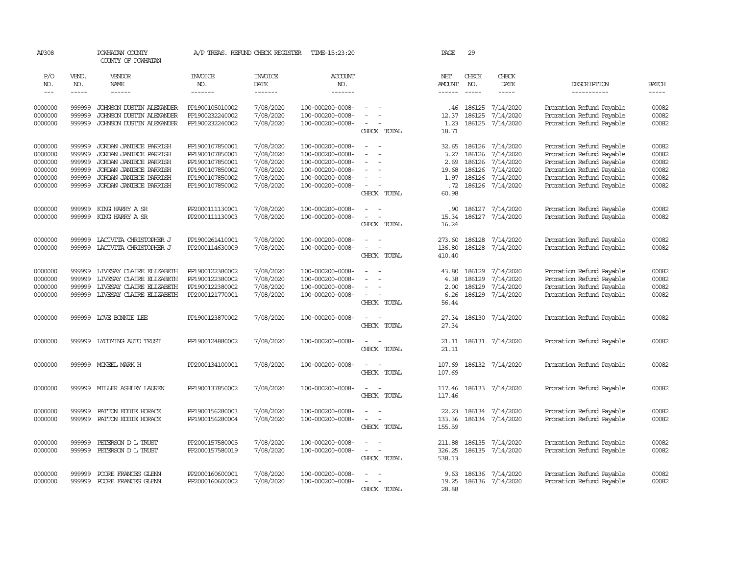AP308 POWHATAN COUNTY A/P TREAS. REFUND CHECK REGISTER TIME-15:23:20 PAGE 29

COUNTY OF POWHATAN

| P/O NO. | VEND. NO. | VENDOR NAME | INVOICE NO. | INVOICE DATE | ACCOUNT NO. | | NET AMOUNT | CHECK NO. | CHECK DATE | DESCRIPTION | BATCH |
|---|---|---|---|---|---|---|---|---|---|---|---|
| 0000000 | 999999 | JOHNSON DUSTIN ALEXANDER | PP1900105010002 | 7/08/2020 | 100-000200-0008- | - - | .46 | 186125 | 7/14/2020 | Proration Refund Payable | 00082 |
| 0000000 | 999999 | JOHNSON DUSTIN ALEXANDER | PP1900232240002 | 7/08/2020 | 100-000200-0008- | - - | 12.37 | 186125 | 7/14/2020 | Proration Refund Payable | 00082 |
| 0000000 | 999999 | JOHNSON DUSTIN ALEXANDER | PP1900232240002 | 7/08/2020 | 100-000200-0008- | - - | 1.23 | 186125 | 7/14/2020 | Proration Refund Payable | 00082 |
| | | | | | | CHECK TOTAL | 18.71 | | | | |
| 0000000 | 999999 | JORDAN JANIECE PARRISH | PP1900107850001 | 7/08/2020 | 100-000200-0008- | - - | 32.65 | 186126 | 7/14/2020 | Proration Refund Payable | 00082 |
| 0000000 | 999999 | JORDAN JANIECE PARRISH | PP1900107850001 | 7/08/2020 | 100-000200-0008- | - - | 3.27 | 186126 | 7/14/2020 | Proration Refund Payable | 00082 |
| 0000000 | 999999 | JORDAN JANIECE PARRISH | PP1900107850001 | 7/08/2020 | 100-000200-0008- | - - | 2.69 | 186126 | 7/14/2020 | Proration Refund Payable | 00082 |
| 0000000 | 999999 | JORDAN JANIECE PARRISH | PP1900107850002 | 7/08/2020 | 100-000200-0008- | - - | 19.68 | 186126 | 7/14/2020 | Proration Refund Payable | 00082 |
| 0000000 | 999999 | JORDAN JANIECE PARRISH | PP1900107850002 | 7/08/2020 | 100-000200-0008- | - - | 1.97 | 186126 | 7/14/2020 | Proration Refund Payable | 00082 |
| 0000000 | 999999 | JORDAN JANIECE PARRISH | PP1900107850002 | 7/08/2020 | 100-000200-0008- | - - | .72 | 186126 | 7/14/2020 | Proration Refund Payable | 00082 |
| | | | | | | CHECK TOTAL | 60.98 | | | | |
| 0000000 | 999999 | KING HARRY A SR | PP2000111130001 | 7/08/2020 | 100-000200-0008- | - - | .90 | 186127 | 7/14/2020 | Proration Refund Payable | 00082 |
| 0000000 | 999999 | KING HARRY A SR | PP2000111130003 | 7/08/2020 | 100-000200-0008- | - - | 15.34 | 186127 | 7/14/2020 | Proration Refund Payable | 00082 |
| | | | | | | CHECK TOTAL | 16.24 | | | | |
| 0000000 | 999999 | LACIVITA CHRISTOPHER J | PP1900261410001 | 7/08/2020 | 100-000200-0008- | - - | 273.60 | 186128 | 7/14/2020 | Proration Refund Payable | 00082 |
| 0000000 | 999999 | LACIVITA CHRISTOPHER J | PP2000114630009 | 7/08/2020 | 100-000200-0008- | - - | 136.80 | 186128 | 7/14/2020 | Proration Refund Payable | 00082 |
| | | | | | | CHECK TOTAL | 410.40 | | | | |
| 0000000 | 999999 | LIVESAY CLAIRE ELIZABETH | PP1900122380002 | 7/08/2020 | 100-000200-0008- | - - | 43.80 | 186129 | 7/14/2020 | Proration Refund Payable | 00082 |
| 0000000 | 999999 | LIVESAY CLAIRE ELIZABETH | PP1900122380002 | 7/08/2020 | 100-000200-0008- | - - | 4.38 | 186129 | 7/14/2020 | Proration Refund Payable | 00082 |
| 0000000 | 999999 | LIVESAY CLAIRE ELIZABETH | PP1900122380002 | 7/08/2020 | 100-000200-0008- | - - | 2.00 | 186129 | 7/14/2020 | Proration Refund Payable | 00082 |
| 0000000 | 999999 | LIVESAY CLAIRE ELIZABETH | PP2000121770001 | 7/08/2020 | 100-000200-0008- | - - | 6.26 | 186129 | 7/14/2020 | Proration Refund Payable | 00082 |
| | | | | | | CHECK TOTAL | 56.44 | | | | |
| 0000000 | 999999 | LOVE BONNIE LEE | PP1900123870002 | 7/08/2020 | 100-000200-0008- | - - | 27.34 | 186130 | 7/14/2020 | Proration Refund Payable | 00082 |
| | | | | | | CHECK TOTAL | 27.34 | | | | |
| 0000000 | 999999 | LYCOMING AUTO TRUST | PP1900124880002 | 7/08/2020 | 100-000200-0008- | - - | 21.11 | 186131 | 7/14/2020 | Proration Refund Payable | 00082 |
| | | | | | | CHECK TOTAL | 21.11 | | | | |
| 0000000 | 999999 | MCNEEL MARK H | PP2000134100001 | 7/08/2020 | 100-000200-0008- | - - | 107.69 | 186132 | 7/14/2020 | Proration Refund Payable | 00082 |
| | | | | | | CHECK TOTAL | 107.69 | | | | |
| 0000000 | 999999 | MILLER ASHLEY LAUREN | PP1900137850002 | 7/08/2020 | 100-000200-0008- | - - | 117.46 | 186133 | 7/14/2020 | Proration Refund Payable | 00082 |
| | | | | | | CHECK TOTAL | 117.46 | | | | |
| 0000000 | 999999 | PATTON EDDIE HORACE | PP1900156280003 | 7/08/2020 | 100-000200-0008- | - - | 22.23 | 186134 | 7/14/2020 | Proration Refund Payable | 00082 |
| 0000000 | 999999 | PATTON EDDIE HORACE | PP1900156280004 | 7/08/2020 | 100-000200-0008- | - - | 133.36 | 186134 | 7/14/2020 | Proration Refund Payable | 00082 |
| | | | | | | CHECK TOTAL | 155.59 | | | | |
| 0000000 | 999999 | PETERSON D L TRUST | PP2000157580005 | 7/08/2020 | 100-000200-0008- | - - | 211.88 | 186135 | 7/14/2020 | Proration Refund Payable | 00082 |
| 0000000 | 999999 | PETERSON D L TRUST | PP2000157580019 | 7/08/2020 | 100-000200-0008- | - - | 326.25 | 186135 | 7/14/2020 | Proration Refund Payable | 00082 |
| | | | | | | CHECK TOTAL | 538.13 | | | | |
| 0000000 | 999999 | POORE FRANCES GLENN | PP2000160600001 | 7/08/2020 | 100-000200-0008- | - - | 9.63 | 186136 | 7/14/2020 | Proration Refund Payable | 00082 |
| 0000000 | 999999 | POORE FRANCES GLENN | PP2000160600002 | 7/08/2020 | 100-000200-0008- | - - | 19.25 | 186136 | 7/14/2020 | Proration Refund Payable | 00082 |
| | | | | | | CHECK TOTAL | 28.88 | | | | |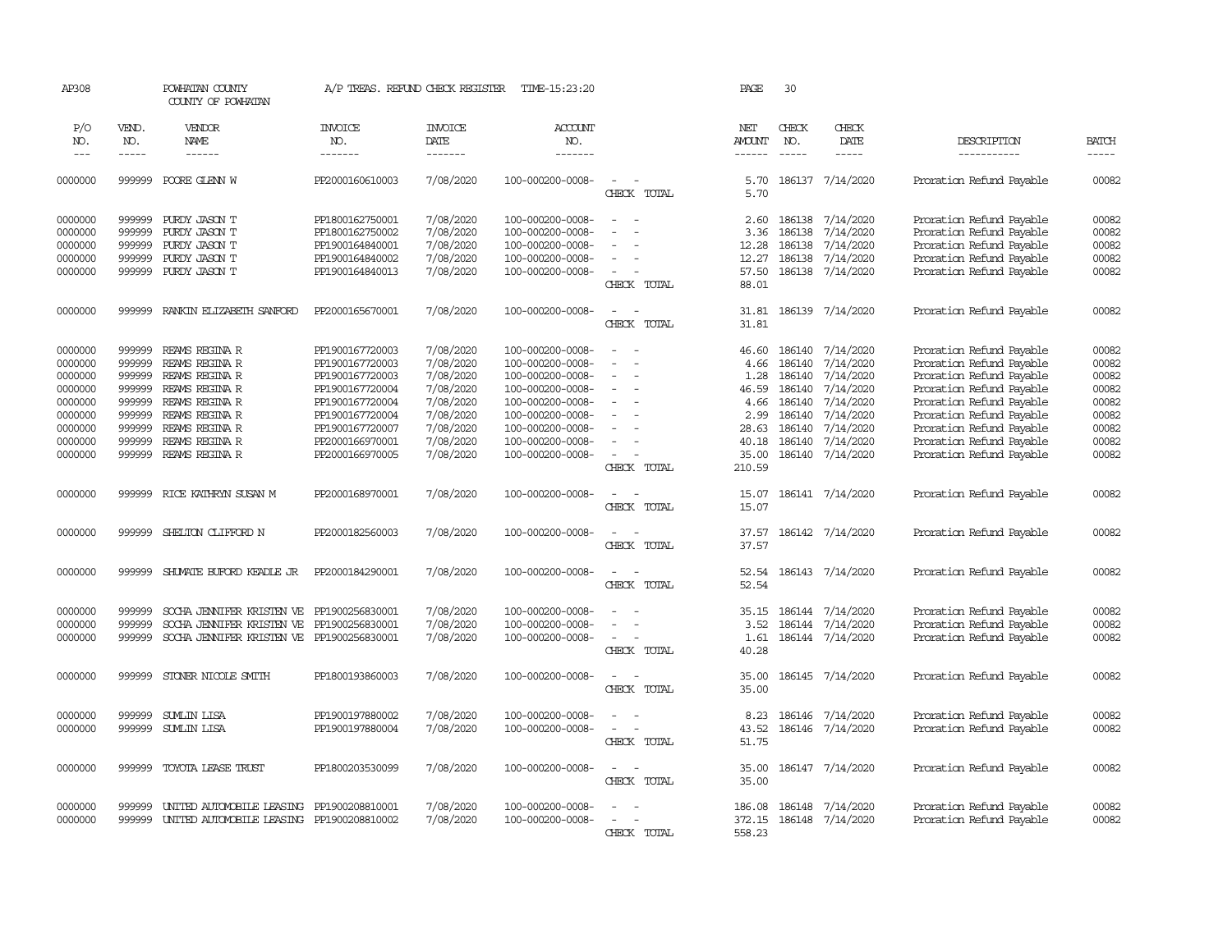AP308 POWHATAN COUNTY A/P TREAS. REFUND CHECK REGISTER TIME-15:23:20 PAGE 30

COUNTY OF POWHATAN

| P/O NO. | VEND. NO. | VENDOR NAME | INVOICE NO. | INVOICE DATE | ACCOUNT NO. | | NET AMOUNT | CHECK NO. | CHECK DATE | DESCRIPTION | BATCH |
|---|---|---|---|---|---|---|---|---|---|---|---|
| 0000000 | 999999 | POORE GLENN W | PP2000160610003 | 7/08/2020 | 100-000200-0008- | - - | 5.70 | 186137 | 7/14/2020 | Proration Refund Payable | 00082 |
| | | | | | | CHECK TOTAL | 5.70 | | | | |
| 0000000 | 999999 | PURDY JASON T | PP1800162750001 | 7/08/2020 | 100-000200-0008- | - - | 2.60 | 186138 | 7/14/2020 | Proration Refund Payable | 00082 |
| 0000000 | 999999 | PURDY JASON T | PP1800162750002 | 7/08/2020 | 100-000200-0008- | - - | 3.36 | 186138 | 7/14/2020 | Proration Refund Payable | 00082 |
| 0000000 | 999999 | PURDY JASON T | PP1900164840001 | 7/08/2020 | 100-000200-0008- | - - | 12.28 | 186138 | 7/14/2020 | Proration Refund Payable | 00082 |
| 0000000 | 999999 | PURDY JASON T | PP1900164840002 | 7/08/2020 | 100-000200-0008- | - - | 12.27 | 186138 | 7/14/2020 | Proration Refund Payable | 00082 |
| 0000000 | 999999 | PURDY JASON T | PP1900164840013 | 7/08/2020 | 100-000200-0008- | - - | 57.50 | 186138 | 7/14/2020 | Proration Refund Payable | 00082 |
| | | | | | | CHECK TOTAL | 88.01 | | | | |
| 0000000 | 999999 | RANKIN ELIZABETH SANFORD | PP2000165670001 | 7/08/2020 | 100-000200-0008- | - - | 31.81 | 186139 | 7/14/2020 | Proration Refund Payable | 00082 |
| | | | | | | CHECK TOTAL | 31.81 | | | | |
| 0000000 | 999999 | REAMS REGINA R | PP1900167720003 | 7/08/2020 | 100-000200-0008- | - - | 46.60 | 186140 | 7/14/2020 | Proration Refund Payable | 00082 |
| 0000000 | 999999 | REAMS REGINA R | PP1900167720003 | 7/08/2020 | 100-000200-0008- | - - | 4.66 | 186140 | 7/14/2020 | Proration Refund Payable | 00082 |
| 0000000 | 999999 | REAMS REGINA R | PP1900167720003 | 7/08/2020 | 100-000200-0008- | - - | 1.28 | 186140 | 7/14/2020 | Proration Refund Payable | 00082 |
| 0000000 | 999999 | REAMS REGINA R | PP1900167720004 | 7/08/2020 | 100-000200-0008- | - - | 46.59 | 186140 | 7/14/2020 | Proration Refund Payable | 00082 |
| 0000000 | 999999 | REAMS REGINA R | PP1900167720004 | 7/08/2020 | 100-000200-0008- | - - | 4.66 | 186140 | 7/14/2020 | Proration Refund Payable | 00082 |
| 0000000 | 999999 | REAMS REGINA R | PP1900167720004 | 7/08/2020 | 100-000200-0008- | - - | 2.99 | 186140 | 7/14/2020 | Proration Refund Payable | 00082 |
| 0000000 | 999999 | REAMS REGINA R | PP1900167720007 | 7/08/2020 | 100-000200-0008- | - - | 28.63 | 186140 | 7/14/2020 | Proration Refund Payable | 00082 |
| 0000000 | 999999 | REAMS REGINA R | PP2000166970001 | 7/08/2020 | 100-000200-0008- | - - | 40.18 | 186140 | 7/14/2020 | Proration Refund Payable | 00082 |
| 0000000 | 999999 | REAMS REGINA R | PP2000166970005 | 7/08/2020 | 100-000200-0008- | - - | 35.00 | 186140 | 7/14/2020 | Proration Refund Payable | 00082 |
| | | | | | | CHECK TOTAL | 210.59 | | | | |
| 0000000 | 999999 | RICE KATHRYN SUSAN M | PP2000168970001 | 7/08/2020 | 100-000200-0008- | - - | 15.07 | 186141 | 7/14/2020 | Proration Refund Payable | 00082 |
| | | | | | | CHECK TOTAL | 15.07 | | | | |
| 0000000 | 999999 | SHELTON CLIFFORD N | PP2000182560003 | 7/08/2020 | 100-000200-0008- | - - | 37.57 | 186142 | 7/14/2020 | Proration Refund Payable | 00082 |
| | | | | | | CHECK TOTAL | 37.57 | | | | |
| 0000000 | 999999 | SHUMATE BUFORD KEADLE JR | PP2000184290001 | 7/08/2020 | 100-000200-0008- | - - | 52.54 | 186143 | 7/14/2020 | Proration Refund Payable | 00082 |
| | | | | | | CHECK TOTAL | 52.54 | | | | |
| 0000000 | 999999 | SOCHA JENNIFER KRISTEN VE | PP1900256830001 | 7/08/2020 | 100-000200-0008- | - - | 35.15 | 186144 | 7/14/2020 | Proration Refund Payable | 00082 |
| 0000000 | 999999 | SOCHA JENNIFER KRISTEN VE | PP1900256830001 | 7/08/2020 | 100-000200-0008- | - - | 3.52 | 186144 | 7/14/2020 | Proration Refund Payable | 00082 |
| 0000000 | 999999 | SOCHA JENNIFER KRISTEN VE | PP1900256830001 | 7/08/2020 | 100-000200-0008- | - - | 1.61 | 186144 | 7/14/2020 | Proration Refund Payable | 00082 |
| | | | | | | CHECK TOTAL | 40.28 | | | | |
| 0000000 | 999999 | STONER NICOLE SMITH | PP1800193860003 | 7/08/2020 | 100-000200-0008- | - - | 35.00 | 186145 | 7/14/2020 | Proration Refund Payable | 00082 |
| | | | | | | CHECK TOTAL | 35.00 | | | | |
| 0000000 | 999999 | SUMLIN LISA | PP1900197880002 | 7/08/2020 | 100-000200-0008- | - - | 8.23 | 186146 | 7/14/2020 | Proration Refund Payable | 00082 |
| 0000000 | 999999 | SUMLIN LISA | PP1900197880004 | 7/08/2020 | 100-000200-0008- | - - | 43.52 | 186146 | 7/14/2020 | Proration Refund Payable | 00082 |
| | | | | | | CHECK TOTAL | 51.75 | | | | |
| 0000000 | 999999 | TOYOTA LEASE TRUST | PP1800203530099 | 7/08/2020 | 100-000200-0008- | - - | 35.00 | 186147 | 7/14/2020 | Proration Refund Payable | 00082 |
| | | | | | | CHECK TOTAL | 35.00 | | | | |
| 0000000 | 999999 | UNITED AUTOMOBILE LEASING | PP1900208810001 | 7/08/2020 | 100-000200-0008- | - - | 186.08 | 186148 | 7/14/2020 | Proration Refund Payable | 00082 |
| 0000000 | 999999 | UNITED AUTOMOBILE LEASING | PP1900208810002 | 7/08/2020 | 100-000200-0008- | - - | 372.15 | 186148 | 7/14/2020 | Proration Refund Payable | 00082 |
| | | | | | | CHECK TOTAL | 558.23 | | | | |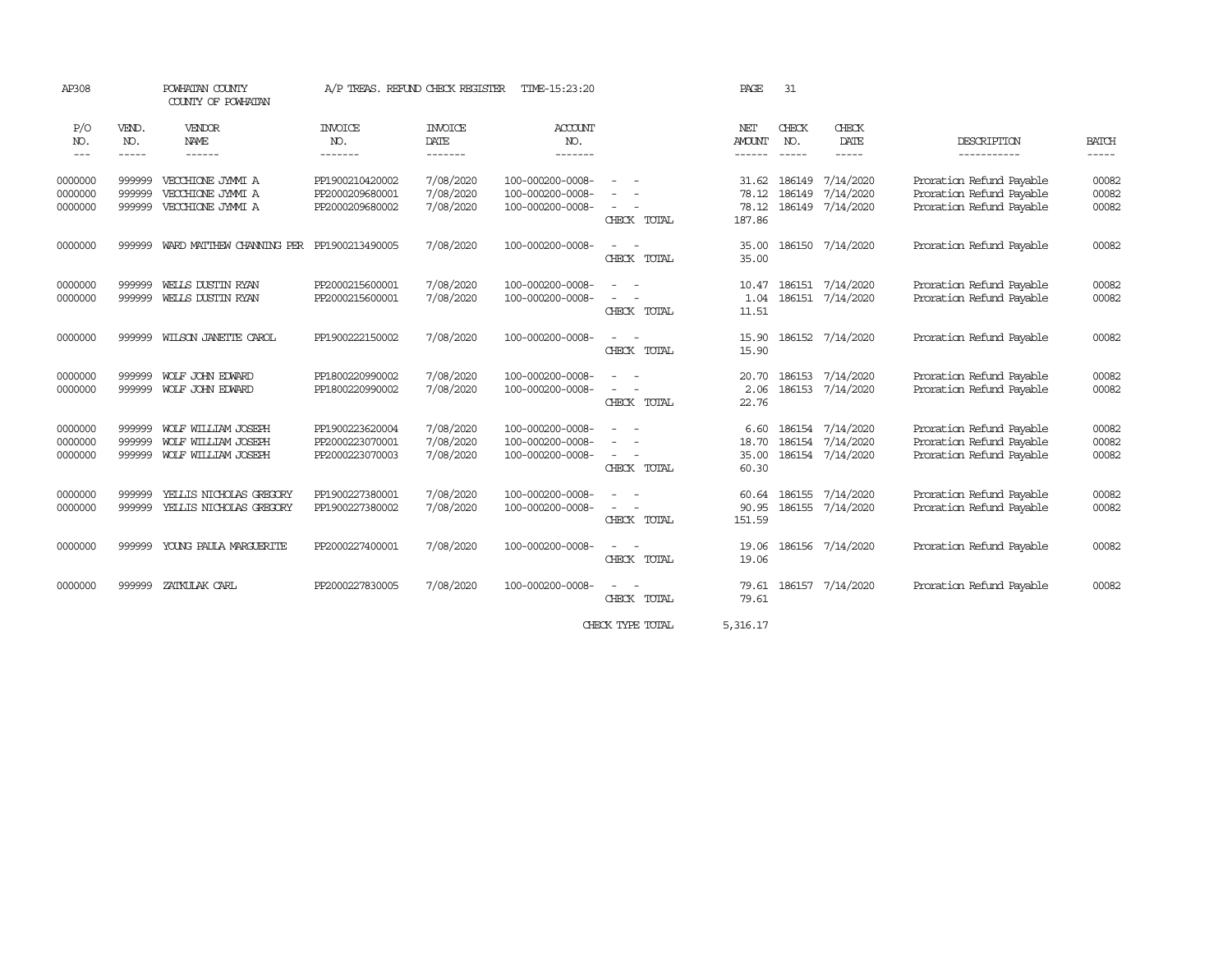AP308 POWHATAN COUNTY A/P TREAS. REFUND CHECK REGISTER TIME-15:23:20 PAGE 31

COUNTY OF POWHATAN

| P/O NO. | VEND. NO. | VENDOR NAME | INVOICE NO. | INVOICE DATE | ACCOUNT NO. | | NET AMOUNT | CHECK NO. | CHECK DATE | DESCRIPTION | BATCH |
|---|---|---|---|---|---|---|---|---|---|---|---|
| 0000000 | 999999 | VECCHIONE JYMMI A | PP1900210420002 | 7/08/2020 | 100-000200-0008- | - - | 31.62 | 186149 | 7/14/2020 | Proration Refund Payable | 00082 |
| 0000000 | 999999 | VECCHIONE JYMMI A | PP2000209680001 | 7/08/2020 | 100-000200-0008- | - - | 78.12 | 186149 | 7/14/2020 | Proration Refund Payable | 00082 |
| 0000000 | 999999 | VECCHIONE JYMMI A | PP2000209680002 | 7/08/2020 | 100-000200-0008- | - - | 78.12 | 186149 | 7/14/2020 | Proration Refund Payable | 00082 |
| | | | | | | CHECK TOTAL | 187.86 | | | | |
| 0000000 | 999999 | WARD MATTHEW CHANNING PER | PP1900213490005 | 7/08/2020 | 100-000200-0008- | - - | 35.00 | 186150 | 7/14/2020 | Proration Refund Payable | 00082 |
| | | | | | | CHECK TOTAL | 35.00 | | | | |
| 0000000 | 999999 | WELLS DUSTIN RYAN | PP2000215600001 | 7/08/2020 | 100-000200-0008- | - - | 10.47 | 186151 | 7/14/2020 | Proration Refund Payable | 00082 |
| 0000000 | 999999 | WELLS DUSTIN RYAN | PP2000215600001 | 7/08/2020 | 100-000200-0008- | - - | 1.04 | 186151 | 7/14/2020 | Proration Refund Payable | 00082 |
| | | | | | | CHECK TOTAL | 11.51 | | | | |
| 0000000 | 999999 | WILSON JANETTE CAROL | PP1900222150002 | 7/08/2020 | 100-000200-0008- | - - | 15.90 | 186152 | 7/14/2020 | Proration Refund Payable | 00082 |
| | | | | | | CHECK TOTAL | 15.90 | | | | |
| 0000000 | 999999 | WOLF JOHN EDWARD | PP1800220990002 | 7/08/2020 | 100-000200-0008- | - - | 20.70 | 186153 | 7/14/2020 | Proration Refund Payable | 00082 |
| 0000000 | 999999 | WOLF JOHN EDWARD | PP1800220990002 | 7/08/2020 | 100-000200-0008- | - - | 2.06 | 186153 | 7/14/2020 | Proration Refund Payable | 00082 |
| | | | | | | CHECK TOTAL | 22.76 | | | | |
| 0000000 | 999999 | WOLF WILLIAM JOSEPH | PP1900223620004 | 7/08/2020 | 100-000200-0008- | - - | 6.60 | 186154 | 7/14/2020 | Proration Refund Payable | 00082 |
| 0000000 | 999999 | WOLF WILLIAM JOSEPH | PP2000223070001 | 7/08/2020 | 100-000200-0008- | - - | 18.70 | 186154 | 7/14/2020 | Proration Refund Payable | 00082 |
| 0000000 | 999999 | WOLF WILLIAM JOSEPH | PP2000223070003 | 7/08/2020 | 100-000200-0008- | - - | 35.00 | 186154 | 7/14/2020 | Proration Refund Payable | 00082 |
| | | | | | | CHECK TOTAL | 60.30 | | | | |
| 0000000 | 999999 | YELLIS NICHOLAS GREGORY | PP1900227380001 | 7/08/2020 | 100-000200-0008- | - - | 60.64 | 186155 | 7/14/2020 | Proration Refund Payable | 00082 |
| 0000000 | 999999 | YELLIS NICHOLAS GREGORY | PP1900227380002 | 7/08/2020 | 100-000200-0008- | - - | 90.95 | 186155 | 7/14/2020 | Proration Refund Payable | 00082 |
| | | | | | | CHECK TOTAL | 151.59 | | | | |
| 0000000 | 999999 | YOUNG PAULA MARGUERITE | PP2000227400001 | 7/08/2020 | 100-000200-0008- | - - | 19.06 | 186156 | 7/14/2020 | Proration Refund Payable | 00082 |
| | | | | | | CHECK TOTAL | 19.06 | | | | |
| 0000000 | 999999 | ZATKULAK CARL | PP2000227830005 | 7/08/2020 | 100-000200-0008- | - - | 79.61 | 186157 | 7/14/2020 | Proration Refund Payable | 00082 |
| | | | | | | CHECK TOTAL | 79.61 | | | | |
| | | | | | | CHECK TYPE TOTAL | 5,316.17 | | | | |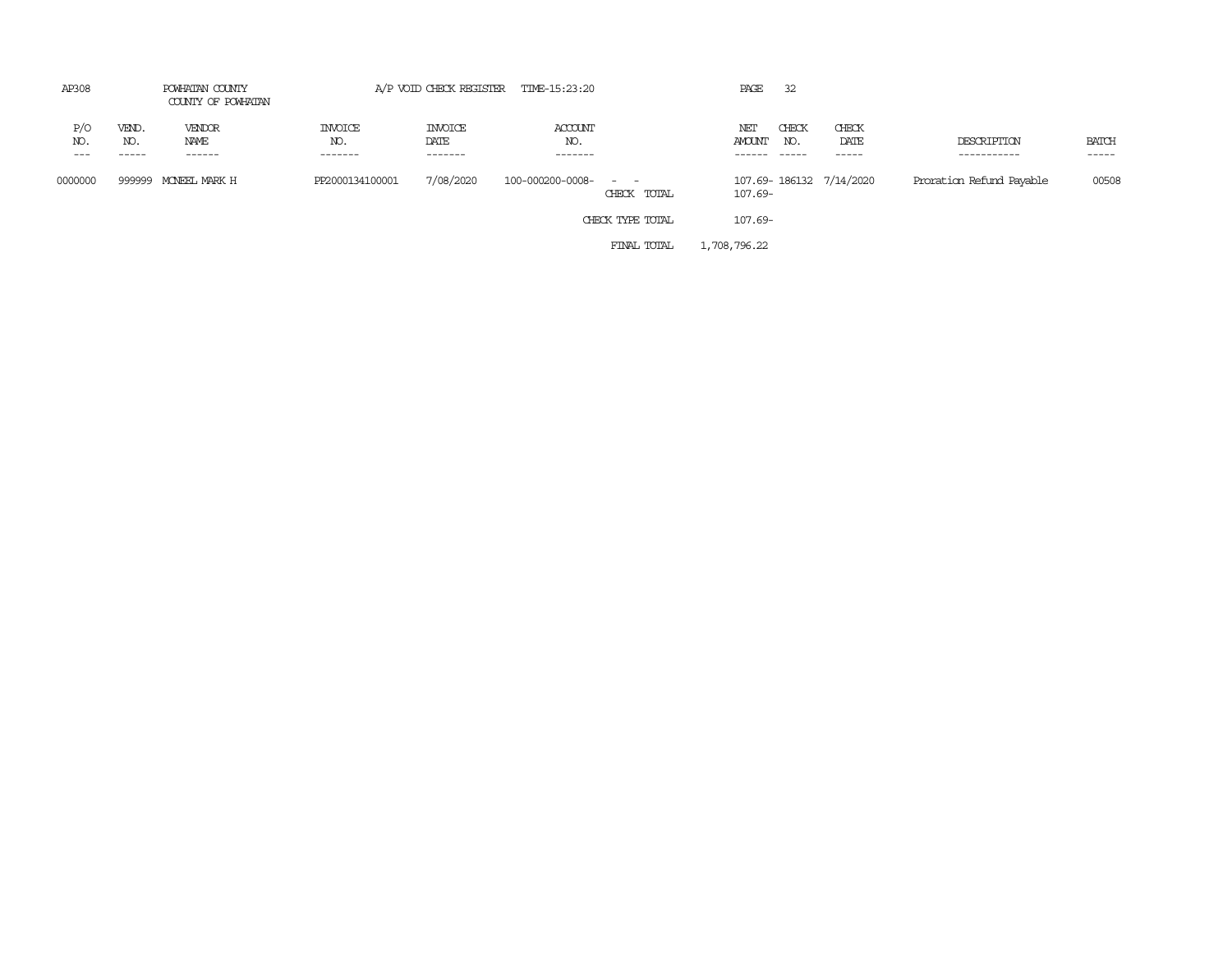AP308 POWHATAN COUNTY A/P VOID CHECK REGISTER TIME-15:23:20 PAGE 32

COUNTY OF POWHATAN

| P/O NO. | VEND. NO. | VENDOR NAME | INVOICE NO. | INVOICE DATE | ACCOUNT NO. | | NET AMOUNT | CHECK NO. | CHECK DATE | DESCRIPTION | BATCH |
|---|---|---|---|---|---|---|---|---|---|---|---|
| 0000000 | 999999 | MCNEEL MARK H | PP2000134100001 | 7/08/2020 | 100-000200-0008- | - - | 107.69- | 186132 | 7/14/2020 | Proration Refund Payable | 00508 |
| | | | | | | CHECK TOTAL | 107.69- | | | | |
| | | | | | | CHECK TYPE TOTAL | 107.69- | | | | |
| | | | | | | FINAL TOTAL | 1,708,796.22 | | | | |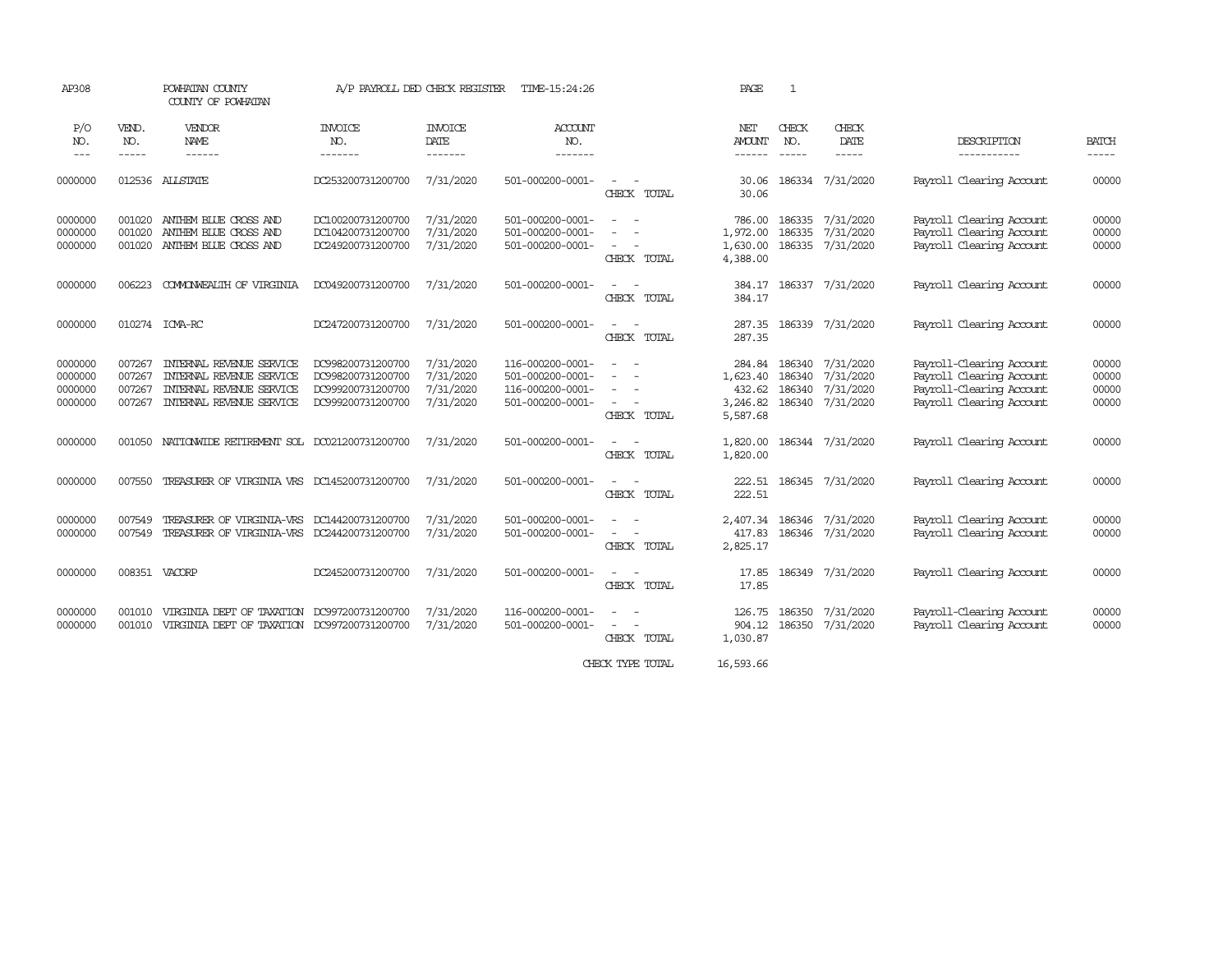AP308 POWHATAN COUNTY A/P PAYROLL DED CHECK REGISTER TIME-15:24:26 PAGE 1

COUNTY OF POWHATAN

| P/O NO. | VEND. NO. | VENDOR NAME | INVOICE NO. | INVOICE DATE | ACCOUNT NO. | | NET AMOUNT | CHECK NO. | CHECK DATE | DESCRIPTION | BATCH |
|---|---|---|---|---|---|---|---|---|---|---|---|
| 0000000 | 012536 | ALLSTATE | DC253200731200700 | 7/31/2020 | 501-000200-0001- | - - | 30.06 | 186334 | 7/31/2020 | Payroll Clearing Account | 00000 |
| | | | | | | CHECK TOTAL | 30.06 | | | | |
| 0000000 | 001020 | ANTHEM BLUE CROSS AND | DC100200731200700 | 7/31/2020 | 501-000200-0001- | - - | 786.00 | 186335 | 7/31/2020 | Payroll Clearing Account | 00000 |
| 0000000 | 001020 | ANTHEM BLUE CROSS AND | DC104200731200700 | 7/31/2020 | 501-000200-0001- | - - | 1,972.00 | 186335 | 7/31/2020 | Payroll Clearing Account | 00000 |
| 0000000 | 001020 | ANTHEM BLUE CROSS AND | DC249200731200700 | 7/31/2020 | 501-000200-0001- | - - | 1,630.00 | 186335 | 7/31/2020 | Payroll Clearing Account | 00000 |
| | | | | | | CHECK TOTAL | 4,388.00 | | | | |
| 0000000 | 006223 | COMMONWEALTH OF VIRGINIA | DC049200731200700 | 7/31/2020 | 501-000200-0001- | - - | 384.17 | 186337 | 7/31/2020 | Payroll Clearing Account | 00000 |
| | | | | | | CHECK TOTAL | 384.17 | | | | |
| 0000000 | 010274 | ICMA-RC | DC247200731200700 | 7/31/2020 | 501-000200-0001- | - - | 287.35 | 186339 | 7/31/2020 | Payroll Clearing Account | 00000 |
| | | | | | | CHECK TOTAL | 287.35 | | | | |
| 0000000 | 007267 | INTERNAL REVENUE SERVICE | DC998200731200700 | 7/31/2020 | 116-000200-0001- | - - | 284.84 | 186340 | 7/31/2020 | Payroll-Clearing Account | 00000 |
| 0000000 | 007267 | INTERNAL REVENUE SERVICE | DC998200731200700 | 7/31/2020 | 501-000200-0001- | - - | 1,623.40 | 186340 | 7/31/2020 | Payroll Clearing Account | 00000 |
| 0000000 | 007267 | INTERNAL REVENUE SERVICE | DC999200731200700 | 7/31/2020 | 116-000200-0001- | - - | 432.62 | 186340 | 7/31/2020 | Payroll-Clearing Account | 00000 |
| 0000000 | 007267 | INTERNAL REVENUE SERVICE | DC999200731200700 | 7/31/2020 | 501-000200-0001- | - - | 3,246.82 | 186340 | 7/31/2020 | Payroll Clearing Account | 00000 |
| | | | | | | CHECK TOTAL | 5,587.68 | | | | |
| 0000000 | 001050 | NATIONWIDE RETIREMENT SOL | DC021200731200700 | 7/31/2020 | 501-000200-0001- | - - | 1,820.00 | 186344 | 7/31/2020 | Payroll Clearing Account | 00000 |
| | | | | | | CHECK TOTAL | 1,820.00 | | | | |
| 0000000 | 007550 | TREASURER OF VIRGINIA VRS | DC145200731200700 | 7/31/2020 | 501-000200-0001- | - - | 222.51 | 186345 | 7/31/2020 | Payroll Clearing Account | 00000 |
| | | | | | | CHECK TOTAL | 222.51 | | | | |
| 0000000 | 007549 | TREASURER OF VIRGINIA-VRS | DC144200731200700 | 7/31/2020 | 501-000200-0001- | - - | 2,407.34 | 186346 | 7/31/2020 | Payroll Clearing Account | 00000 |
| 0000000 | 007549 | TREASURER OF VIRGINIA-VRS | DC244200731200700 | 7/31/2020 | 501-000200-0001- | - - | 417.83 | 186346 | 7/31/2020 | Payroll Clearing Account | 00000 |
| | | | | | | CHECK TOTAL | 2,825.17 | | | | |
| 0000000 | 008351 | VACORP | DC245200731200700 | 7/31/2020 | 501-000200-0001- | - - | 17.85 | 186349 | 7/31/2020 | Payroll Clearing Account | 00000 |
| | | | | | | CHECK TOTAL | 17.85 | | | | |
| 0000000 | 001010 | VIRGINIA DEPT OF TAXATION | DC997200731200700 | 7/31/2020 | 116-000200-0001- | - - | 126.75 | 186350 | 7/31/2020 | Payroll-Clearing Account | 00000 |
| 0000000 | 001010 | VIRGINIA DEPT OF TAXATION | DC997200731200700 | 7/31/2020 | 501-000200-0001- | - - | 904.12 | 186350 | 7/31/2020 | Payroll Clearing Account | 00000 |
| | | | | | | CHECK TOTAL | 1,030.87 | | | | |
| | | | | | | CHECK TYPE TOTAL | 16,593.66 | | | | |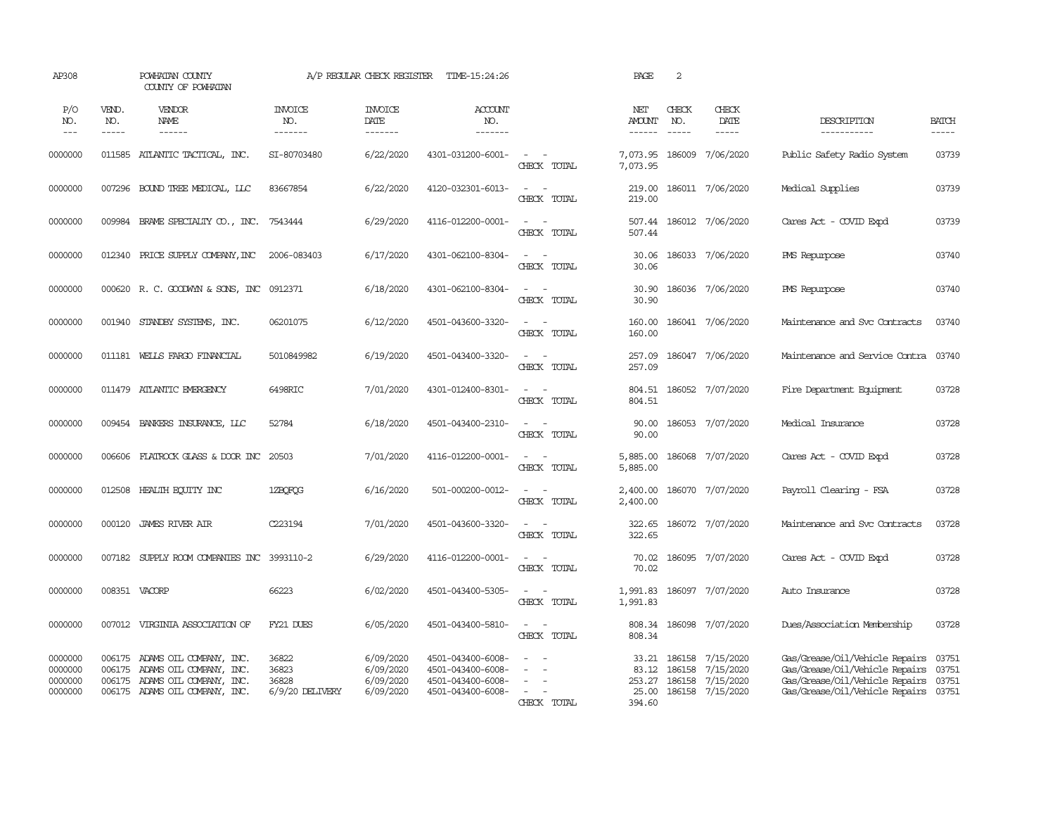AP308 POWHATAN COUNTY A/P REGULAR CHECK REGISTER TIME-15:24:26 PAGE 2

COUNTY OF POWHATAN

| P/O NO. | VEND. NO. | VENDOR NAME | INVOICE NO. | INVOICE DATE | ACCOUNT NO. | | NET AMOUNT | CHECK NO. | CHECK DATE | DESCRIPTION | BATCH |
|---|---|---|---|---|---|---|---|---|---|---|---|
| 0000000 | 011585 | ATLANTIC TACTICAL, INC. | SI-80703480 | 6/22/2020 | 4301-031200-6001- | - - | 7,073.95 | 186009 | 7/06/2020 | Public Safety Radio System | 03739 |
| | | | | | | CHECK TOTAL | 7,073.95 | | | | |
| 0000000 | 007296 | BOUND TREE MEDICAL, LLC | 83667854 | 6/22/2020 | 4120-032301-6013- | - - | 219.00 | 186011 | 7/06/2020 | Medical Supplies | 03739 |
| | | | | | | CHECK TOTAL | 219.00 | | | | |
| 0000000 | 009984 | BRAME SPECIALTY CO., INC. | 7543444 | 6/29/2020 | 4116-012200-0001- | - - | 507.44 | 186012 | 7/06/2020 | Cares Act - COVID Expd | 03739 |
| | | | | | | CHECK TOTAL | 507.44 | | | | |
| 0000000 | 012340 | PRICE SUPPLY COMPANY, INC | 2006-083403 | 6/17/2020 | 4301-062100-8304- | - - | 30.06 | 186033 | 7/06/2020 | PMS Repurpose | 03740 |
| | | | | | | CHECK TOTAL | 30.06 | | | | |
| 0000000 | 000620 | R. C. GOODWYN & SONS, INC | 0912371 | 6/18/2020 | 4301-062100-8304- | - - | 30.90 | 186036 | 7/06/2020 | PMS Repurpose | 03740 |
| | | | | | | CHECK TOTAL | 30.90 | | | | |
| 0000000 | 001940 | STANDBY SYSTEMS, INC. | 06201075 | 6/12/2020 | 4501-043600-3320- | - - | 160.00 | 186041 | 7/06/2020 | Maintenance and Svc Contracts | 03740 |
| | | | | | | CHECK TOTAL | 160.00 | | | | |
| 0000000 | 011181 | WELLS FARGO FINANCIAL | 5010849982 | 6/19/2020 | 4501-043400-3320- | - - | 257.09 | 186047 | 7/06/2020 | Maintenance and Service Contra | 03740 |
| | | | | | | CHECK TOTAL | 257.09 | | | | |
| 0000000 | 011479 | ATLANTIC EMERGENCY | 6498RIC | 7/01/2020 | 4301-012400-8301- | - - | 804.51 | 186052 | 7/07/2020 | Fire Department Equipment | 03728 |
| | | | | | | CHECK TOTAL | 804.51 | | | | |
| 0000000 | 009454 | BANKERS INSURANCE, LLC | 52784 | 6/18/2020 | 4501-043400-2310- | - - | 90.00 | 186053 | 7/07/2020 | Medical Insurance | 03728 |
| | | | | | | CHECK TOTAL | 90.00 | | | | |
| 0000000 | 006606 | FLATROCK GLASS & DOOR INC | 20503 | 7/01/2020 | 4116-012200-0001- | - - | 5,885.00 | 186068 | 7/07/2020 | Cares Act - COVID Expd | 03728 |
| | | | | | | CHECK TOTAL | 5,885.00 | | | | |
| 0000000 | 012508 | HEALTH EQUITY INC | 1ZBQFQG | 6/16/2020 | 501-000200-0012- | - - | 2,400.00 | 186070 | 7/07/2020 | Payroll Clearing - FSA | 03728 |
| | | | | | | CHECK TOTAL | 2,400.00 | | | | |
| 0000000 | 000120 | JAMES RIVER AIR | C223194 | 7/01/2020 | 4501-043600-3320- | - - | 322.65 | 186072 | 7/07/2020 | Maintenance and Svc Contracts | 03728 |
| | | | | | | CHECK TOTAL | 322.65 | | | | |
| 0000000 | 007182 | SUPPLY ROOM COMPANIES INC | 3993110-2 | 6/29/2020 | 4116-012200-0001- | - - | 70.02 | 186095 | 7/07/2020 | Cares Act - COVID Expd | 03728 |
| | | | | | | CHECK TOTAL | 70.02 | | | | |
| 0000000 | 008351 | VACORP | 66223 | 6/02/2020 | 4501-043400-5305- | - - | 1,991.83 | 186097 | 7/07/2020 | Auto Insurance | 03728 |
| | | | | | | CHECK TOTAL | 1,991.83 | | | | |
| 0000000 | 007012 | VIRGINIA ASSOCIATION OF | FY21 DUES | 6/05/2020 | 4501-043400-5810- | - - | 808.34 | 186098 | 7/07/2020 | Dues/Association Membership | 03728 |
| | | | | | | CHECK TOTAL | 808.34 | | | | |
| 0000000 | 006175 | ADAMS OIL COMPANY, INC. | 36822 | 6/09/2020 | 4501-043400-6008- | - - | 33.21 | 186158 | 7/15/2020 | Gas/Grease/Oil/Vehicle Repairs | 03751 |
| 0000000 | 006175 | ADAMS OIL COMPANY, INC. | 36823 | 6/09/2020 | 4501-043400-6008- | - - | 83.12 | 186158 | 7/15/2020 | Gas/Grease/Oil/Vehicle Repairs | 03751 |
| 0000000 | 006175 | ADAMS OIL COMPANY, INC. | 36828 | 6/09/2020 | 4501-043400-6008- | - - | 253.27 | 186158 | 7/15/2020 | Gas/Grease/Oil/Vehicle Repairs | 03751 |
| 0000000 | 006175 | ADAMS OIL COMPANY, INC. | 6/9/20 DELIVERY | 6/09/2020 | 4501-043400-6008- | - - | 25.00 | 186158 | 7/15/2020 | Gas/Grease/Oil/Vehicle Repairs | 03751 |
| | | | | | | CHECK TOTAL | 394.60 | | | | |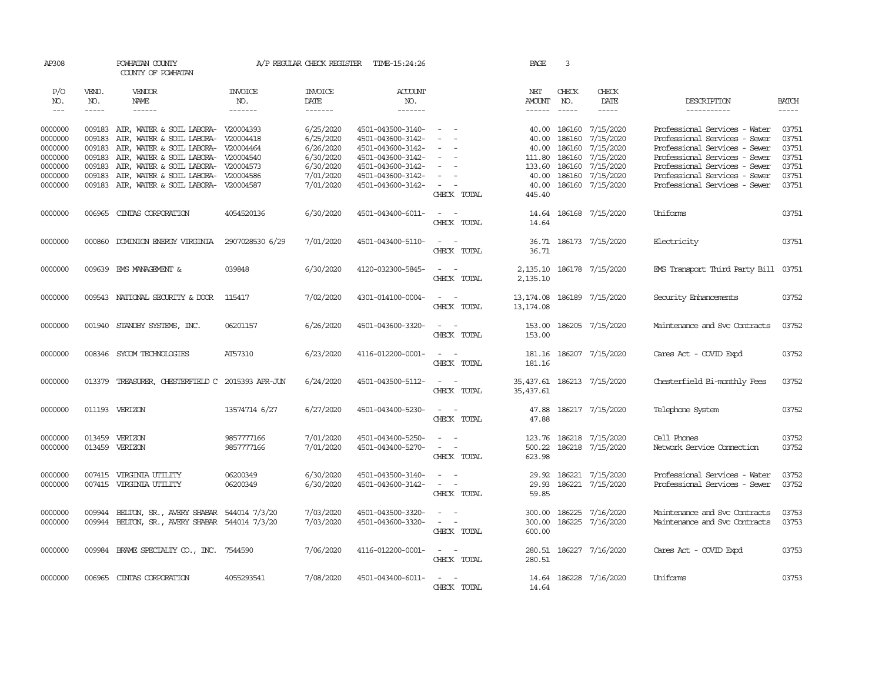AP308 POWHATAN COUNTY A/P REGULAR CHECK REGISTER TIME-15:24:26 PAGE 3

COUNTY OF POWHATAN

| P/O NO. | VEND. NO. | VENDOR NAME | INVOICE NO. | INVOICE DATE | ACCOUNT NO. | | NET AMOUNT | CHECK NO. | CHECK DATE | DESCRIPTION | BATCH |
|---|---|---|---|---|---|---|---|---|---|---|---|
| --- | ----- | ------ | ------- | ------- | ------- | | ------ | ----- | ----- | ----------- | ----- |
| 0000000 | 009183 | AIR, WATER & SOIL LABORA- | V20004393 | 6/25/2020 | 4501-043500-3140- | - - | 40.00 | 186160 | 7/15/2020 | Professional Services - Water | 03751 |
| 0000000 | 009183 | AIR, WATER & SOIL LABORA- | V20004418 | 6/25/2020 | 4501-043600-3142- | - - | 40.00 | 186160 | 7/15/2020 | Professional Services - Sewer | 03751 |
| 0000000 | 009183 | AIR, WATER & SOIL LABORA- | V20004464 | 6/26/2020 | 4501-043600-3142- | - - | 40.00 | 186160 | 7/15/2020 | Professional Services - Sewer | 03751 |
| 0000000 | 009183 | AIR, WATER & SOIL LABORA- | V20004540 | 6/30/2020 | 4501-043600-3142- | - - | 111.80 | 186160 | 7/15/2020 | Professional Services - Sewer | 03751 |
| 0000000 | 009183 | AIR, WATER & SOIL LABORA- | V20004573 | 6/30/2020 | 4501-043600-3142- | - - | 133.60 | 186160 | 7/15/2020 | Professional Services - Sewer | 03751 |
| 0000000 | 009183 | AIR, WATER & SOIL LABORA- | V20004586 | 7/01/2020 | 4501-043600-3142- | - - | 40.00 | 186160 | 7/15/2020 | Professional Services - Sewer | 03751 |
| 0000000 | 009183 | AIR, WATER & SOIL LABORA- | V20004587 | 7/01/2020 | 4501-043600-3142- | - - | 40.00 | 186160 | 7/15/2020 | Professional Services - Sewer | 03751 |
| | | | | | | CHECK TOTAL | 445.40 | | | | |
| 0000000 | 006965 | CINTAS CORPORATION | 4054520136 | 6/30/2020 | 4501-043400-6011- | - - | 14.64 | 186168 | 7/15/2020 | Uniforms | 03751 |
| | | | | | | CHECK TOTAL | 14.64 | | | | |
| 0000000 | 000860 | DOMINION ENERGY VIRGINIA | 2907028530 6/29 | 7/01/2020 | 4501-043400-5110- | - - | 36.71 | 186173 | 7/15/2020 | Electricity | 03751 |
| | | | | | | CHECK TOTAL | 36.71 | | | | |
| 0000000 | 009639 | EMS MANAGEMENT & | 039848 | 6/30/2020 | 4120-032300-5845- | - - | 2,135.10 | 186178 | 7/15/2020 | EMS Transport Third Party Bill | 03751 |
| | | | | | | CHECK TOTAL | 2,135.10 | | | | |
| 0000000 | 009543 | NATIONAL SECURITY & DOOR | 115417 | 7/02/2020 | 4301-014100-0004- | - - | 13,174.08 | 186189 | 7/15/2020 | Security Enhancements | 03752 |
| | | | | | | CHECK TOTAL | 13,174.08 | | | | |
| 0000000 | 001940 | STANDBY SYSTEMS, INC. | 06201157 | 6/26/2020 | 4501-043600-3320- | - - | 153.00 | 186205 | 7/15/2020 | Maintenance and Svc Contracts | 03752 |
| | | | | | | CHECK TOTAL | 153.00 | | | | |
| 0000000 | 008346 | SYCOM TECHNOLOGIES | AT57310 | 6/23/2020 | 4116-012200-0001- | - - | 181.16 | 186207 | 7/15/2020 | Cares Act - COVID Expd | 03752 |
| | | | | | | CHECK TOTAL | 181.16 | | | | |
| 0000000 | 013379 | TREASURER, CHESTERFIELD C | 2015393 APR-JUN | 6/24/2020 | 4501-043500-5112- | - - | 35,437.61 | 186213 | 7/15/2020 | Chesterfield Bi-monthly Fees | 03752 |
| | | | | | | CHECK TOTAL | 35,437.61 | | | | |
| 0000000 | 011193 | VERIZON | 13574714 6/27 | 6/27/2020 | 4501-043400-5230- | - - | 47.88 | 186217 | 7/15/2020 | Telephone System | 03752 |
| | | | | | | CHECK TOTAL | 47.88 | | | | |
| 0000000 | 013459 | VERIZON | 9857777166 | 7/01/2020 | 4501-043400-5250- | - - | 123.76 | 186218 | 7/15/2020 | Cell Phones | 03752 |
| 0000000 | 013459 | VERIZON | 9857777166 | 7/01/2020 | 4501-043400-5270- | - - | 500.22 | 186218 | 7/15/2020 | Network Service Connection | 03752 |
| | | | | | | CHECK TOTAL | 623.98 | | | | |
| 0000000 | 007415 | VIRGINIA UTILITY | 06200349 | 6/30/2020 | 4501-043500-3140- | - - | 29.92 | 186221 | 7/15/2020 | Professional Services - Water | 03752 |
| 0000000 | 007415 | VIRGINIA UTILITY | 06200349 | 6/30/2020 | 4501-043600-3142- | - - | 29.93 | 186221 | 7/15/2020 | Professional Services - Sewer | 03752 |
| | | | | | | CHECK TOTAL | 59.85 | | | | |
| 0000000 | 009944 | BELTON, SR., AVERY SHABAR | 544014 7/3/20 | 7/03/2020 | 4501-043500-3320- | - - | 300.00 | 186225 | 7/16/2020 | Maintenance and Svc Contracts | 03753 |
| 0000000 | 009944 | BELTON, SR., AVERY SHABAR | 544014 7/3/20 | 7/03/2020 | 4501-043600-3320- | - - | 300.00 | 186225 | 7/16/2020 | Maintenance and Svc Contracts | 03753 |
| | | | | | | CHECK TOTAL | 600.00 | | | | |
| 0000000 | 009984 | BRAME SPECIALTY CO., INC. | 7544590 | 7/06/2020 | 4116-012200-0001- | - - | 280.51 | 186227 | 7/16/2020 | Cares Act - COVID Expd | 03753 |
| | | | | | | CHECK TOTAL | 280.51 | | | | |
| 0000000 | 006965 | CINTAS CORPORATION | 4055293541 | 7/08/2020 | 4501-043400-6011- | - - | 14.64 | 186228 | 7/16/2020 | Uniforms | 03753 |
| | | | | | | CHECK TOTAL | 14.64 | | | | |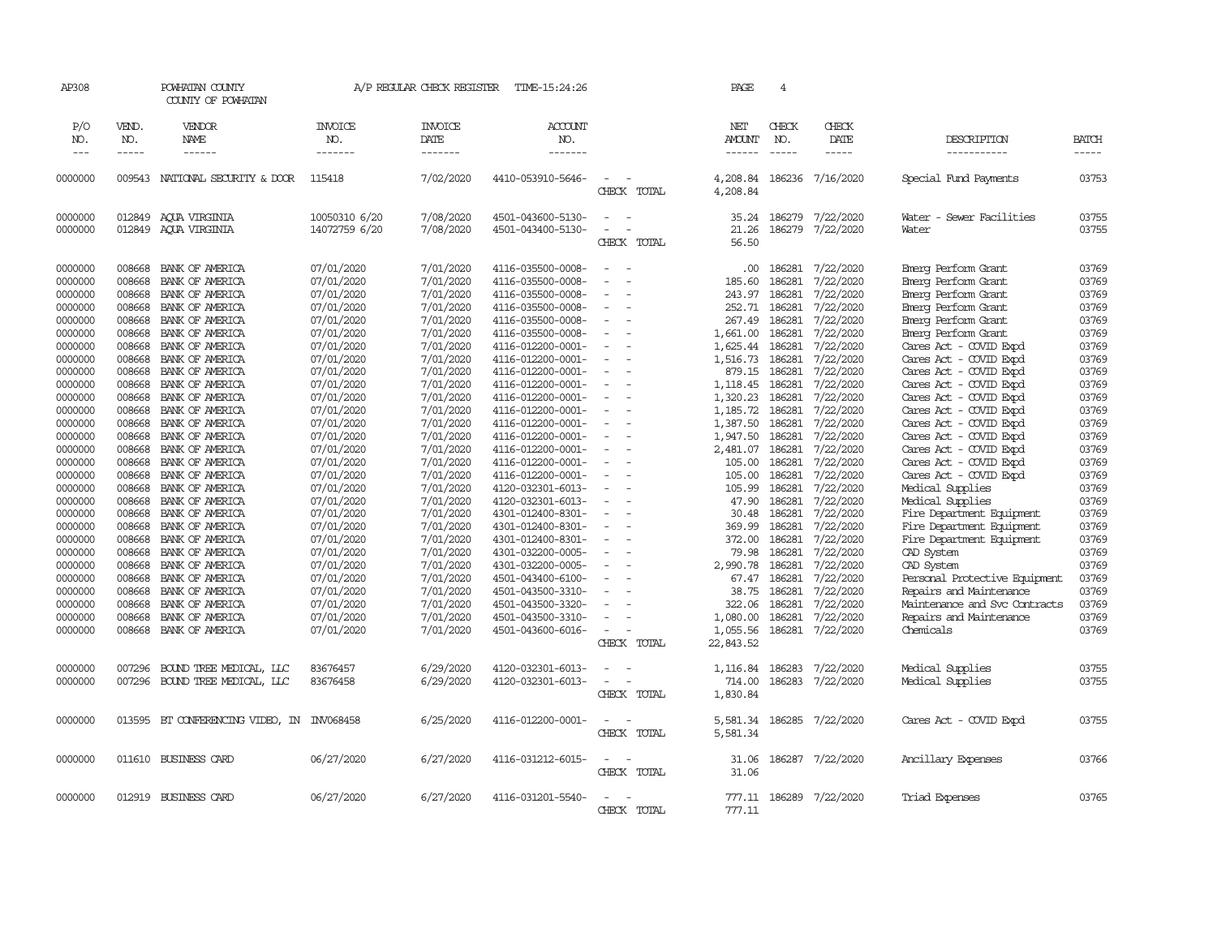AP308 POWHATAN COUNTY A/P REGULAR CHECK REGISTER TIME-15:24:26 PAGE 4

COUNTY OF POWHATAN

| P/O NO. | VEND. NO. | VENDOR NAME | INVOICE NO. | INVOICE DATE | ACCOUNT NO. | | NET AMOUNT | CHECK NO. | CHECK DATE | DESCRIPTION | BATCH |
|---|---|---|---|---|---|---|---|---|---|---|---|
| --- | ----- | ------ | ------- | ------- | ------- | | ------ | ----- | ----- | ----------- | ----- |
| 0000000 | 009543 | NATIONAL SECURITY & DOOR | 115418 | 7/02/2020 | 4410-053910-5646- | - - | 4,208.84 | 186236 | 7/16/2020 | Special Fund Payments | 03753 |
| | | | | | | CHECK TOTAL | 4,208.84 | | | | |
| 0000000 | 012849 | AQUA VIRGINIA | 10050310 6/20 | 7/08/2020 | 4501-043600-5130- | - - | 35.24 | 186279 | 7/22/2020 | Water - Sewer Facilities | 03755 |
| 0000000 | 012849 | AQUA VIRGINIA | 14072759 6/20 | 7/08/2020 | 4501-043400-5130- | - - | 21.26 | 186279 | 7/22/2020 | Water | 03755 |
| | | | | | | CHECK TOTAL | 56.50 | | | | |
| 0000000 | 008668 | BANK OF AMERICA | 07/01/2020 | 7/01/2020 | 4116-035500-0008- | - - | .00 | 186281 | 7/22/2020 | Emerg Perform Grant | 03769 |
| 0000000 | 008668 | BANK OF AMERICA | 07/01/2020 | 7/01/2020 | 4116-035500-0008- | - - | 185.60 | 186281 | 7/22/2020 | Emerg Perform Grant | 03769 |
| 0000000 | 008668 | BANK OF AMERICA | 07/01/2020 | 7/01/2020 | 4116-035500-0008- | - - | 243.97 | 186281 | 7/22/2020 | Emerg Perform Grant | 03769 |
| 0000000 | 008668 | BANK OF AMERICA | 07/01/2020 | 7/01/2020 | 4116-035500-0008- | - - | 252.71 | 186281 | 7/22/2020 | Emerg Perform Grant | 03769 |
| 0000000 | 008668 | BANK OF AMERICA | 07/01/2020 | 7/01/2020 | 4116-035500-0008- | - - | 267.49 | 186281 | 7/22/2020 | Emerg Perform Grant | 03769 |
| 0000000 | 008668 | BANK OF AMERICA | 07/01/2020 | 7/01/2020 | 4116-035500-0008- | - - | 1,661.00 | 186281 | 7/22/2020 | Emerg Perform Grant | 03769 |
| 0000000 | 008668 | BANK OF AMERICA | 07/01/2020 | 7/01/2020 | 4116-012200-0001- | - - | 1,625.44 | 186281 | 7/22/2020 | Cares Act - COVID Expd | 03769 |
| 0000000 | 008668 | BANK OF AMERICA | 07/01/2020 | 7/01/2020 | 4116-012200-0001- | - - | 1,516.73 | 186281 | 7/22/2020 | Cares Act - COVID Expd | 03769 |
| 0000000 | 008668 | BANK OF AMERICA | 07/01/2020 | 7/01/2020 | 4116-012200-0001- | - - | 879.15 | 186281 | 7/22/2020 | Cares Act - COVID Expd | 03769 |
| 0000000 | 008668 | BANK OF AMERICA | 07/01/2020 | 7/01/2020 | 4116-012200-0001- | - - | 1,118.45 | 186281 | 7/22/2020 | Cares Act - COVID Expd | 03769 |
| 0000000 | 008668 | BANK OF AMERICA | 07/01/2020 | 7/01/2020 | 4116-012200-0001- | - - | 1,320.23 | 186281 | 7/22/2020 | Cares Act - COVID Expd | 03769 |
| 0000000 | 008668 | BANK OF AMERICA | 07/01/2020 | 7/01/2020 | 4116-012200-0001- | - - | 1,185.72 | 186281 | 7/22/2020 | Cares Act - COVID Expd | 03769 |
| 0000000 | 008668 | BANK OF AMERICA | 07/01/2020 | 7/01/2020 | 4116-012200-0001- | - - | 1,387.50 | 186281 | 7/22/2020 | Cares Act - COVID Expd | 03769 |
| 0000000 | 008668 | BANK OF AMERICA | 07/01/2020 | 7/01/2020 | 4116-012200-0001- | - - | 1,947.50 | 186281 | 7/22/2020 | Cares Act - COVID Expd | 03769 |
| 0000000 | 008668 | BANK OF AMERICA | 07/01/2020 | 7/01/2020 | 4116-012200-0001- | - - | 2,481.07 | 186281 | 7/22/2020 | Cares Act - COVID Expd | 03769 |
| 0000000 | 008668 | BANK OF AMERICA | 07/01/2020 | 7/01/2020 | 4116-012200-0001- | - - | 105.00 | 186281 | 7/22/2020 | Cares Act - COVID Expd | 03769 |
| 0000000 | 008668 | BANK OF AMERICA | 07/01/2020 | 7/01/2020 | 4116-012200-0001- | - - | 105.00 | 186281 | 7/22/2020 | Cares Act - COVID Expd | 03769 |
| 0000000 | 008668 | BANK OF AMERICA | 07/01/2020 | 7/01/2020 | 4120-032301-6013- | - - | 105.99 | 186281 | 7/22/2020 | Medical Supplies | 03769 |
| 0000000 | 008668 | BANK OF AMERICA | 07/01/2020 | 7/01/2020 | 4120-032301-6013- | - - | 47.90 | 186281 | 7/22/2020 | Medical Supplies | 03769 |
| 0000000 | 008668 | BANK OF AMERICA | 07/01/2020 | 7/01/2020 | 4301-012400-8301- | - - | 30.48 | 186281 | 7/22/2020 | Fire Department Equipment | 03769 |
| 0000000 | 008668 | BANK OF AMERICA | 07/01/2020 | 7/01/2020 | 4301-012400-8301- | - - | 369.99 | 186281 | 7/22/2020 | Fire Department Equipment | 03769 |
| 0000000 | 008668 | BANK OF AMERICA | 07/01/2020 | 7/01/2020 | 4301-012400-8301- | - - | 372.00 | 186281 | 7/22/2020 | Fire Department Equipment | 03769 |
| 0000000 | 008668 | BANK OF AMERICA | 07/01/2020 | 7/01/2020 | 4301-032200-0005- | - - | 79.98 | 186281 | 7/22/2020 | CAD System | 03769 |
| 0000000 | 008668 | BANK OF AMERICA | 07/01/2020 | 7/01/2020 | 4301-032200-0005- | - - | 2,990.78 | 186281 | 7/22/2020 | CAD System | 03769 |
| 0000000 | 008668 | BANK OF AMERICA | 07/01/2020 | 7/01/2020 | 4501-043400-6100- | - - | 67.47 | 186281 | 7/22/2020 | Personal Protective Equipment | 03769 |
| 0000000 | 008668 | BANK OF AMERICA | 07/01/2020 | 7/01/2020 | 4501-043500-3310- | - - | 38.75 | 186281 | 7/22/2020 | Repairs and Maintenance | 03769 |
| 0000000 | 008668 | BANK OF AMERICA | 07/01/2020 | 7/01/2020 | 4501-043500-3320- | - - | 322.06 | 186281 | 7/22/2020 | Maintenance and Svc Contracts | 03769 |
| 0000000 | 008668 | BANK OF AMERICA | 07/01/2020 | 7/01/2020 | 4501-043500-3310- | - - | 1,080.00 | 186281 | 7/22/2020 | Repairs and Maintenance | 03769 |
| 0000000 | 008668 | BANK OF AMERICA | 07/01/2020 | 7/01/2020 | 4501-043600-6016- | - - | 1,055.56 | 186281 | 7/22/2020 | Chemicals | 03769 |
| | | | | | | CHECK TOTAL | 22,843.52 | | | | |
| 0000000 | 007296 | BOUND TREE MEDICAL, LLC | 83676457 | 6/29/2020 | 4120-032301-6013- | - - | 1,116.84 | 186283 | 7/22/2020 | Medical Supplies | 03755 |
| 0000000 | 007296 | BOUND TREE MEDICAL, LLC | 83676458 | 6/29/2020 | 4120-032301-6013- | - - | 714.00 | 186283 | 7/22/2020 | Medical Supplies | 03755 |
| | | | | | | CHECK TOTAL | 1,830.84 | | | | |
| 0000000 | 013595 | BT CONFERENCING VIDEO, IN | INV068458 | 6/25/2020 | 4116-012200-0001- | - - | 5,581.34 | 186285 | 7/22/2020 | Cares Act - COVID Expd | 03755 |
| | | | | | | CHECK TOTAL | 5,581.34 | | | | |
| 0000000 | 011610 | BUSINESS CARD | 06/27/2020 | 6/27/2020 | 4116-031212-6015- | - - | 31.06 | 186287 | 7/22/2020 | Ancillary Expenses | 03766 |
| | | | | | | CHECK TOTAL | 31.06 | | | | |
| 0000000 | 012919 | BUSINESS CARD | 06/27/2020 | 6/27/2020 | 4116-031201-5540- | - - | 777.11 | 186289 | 7/22/2020 | Triad Expenses | 03765 |
| | | | | | | CHECK TOTAL | 777.11 | | | | |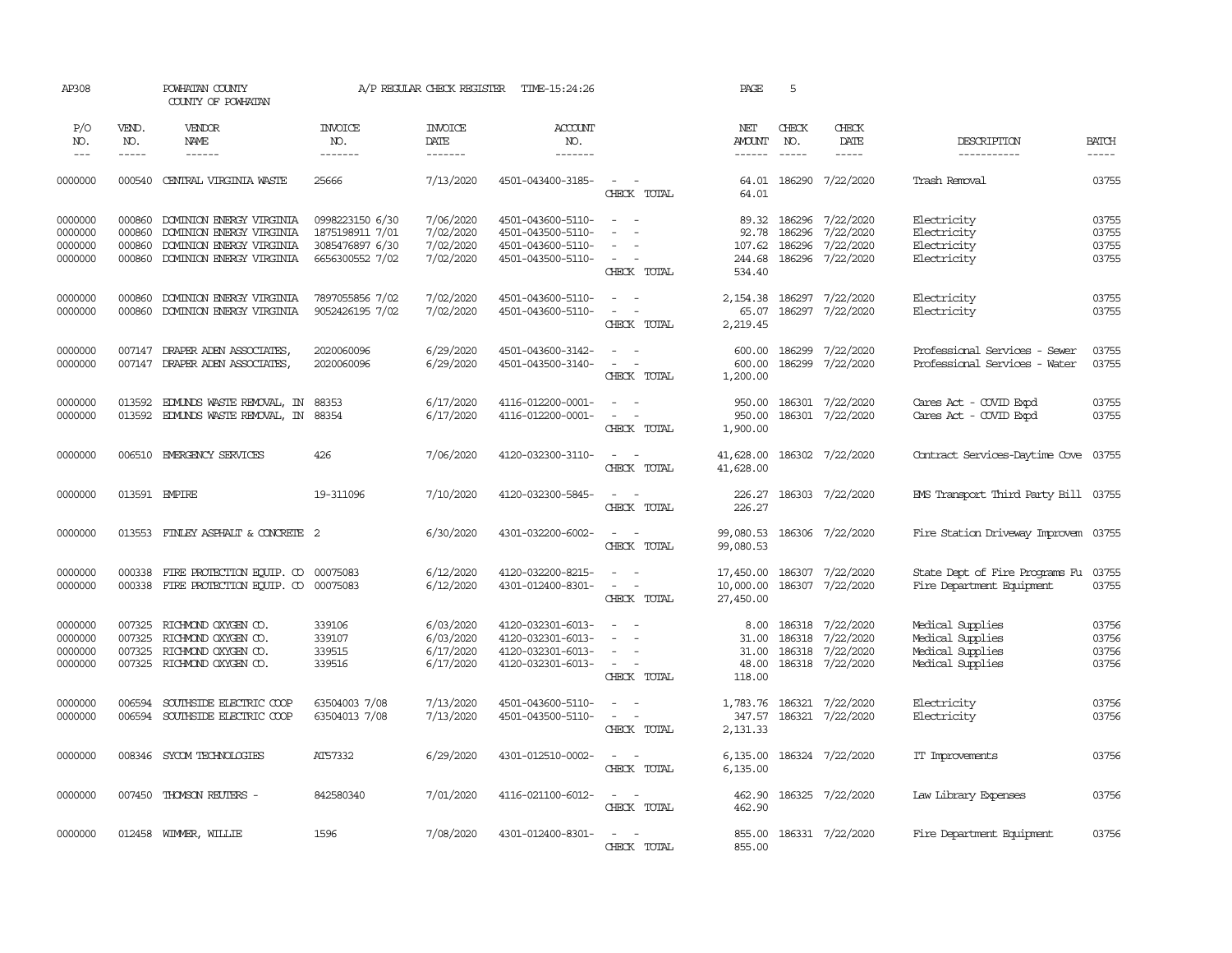AP308 POWHATAN COUNTY A/P REGULAR CHECK REGISTER TIME-15:24:26 PAGE 5
COUNTY OF POWHATAN

| P/O NO. | VEND. NO. | VENDOR NAME | INVOICE NO. | INVOICE DATE | ACCOUNT NO. | | NET AMOUNT | CHECK NO. | CHECK DATE | DESCRIPTION | BATCH |
|---|---|---|---|---|---|---|---|---|---|---|---|
| 0000000 | 000540 | CENTRAL VIRGINIA WASTE | 25666 | 7/13/2020 | 4501-043400-3185- | - - | 64.01 | 186290 | 7/22/2020 | Trash Removal | 03755 |
| | | | | | | CHECK TOTAL | 64.01 | | | | |
| 0000000 | 000860 | DOMINION ENERGY VIRGINIA | 0998223150 6/30 | 7/06/2020 | 4501-043600-5110- | - - | 89.32 | 186296 | 7/22/2020 | Electricity | 03755 |
| 0000000 | 000860 | DOMINION ENERGY VIRGINIA | 1875198911 7/01 | 7/02/2020 | 4501-043500-5110- | - - | 92.78 | 186296 | 7/22/2020 | Electricity | 03755 |
| 0000000 | 000860 | DOMINION ENERGY VIRGINIA | 3085476897 6/30 | 7/02/2020 | 4501-043600-5110- | - - | 107.62 | 186296 | 7/22/2020 | Electricity | 03755 |
| 0000000 | 000860 | DOMINION ENERGY VIRGINIA | 6656300552 7/02 | 7/02/2020 | 4501-043500-5110- | - - | 244.68 | 186296 | 7/22/2020 | Electricity | 03755 |
| | | | | | | CHECK TOTAL | 534.40 | | | | |
| 0000000 | 000860 | DOMINION ENERGY VIRGINIA | 7897055856 7/02 | 7/02/2020 | 4501-043600-5110- | - - | 2,154.38 | 186297 | 7/22/2020 | Electricity | 03755 |
| 0000000 | 000860 | DOMINION ENERGY VIRGINIA | 9052426195 7/02 | 7/02/2020 | 4501-043600-5110- | - - | 65.07 | 186297 | 7/22/2020 | Electricity | 03755 |
| | | | | | | CHECK TOTAL | 2,219.45 | | | | |
| 0000000 | 007147 | DRAPER ADEN ASSOCIATES, | 2020060096 | 6/29/2020 | 4501-043600-3142- | - - | 600.00 | 186299 | 7/22/2020 | Professional Services - Sewer | 03755 |
| 0000000 | 007147 | DRAPER ADEN ASSOCIATES, | 2020060096 | 6/29/2020 | 4501-043500-3140- | - - | 600.00 | 186299 | 7/22/2020 | Professional Services - Water | 03755 |
| | | | | | | CHECK TOTAL | 1,200.00 | | | | |
| 0000000 | 013592 | EDMUNDS WASTE REMOVAL, IN | 88353 | 6/17/2020 | 4116-012200-0001- | - - | 950.00 | 186301 | 7/22/2020 | Cares Act - COVID Expd | 03755 |
| 0000000 | 013592 | EDMUNDS WASTE REMOVAL, IN | 88354 | 6/17/2020 | 4116-012200-0001- | - - | 950.00 | 186301 | 7/22/2020 | Cares Act - COVID Expd | 03755 |
| | | | | | | CHECK TOTAL | 1,900.00 | | | | |
| 0000000 | 006510 | EMERGENCY SERVICES | 426 | 7/06/2020 | 4120-032300-3110- | - - | 41,628.00 | 186302 | 7/22/2020 | Contract Services-Daytime Cove | 03755 |
| | | | | | | CHECK TOTAL | 41,628.00 | | | | |
| 0000000 | 013591 | EMPIRE | 19-311096 | 7/10/2020 | 4120-032300-5845- | - - | 226.27 | 186303 | 7/22/2020 | EMS Transport Third Party Bill | 03755 |
| | | | | | | CHECK TOTAL | 226.27 | | | | |
| 0000000 | 013553 | FINLEY ASPHALT & CONCRETE | 2 | 6/30/2020 | 4301-032200-6002- | - - | 99,080.53 | 186306 | 7/22/2020 | Fire Station Driveway Improvem | 03755 |
| | | | | | | CHECK TOTAL | 99,080.53 | | | | |
| 0000000 | 000338 | FIRE PROTECTION EQUIP. CO | 00075083 | 6/12/2020 | 4120-032200-8215- | - - | 17,450.00 | 186307 | 7/22/2020 | State Dept of Fire Programs Fu | 03755 |
| 0000000 | 000338 | FIRE PROTECTION EQUIP. CO | 00075083 | 6/12/2020 | 4301-012400-8301- | - - | 10,000.00 | 186307 | 7/22/2020 | Fire Department Equipment | 03755 |
| | | | | | | CHECK TOTAL | 27,450.00 | | | | |
| 0000000 | 007325 | RICHMOND OXYGEN CO. | 339106 | 6/03/2020 | 4120-032301-6013- | - - | 8.00 | 186318 | 7/22/2020 | Medical Supplies | 03756 |
| 0000000 | 007325 | RICHMOND OXYGEN CO. | 339107 | 6/03/2020 | 4120-032301-6013- | - - | 31.00 | 186318 | 7/22/2020 | Medical Supplies | 03756 |
| 0000000 | 007325 | RICHMOND OXYGEN CO. | 339515 | 6/17/2020 | 4120-032301-6013- | - - | 31.00 | 186318 | 7/22/2020 | Medical Supplies | 03756 |
| 0000000 | 007325 | RICHMOND OXYGEN CO. | 339516 | 6/17/2020 | 4120-032301-6013- | - - | 48.00 | 186318 | 7/22/2020 | Medical Supplies | 03756 |
| | | | | | | CHECK TOTAL | 118.00 | | | | |
| 0000000 | 006594 | SOUTHSIDE ELECTRIC COOP | 63504003 7/08 | 7/13/2020 | 4501-043600-5110- | - - | 1,783.76 | 186321 | 7/22/2020 | Electricity | 03756 |
| 0000000 | 006594 | SOUTHSIDE ELECTRIC COOP | 63504013 7/08 | 7/13/2020 | 4501-043500-5110- | - - | 347.57 | 186321 | 7/22/2020 | Electricity | 03756 |
| | | | | | | CHECK TOTAL | 2,131.33 | | | | |
| 0000000 | 008346 | SYCOM TECHNOLOGIES | AT57332 | 6/29/2020 | 4301-012510-0002- | - - | 6,135.00 | 186324 | 7/22/2020 | IT Improvements | 03756 |
| | | | | | | CHECK TOTAL | 6,135.00 | | | | |
| 0000000 | 007450 | THOMSON REUTERS - | 842580340 | 7/01/2020 | 4116-021100-6012- | - - | 462.90 | 186325 | 7/22/2020 | Law Library Expenses | 03756 |
| | | | | | | CHECK TOTAL | 462.90 | | | | |
| 0000000 | 012458 | WIMMER, WILLIE | 1596 | 7/08/2020 | 4301-012400-8301- | - - | 855.00 | 186331 | 7/22/2020 | Fire Department Equipment | 03756 |
| | | | | | | CHECK TOTAL | 855.00 | | | | |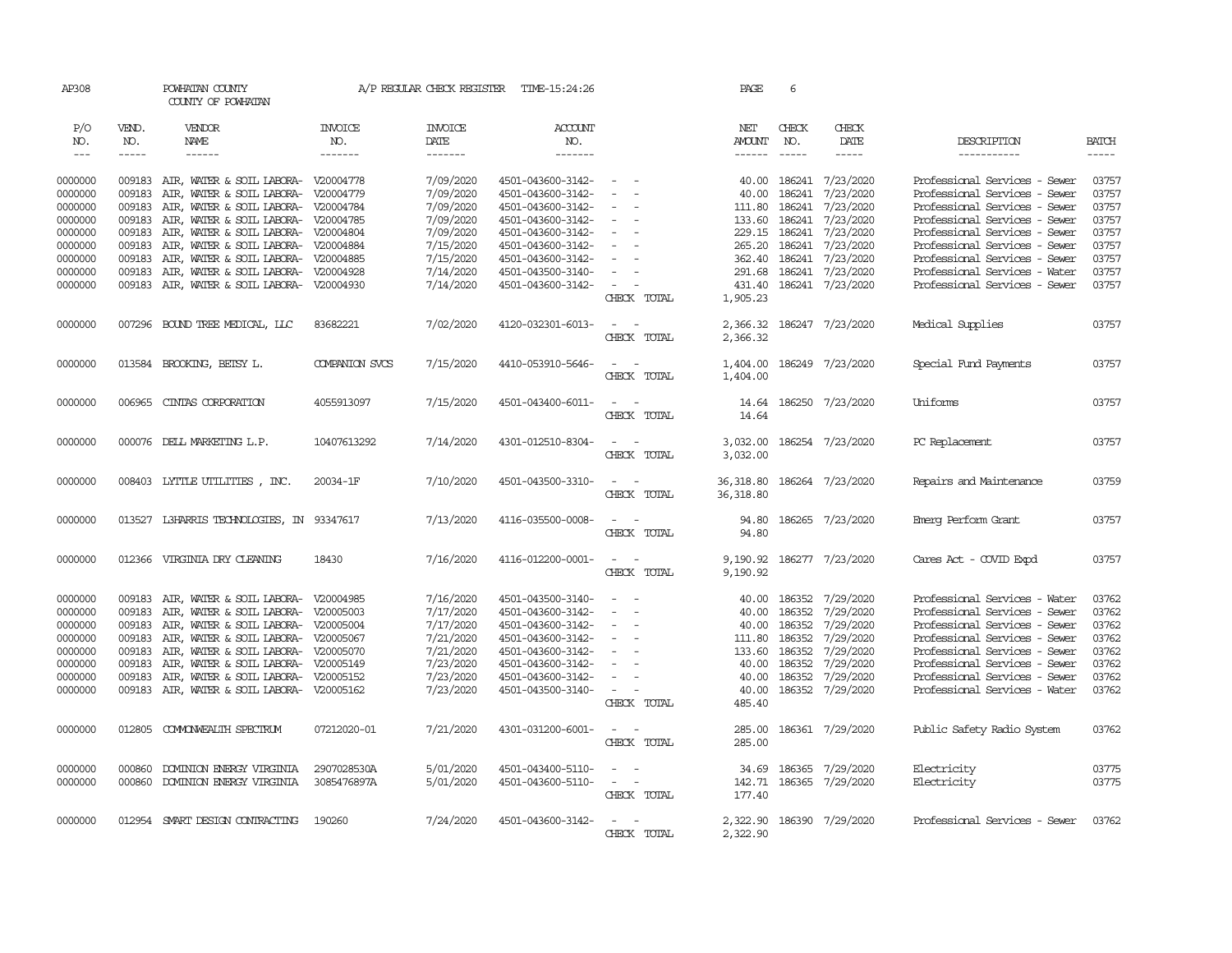AP308 POWHATAN COUNTY A/P REGULAR CHECK REGISTER TIME-15:24:26 PAGE 6

COUNTY OF POWHATAN

| P/O NO. | VEND. NO. | VENDOR NAME | INVOICE NO. | INVOICE DATE | ACCOUNT NO. | | NET AMOUNT | CHECK NO. | CHECK DATE | DESCRIPTION | BATCH |
|---|---|---|---|---|---|---|---|---|---|---|---|
| --- | ----- | ------ | ------- | ------- | ------- | | ------ | ----- | ----- | ----------- | ----- |
| 0000000 | 009183 | AIR, WATER & SOIL LABORA- | V20004778 | 7/09/2020 | 4501-043600-3142- | - - | 40.00 | 186241 | 7/23/2020 | Professional Services - Sewer | 03757 |
| 0000000 | 009183 | AIR, WATER & SOIL LABORA- | V20004779 | 7/09/2020 | 4501-043600-3142- | - - | 40.00 | 186241 | 7/23/2020 | Professional Services - Sewer | 03757 |
| 0000000 | 009183 | AIR, WATER & SOIL LABORA- | V20004784 | 7/09/2020 | 4501-043600-3142- | - - | 111.80 | 186241 | 7/23/2020 | Professional Services - Sewer | 03757 |
| 0000000 | 009183 | AIR, WATER & SOIL LABORA- | V20004785 | 7/09/2020 | 4501-043600-3142- | - - | 133.60 | 186241 | 7/23/2020 | Professional Services - Sewer | 03757 |
| 0000000 | 009183 | AIR, WATER & SOIL LABORA- | V20004804 | 7/09/2020 | 4501-043600-3142- | - - | 229.15 | 186241 | 7/23/2020 | Professional Services - Sewer | 03757 |
| 0000000 | 009183 | AIR, WATER & SOIL LABORA- | V20004884 | 7/15/2020 | 4501-043600-3142- | - - | 265.20 | 186241 | 7/23/2020 | Professional Services - Sewer | 03757 |
| 0000000 | 009183 | AIR, WATER & SOIL LABORA- | V20004885 | 7/15/2020 | 4501-043600-3142- | - - | 362.40 | 186241 | 7/23/2020 | Professional Services - Sewer | 03757 |
| 0000000 | 009183 | AIR, WATER & SOIL LABORA- | V20004928 | 7/14/2020 | 4501-043500-3140- | - - | 291.68 | 186241 | 7/23/2020 | Professional Services - Water | 03757 |
| 0000000 | 009183 | AIR, WATER & SOIL LABORA- | V20004930 | 7/14/2020 | 4501-043600-3142- | - - | 431.40 | 186241 | 7/23/2020 | Professional Services - Sewer | 03757 |
| | | | | | | CHECK TOTAL | 1,905.23 | | | | |
| 0000000 | 007296 | BOUND TREE MEDICAL, LLC | 83682221 | 7/02/2020 | 4120-032301-6013- | - - | 2,366.32 | 186247 | 7/23/2020 | Medical Supplies | 03757 |
| | | | | | | CHECK TOTAL | 2,366.32 | | | | |
| 0000000 | 013584 | BROOKING, BETSY L. | COMPANION SVCS | 7/15/2020 | 4410-053910-5646- | - - | 1,404.00 | 186249 | 7/23/2020 | Special Fund Payments | 03757 |
| | | | | | | CHECK TOTAL | 1,404.00 | | | | |
| 0000000 | 006965 | CINTAS CORPORATION | 4055913097 | 7/15/2020 | 4501-043400-6011- | - - | 14.64 | 186250 | 7/23/2020 | Uniforms | 03757 |
| | | | | | | CHECK TOTAL | 14.64 | | | | |
| 0000000 | 000076 | DELL MARKETING L.P. | 10407613292 | 7/14/2020 | 4301-012510-8304- | - - | 3,032.00 | 186254 | 7/23/2020 | PC Replacement | 03757 |
| | | | | | | CHECK TOTAL | 3,032.00 | | | | |
| 0000000 | 008403 | LYTTLE UTILITIES , INC. | 20034-1F | 7/10/2020 | 4501-043500-3310- | - - | 36,318.80 | 186264 | 7/23/2020 | Repairs and Maintenance | 03759 |
| | | | | | | CHECK TOTAL | 36,318.80 | | | | |
| 0000000 | 013527 | L3HARRIS TECHNOLOGIES, IN | 93347617 | 7/13/2020 | 4116-035500-0008- | - - | 94.80 | 186265 | 7/23/2020 | Emerg Perform Grant | 03757 |
| | | | | | | CHECK TOTAL | 94.80 | | | | |
| 0000000 | 012366 | VIRGINIA DRY CLEANING | 18430 | 7/16/2020 | 4116-012200-0001- | - - | 9,190.92 | 186277 | 7/23/2020 | Cares Act - COVID Expd | 03757 |
| | | | | | | CHECK TOTAL | 9,190.92 | | | | |
| 0000000 | 009183 | AIR, WATER & SOIL LABORA- | V20004985 | 7/16/2020 | 4501-043500-3140- | - - | 40.00 | 186352 | 7/29/2020 | Professional Services - Water | 03762 |
| 0000000 | 009183 | AIR, WATER & SOIL LABORA- | V20005003 | 7/17/2020 | 4501-043600-3142- | - - | 40.00 | 186352 | 7/29/2020 | Professional Services - Sewer | 03762 |
| 0000000 | 009183 | AIR, WATER & SOIL LABORA- | V20005004 | 7/17/2020 | 4501-043600-3142- | - - | 40.00 | 186352 | 7/29/2020 | Professional Services - Sewer | 03762 |
| 0000000 | 009183 | AIR, WATER & SOIL LABORA- | V20005067 | 7/21/2020 | 4501-043600-3142- | - - | 111.80 | 186352 | 7/29/2020 | Professional Services - Sewer | 03762 |
| 0000000 | 009183 | AIR, WATER & SOIL LABORA- | V20005070 | 7/21/2020 | 4501-043600-3142- | - - | 133.60 | 186352 | 7/29/2020 | Professional Services - Sewer | 03762 |
| 0000000 | 009183 | AIR, WATER & SOIL LABORA- | V20005149 | 7/23/2020 | 4501-043600-3142- | - - | 40.00 | 186352 | 7/29/2020 | Professional Services - Sewer | 03762 |
| 0000000 | 009183 | AIR, WATER & SOIL LABORA- | V20005152 | 7/23/2020 | 4501-043600-3142- | - - | 40.00 | 186352 | 7/29/2020 | Professional Services - Sewer | 03762 |
| 0000000 | 009183 | AIR, WATER & SOIL LABORA- | V20005162 | 7/23/2020 | 4501-043500-3140- | - - | 40.00 | 186352 | 7/29/2020 | Professional Services - Water | 03762 |
| | | | | | | CHECK TOTAL | 485.40 | | | | |
| 0000000 | 012805 | COMMONWEALTH SPECTRUM | 07212020-01 | 7/21/2020 | 4301-031200-6001- | - - | 285.00 | 186361 | 7/29/2020 | Public Safety Radio System | 03762 |
| | | | | | | CHECK TOTAL | 285.00 | | | | |
| 0000000 | 000860 | DOMINION ENERGY VIRGINIA | 2907028530A | 5/01/2020 | 4501-043400-5110- | - - | 34.69 | 186365 | 7/29/2020 | Electricity | 03775 |
| 0000000 | 000860 | DOMINION ENERGY VIRGINIA | 3085476897A | 5/01/2020 | 4501-043600-5110- | - - | 142.71 | 186365 | 7/29/2020 | Electricity | 03775 |
| | | | | | | CHECK TOTAL | 177.40 | | | | |
| 0000000 | 012954 | SMART DESIGN CONTRACTING | 190260 | 7/24/2020 | 4501-043600-3142- | - - | 2,322.90 | 186390 | 7/29/2020 | Professional Services - Sewer | 03762 |
| | | | | | | CHECK TOTAL | 2,322.90 | | | | |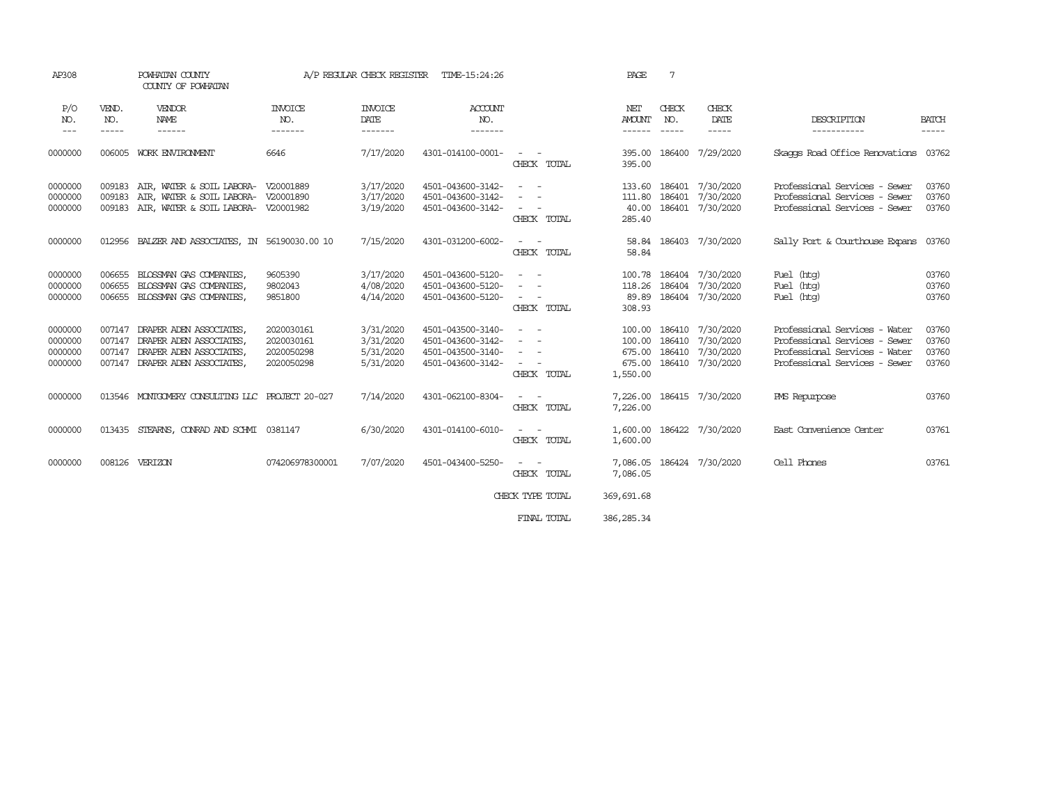AP308 POWHATAN COUNTY A/P REGULAR CHECK REGISTER TIME-15:24:26 PAGE 7
COUNTY OF POWHATAN

| P/O NO. | VEND. NO. | VENDOR NAME | INVOICE NO. | INVOICE DATE | ACCOUNT NO. | | NET AMOUNT | CHECK NO. | CHECK DATE | DESCRIPTION | BATCH |
|---|---|---|---|---|---|---|---|---|---|---|---|
| 0000000 | 006005 | WORK ENVIRONMENT | 6646 | 7/17/2020 | 4301-014100-0001- | - - | 395.00 | 186400 | 7/29/2020 | Skaggs Road Office Renovations | 03762 |
| | | | | | | CHECK TOTAL | 395.00 | | | | |
| 0000000 | 009183 | AIR, WATER & SOIL LABORA- | V20001889 | 3/17/2020 | 4501-043600-3142- | - - | 133.60 | 186401 | 7/30/2020 | Professional Services - Sewer | 03760 |
| 0000000 | 009183 | AIR, WATER & SOIL LABORA- | V20001890 | 3/17/2020 | 4501-043600-3142- | - - | 111.80 | 186401 | 7/30/2020 | Professional Services - Sewer | 03760 |
| 0000000 | 009183 | AIR, WATER & SOIL LABORA- | V20001982 | 3/19/2020 | 4501-043600-3142- | - - | 40.00 | 186401 | 7/30/2020 | Professional Services - Sewer | 03760 |
| | | | | | | CHECK TOTAL | 285.40 | | | | |
| 0000000 | 012956 | BALZER AND ASSOCIATES, IN | 56190030.00 10 | 7/15/2020 | 4301-031200-6002- | - - | 58.84 | 186403 | 7/30/2020 | Sally Port & Courthouse Expans | 03760 |
| | | | | | | CHECK TOTAL | 58.84 | | | | |
| 0000000 | 006655 | BLOSSMAN GAS COMPANIES, | 9605390 | 3/17/2020 | 4501-043600-5120- | - - | 100.78 | 186404 | 7/30/2020 | Fuel (htg) | 03760 |
| 0000000 | 006655 | BLOSSMAN GAS COMPANIES, | 9802043 | 4/08/2020 | 4501-043600-5120- | - - | 118.26 | 186404 | 7/30/2020 | Fuel (htg) | 03760 |
| 0000000 | 006655 | BLOSSMAN GAS COMPANIES, | 9851800 | 4/14/2020 | 4501-043600-5120- | - - | 89.89 | 186404 | 7/30/2020 | Fuel (htg) | 03760 |
| | | | | | | CHECK TOTAL | 308.93 | | | | |
| 0000000 | 007147 | DRAPER ADEN ASSOCIATES, | 2020030161 | 3/31/2020 | 4501-043500-3140- | - - | 100.00 | 186410 | 7/30/2020 | Professional Services - Water | 03760 |
| 0000000 | 007147 | DRAPER ADEN ASSOCIATES, | 2020030161 | 3/31/2020 | 4501-043600-3142- | - - | 100.00 | 186410 | 7/30/2020 | Professional Services - Sewer | 03760 |
| 0000000 | 007147 | DRAPER ADEN ASSOCIATES, | 2020050298 | 5/31/2020 | 4501-043500-3140- | - - | 675.00 | 186410 | 7/30/2020 | Professional Services - Water | 03760 |
| 0000000 | 007147 | DRAPER ADEN ASSOCIATES, | 2020050298 | 5/31/2020 | 4501-043600-3142- | - - | 675.00 | 186410 | 7/30/2020 | Professional Services - Sewer | 03760 |
| | | | | | | CHECK TOTAL | 1,550.00 | | | | |
| 0000000 | 013546 | MONTGOMERY CONSULTING LLC | PROJECT 20-027 | 7/14/2020 | 4301-062100-8304- | - - | 7,226.00 | 186415 | 7/30/2020 | PMS Repurpose | 03760 |
| | | | | | | CHECK TOTAL | 7,226.00 | | | | |
| 0000000 | 013435 | STEARNS, CONRAD AND SCHMI | 0381147 | 6/30/2020 | 4301-014100-6010- | - - | 1,600.00 | 186422 | 7/30/2020 | East Convenience Center | 03761 |
| | | | | | | CHECK TOTAL | 1,600.00 | | | | |
| 0000000 | 008126 | VERIZON | 074206978300001 | 7/07/2020 | 4501-043400-5250- | - - | 7,086.05 | 186424 | 7/30/2020 | Cell Phones | 03761 |
| | | | | | | CHECK TOTAL | 7,086.05 | | | | |
| | | | | | | CHECK TYPE TOTAL | 369,691.68 | | | | |
| | | | | | | FINAL TOTAL | 386,285.34 | | | | |